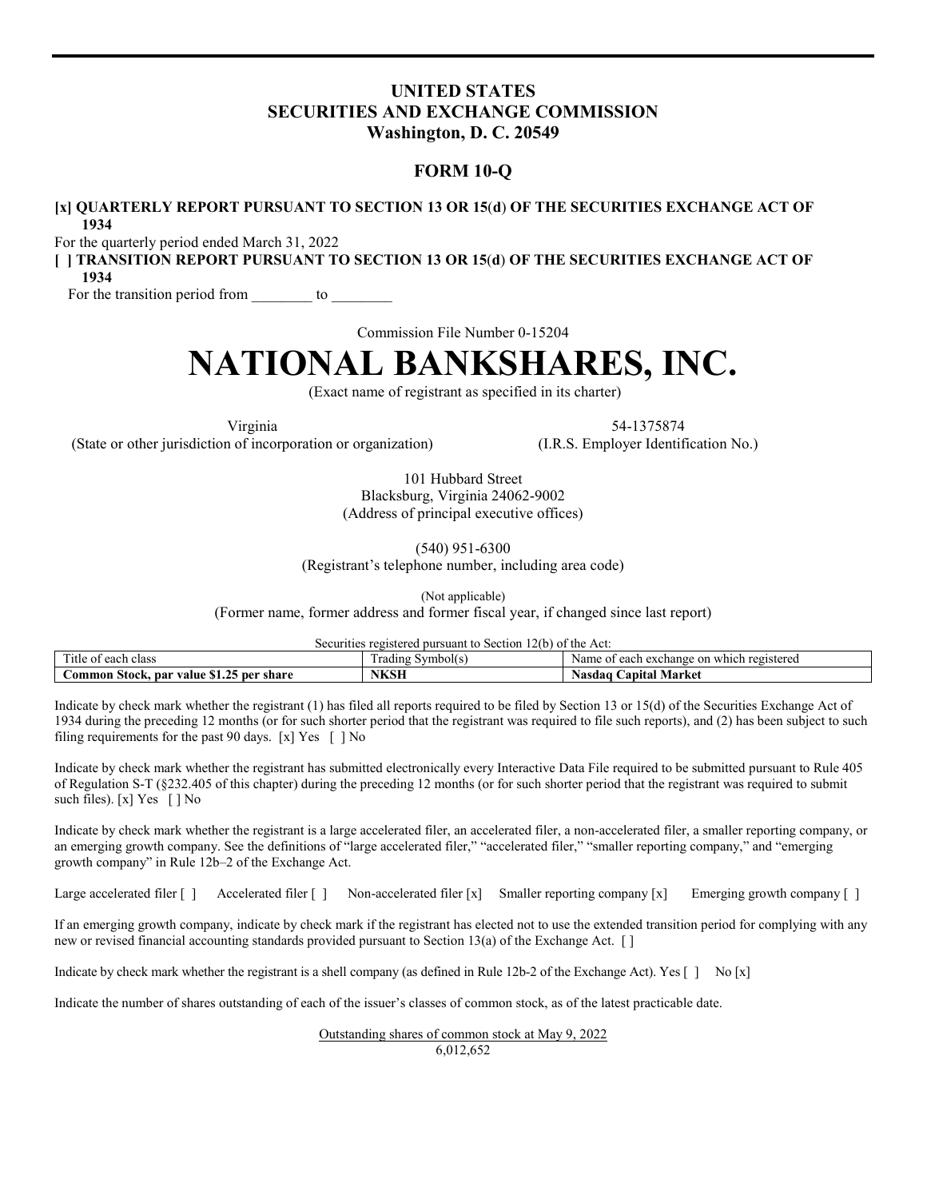# UNITED STATES
# SECURITIES AND EXCHANGE COMMISSION
**Washington, D. C. 20549**

## FORM 10-Q

**[x] QUARTERLY REPORT PURSUANT TO SECTION 13 OR 15(d) OF THE SECURITIES EXCHANGE ACT OF 1934**

For the quarterly period ended March 31, 2022

**[ ] TRANSITION REPORT PURSUANT TO SECTION 13 OR 15(d) OF THE SECURITIES EXCHANGE ACT OF 1934**

For the transition period from ________ to ________

Commission File Number 0-15204

# NATIONAL BANKSHARES, INC.

(Exact name of registrant as specified in its charter)

| Virginia | 54-1375874 |
|---|---|
| (State or other jurisdiction of incorporation or organization) | (I.R.S. Employer Identification No.) |

101 Hubbard Street
Blacksburg, Virginia 24062-9002
(Address of principal executive offices)

(540) 951-6300
(Registrant's telephone number, including area code)

(Not applicable)
(Former name, former address and former fiscal year, if changed since last report)

Securities registered pursuant to Section 12(b) of the Act:

| Title of each class | Trading Symbol(s) | Name of each exchange on which registered |
|---|---|---|
| **Common Stock, par value $1.25 per share** | **NKSH** | **Nasdaq Capital Market** |

Indicate by check mark whether the registrant (1) has filed all reports required to be filed by Section 13 or 15(d) of the Securities Exchange Act of 1934 during the preceding 12 months (or for such shorter period that the registrant was required to file such reports), and (2) has been subject to such filing requirements for the past 90 days. [x] Yes [ ] No

Indicate by check mark whether the registrant has submitted electronically every Interactive Data File required to be submitted pursuant to Rule 405 of Regulation S-T (§232.405 of this chapter) during the preceding 12 months (or for such shorter period that the registrant was required to submit such files). [x] Yes [ ] No

Indicate by check mark whether the registrant is a large accelerated filer, an accelerated filer, a non-accelerated filer, a smaller reporting company, or an emerging growth company. See the definitions of "large accelerated filer," "accelerated filer," "smaller reporting company," and "emerging growth company" in Rule 12b–2 of the Exchange Act.

Large accelerated filer [ ] Accelerated filer [ ] Non-accelerated filer [x] Smaller reporting company [x] Emerging growth company [ ]

If an emerging growth company, indicate by check mark if the registrant has elected not to use the extended transition period for complying with any new or revised financial accounting standards provided pursuant to Section 13(a) of the Exchange Act. [ ]

Indicate by check mark whether the registrant is a shell company (as defined in Rule 12b-2 of the Exchange Act). Yes [ ] No [x]

Indicate the number of shares outstanding of each of the issuer's classes of common stock, as of the latest practicable date.

Outstanding shares of common stock at May 9, 2022
6,012,652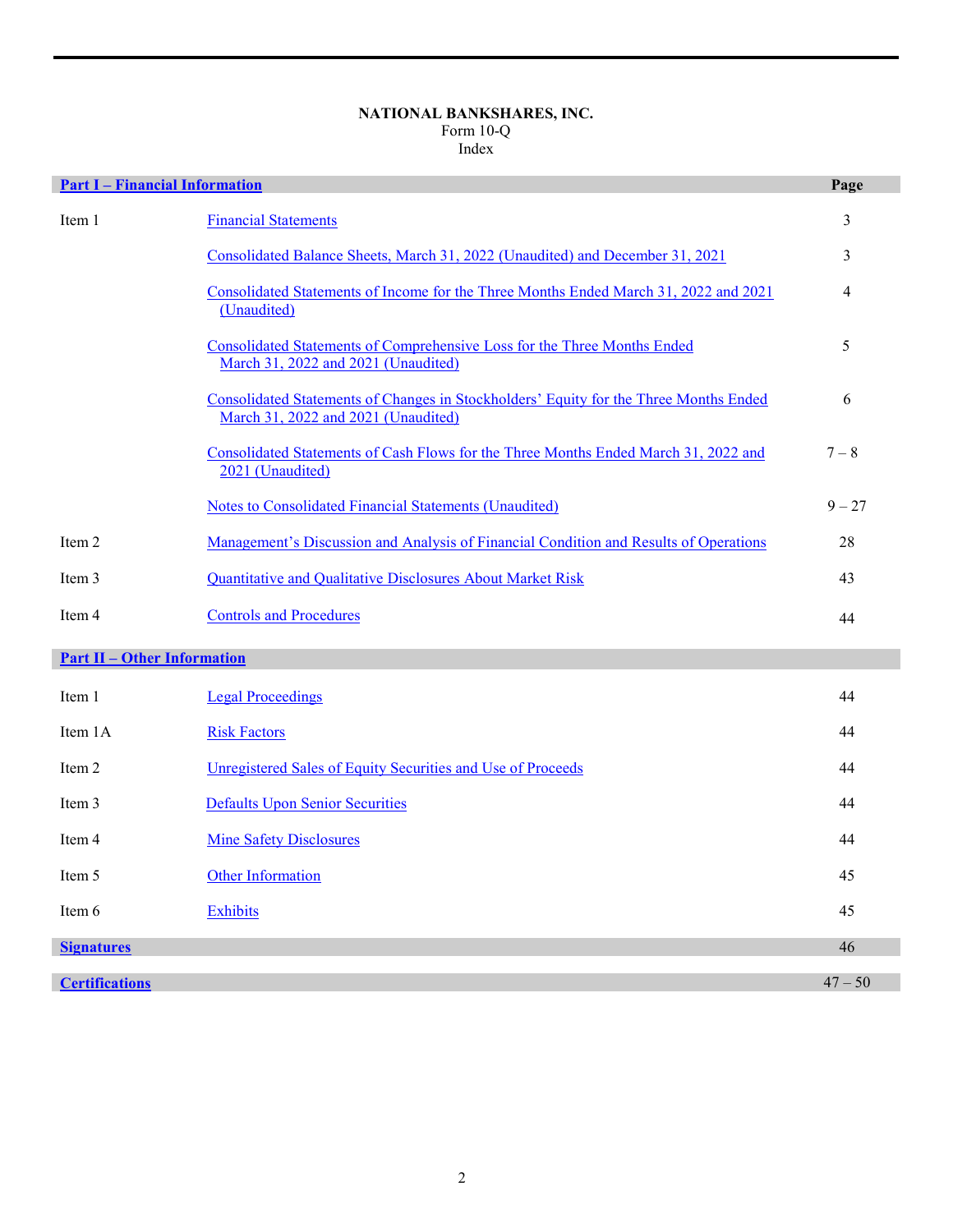**NATIONAL BANKSHARES, INC.**
Form 10-Q
Index

| **Part I – Financial Information** | | **Page** |
|---|---|---|
| Item 1 | Financial Statements | 3 |
| | Consolidated Balance Sheets, March 31, 2022 (Unaudited) and December 31, 2021 | 3 |
| | Consolidated Statements of Income for the Three Months Ended March 31, 2022 and 2021 (Unaudited) | 4 |
| | Consolidated Statements of Comprehensive Loss for the Three Months Ended March 31, 2022 and 2021 (Unaudited) | 5 |
| | Consolidated Statements of Changes in Stockholders' Equity for the Three Months Ended March 31, 2022 and 2021 (Unaudited) | 6 |
| | Consolidated Statements of Cash Flows for the Three Months Ended March 31, 2022 and 2021 (Unaudited) | 7 – 8 |
| | Notes to Consolidated Financial Statements (Unaudited) | 9 – 27 |
| Item 2 | Management's Discussion and Analysis of Financial Condition and Results of Operations | 28 |
| Item 3 | Quantitative and Qualitative Disclosures About Market Risk | 43 |
| Item 4 | Controls and Procedures | 44 |
| **Part II – Other Information** | | |
| Item 1 | Legal Proceedings | 44 |
| Item 1A | Risk Factors | 44 |
| Item 2 | Unregistered Sales of Equity Securities and Use of Proceeds | 44 |
| Item 3 | Defaults Upon Senior Securities | 44 |
| Item 4 | Mine Safety Disclosures | 44 |
| Item 5 | Other Information | 45 |
| Item 6 | Exhibits | 45 |
| **Signatures** | | 46 |
| **Certifications** | | 47 – 50 |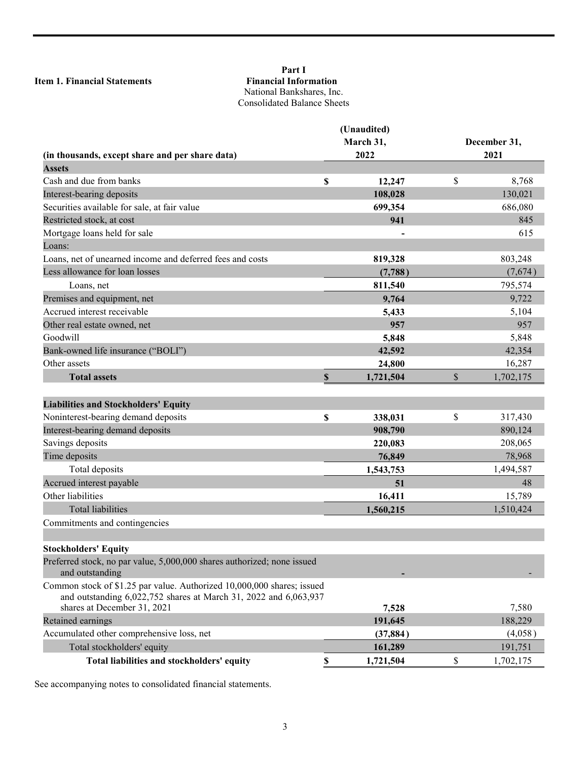**Item 1. Financial Statements**

**Part I**
**Financial Information**
National Bankshares, Inc.
Consolidated Balance Sheets

| (in thousands, except share and per share data) | (Unaudited) March 31, 2022 | December 31, 2021 |
|---|---|---|
| **Assets** | | |
| Cash and due from banks | **$ 12,247** | $ 8,768 |
| Interest-bearing deposits | **108,028** | 130,021 |
| Securities available for sale, at fair value | **699,354** | 686,080 |
| Restricted stock, at cost | **941** | 845 |
| Mortgage loans held for sale | **-** | 615 |
| Loans: | | |
| Loans, net of unearned income and deferred fees and costs | **819,328** | 803,248 |
| Less allowance for loan losses | **(7,788)** | (7,674) |
| Loans, net | **811,540** | 795,574 |
| Premises and equipment, net | **9,764** | 9,722 |
| Accrued interest receivable | **5,433** | 5,104 |
| Other real estate owned, net | **957** | 957 |
| Goodwill | **5,848** | 5,848 |
| Bank-owned life insurance ("BOLI") | **42,592** | 42,354 |
| Other assets | **24,800** | 16,287 |
| **Total assets** | **$ 1,721,504** | $ 1,702,175 |
| | | |
| **Liabilities and Stockholders' Equity** | | |
| Noninterest-bearing demand deposits | **$ 338,031** | $ 317,430 |
| Interest-bearing demand deposits | **908,790** | 890,124 |
| Savings deposits | **220,083** | 208,065 |
| Time deposits | **76,849** | 78,968 |
| Total deposits | **1,543,753** | 1,494,587 |
| Accrued interest payable | **51** | 48 |
| Other liabilities | **16,411** | 15,789 |
| Total liabilities | **1,560,215** | 1,510,424 |
| Commitments and contingencies | | |
| | | |
| **Stockholders' Equity** | | |
| Preferred stock, no par value, 5,000,000 shares authorized; none issued and outstanding | **-** | - |
| Common stock of $1.25 par value. Authorized 10,000,000 shares; issued and outstanding 6,022,752 shares at March 31, 2022 and 6,063,937 shares at December 31, 2021 | **7,528** | 7,580 |
| Retained earnings | **191,645** | 188,229 |
| Accumulated other comprehensive loss, net | **(37,884)** | (4,058) |
| Total stockholders' equity | **161,289** | 191,751 |
| **Total liabilities and stockholders' equity** | **$ 1,721,504** | $ 1,702,175 |

See accompanying notes to consolidated financial statements.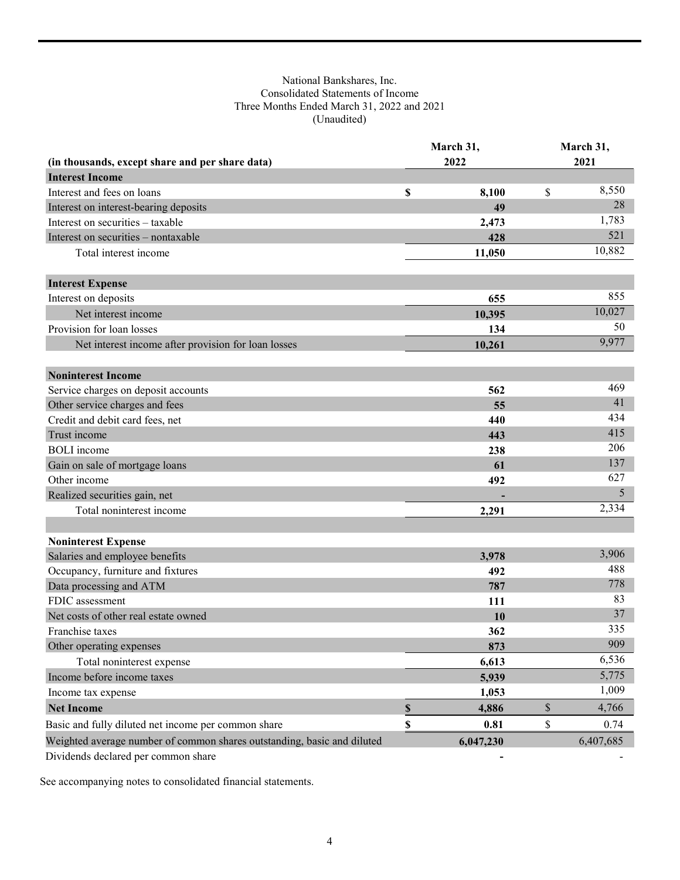National Bankshares, Inc.
Consolidated Statements of Income
Three Months Ended March 31, 2022 and 2021
(Unaudited)

| (in thousands, except share and per share data) | March 31, 2022 | March 31, 2021 |
|---|---|---|
| **Interest Income** | | |
| Interest and fees on loans | $ 8,100 | $ 8,550 |
| Interest on interest-bearing deposits | 49 | 28 |
| Interest on securities – taxable | 2,473 | 1,783 |
| Interest on securities – nontaxable | 428 | 521 |
| Total interest income | 11,050 | 10,882 |
| **Interest Expense** | | |
| Interest on deposits | 655 | 855 |
| Net interest income | 10,395 | 10,027 |
| Provision for loan losses | 134 | 50 |
| Net interest income after provision for loan losses | 10,261 | 9,977 |
| **Noninterest Income** | | |
| Service charges on deposit accounts | 562 | 469 |
| Other service charges and fees | 55 | 41 |
| Credit and debit card fees, net | 440 | 434 |
| Trust income | 443 | 415 |
| BOLI income | 238 | 206 |
| Gain on sale of mortgage loans | 61 | 137 |
| Other income | 492 | 627 |
| Realized securities gain, net | - | 5 |
| Total noninterest income | 2,291 | 2,334 |
| **Noninterest Expense** | | |
| Salaries and employee benefits | 3,978 | 3,906 |
| Occupancy, furniture and fixtures | 492 | 488 |
| Data processing and ATM | 787 | 778 |
| FDIC assessment | 111 | 83 |
| Net costs of other real estate owned | 10 | 37 |
| Franchise taxes | 362 | 335 |
| Other operating expenses | 873 | 909 |
| Total noninterest expense | 6,613 | 6,536 |
| Income before income taxes | 5,939 | 5,775 |
| Income tax expense | 1,053 | 1,009 |
| **Net Income** | $ 4,886 | $ 4,766 |
| Basic and fully diluted net income per common share | $ 0.81 | $ 0.74 |
| Weighted average number of common shares outstanding, basic and diluted | 6,047,230 | 6,407,685 |
| Dividends declared per common share | - | - |

See accompanying notes to consolidated financial statements.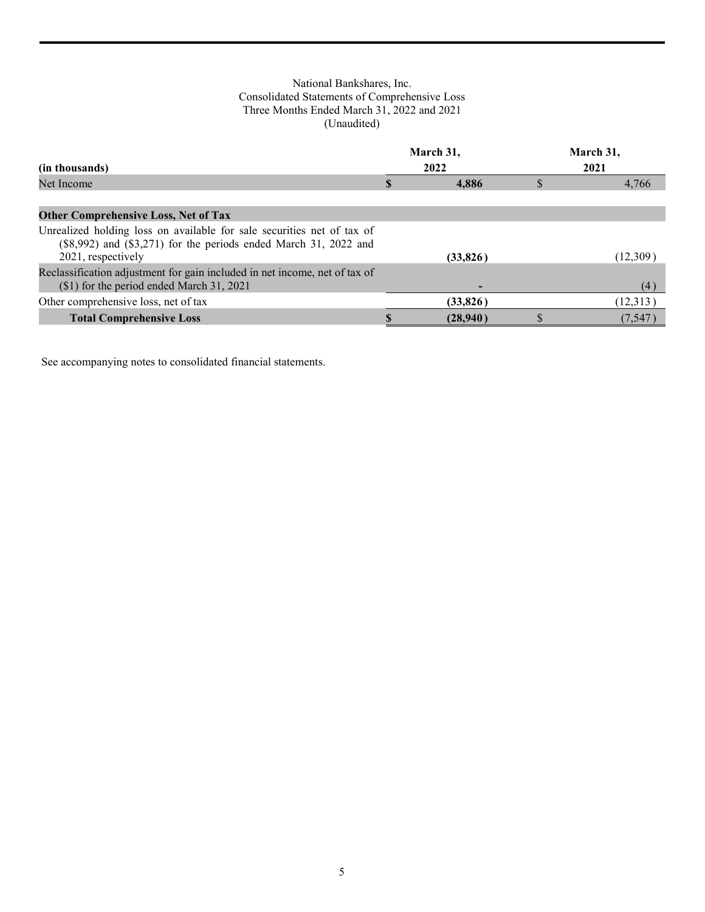National Bankshares, Inc.
Consolidated Statements of Comprehensive Loss
Three Months Ended March 31, 2022 and 2021
(Unaudited)

| (in thousands) | March 31, 2022 | March 31, 2021 |
|---|---|---|
| Net Income | **$ 4,886** | $ 4,766 |
| **Other Comprehensive Loss, Net of Tax** | | |
| Unrealized holding loss on available for sale securities net of tax of ($8,992) and ($3,271) for the periods ended March 31, 2022 and 2021, respectively | **(33,826)** | (12,309) |
| Reclassification adjustment for gain included in net income, net of tax of ($1) for the period ended March 31, 2021 | **-** | (4) |
| Other comprehensive loss, net of tax | **(33,826)** | (12,313) |
| **Total Comprehensive Loss** | **$ (28,940)** | $ (7,547) |

See accompanying notes to consolidated financial statements.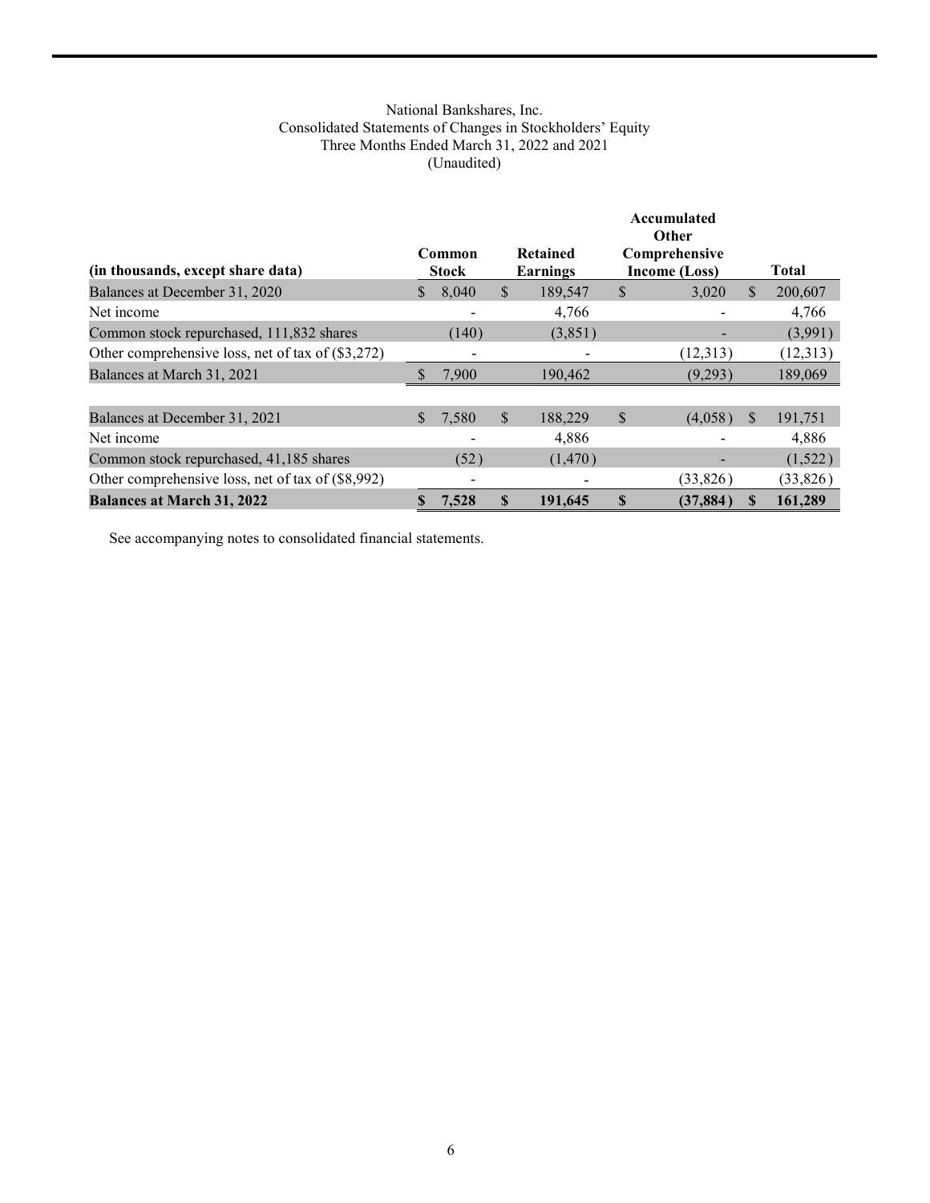National Bankshares, Inc.
Consolidated Statements of Changes in Stockholders' Equity
Three Months Ended March 31, 2022 and 2021
(Unaudited)

| (in thousands, except share data) | Common Stock | Retained Earnings | Accumulated Other Comprehensive Income (Loss) | Total |
|---|---|---|---|---|
| Balances at December 31, 2020 | $ 8,040 | $ 189,547 | $ 3,020 | $ 200,607 |
| Net income | - | 4,766 | - | 4,766 |
| Common stock repurchased, 111,832 shares | (140) | (3,851) | - | (3,991) |
| Other comprehensive loss, net of tax of ($3,272) | - | - | (12,313) | (12,313) |
| Balances at March 31, 2021 | $ 7,900 | 190,462 | (9,293) | 189,069 |
| | | | | |
| Balances at December 31, 2021 | $ 7,580 | $ 188,229 | $ (4,058) | $ 191,751 |
| Net income | - | 4,886 | - | 4,886 |
| Common stock repurchased, 41,185 shares | (52) | (1,470) | - | (1,522) |
| Other comprehensive loss, net of tax of ($8,992) | - | - | (33,826) | (33,826) |
| **Balances at March 31, 2022** | **$ 7,528** | **$ 191,645** | **$ (37,884)** | **$ 161,289** |

See accompanying notes to consolidated financial statements.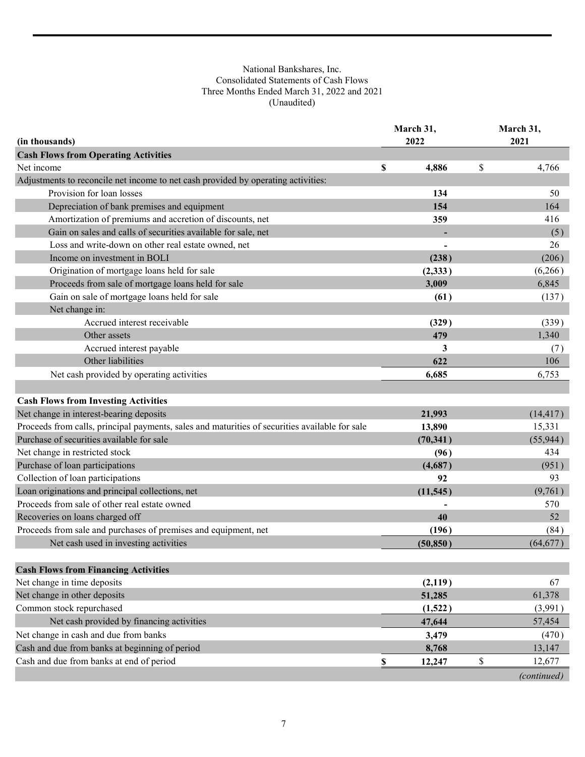National Bankshares, Inc.
Consolidated Statements of Cash Flows
Three Months Ended March 31, 2022 and 2021
(Unaudited)

| (in thousands) | March 31, 2022 | March 31, 2021 |
|---|---|---|
| **Cash Flows from Operating Activities** | | |
| Net income | **$ 4,886** | $ 4,766 |
| Adjustments to reconcile net income to net cash provided by operating activities: | | |
| Provision for loan losses | **134** | 50 |
| Depreciation of bank premises and equipment | **154** | 164 |
| Amortization of premiums and accretion of discounts, net | **359** | 416 |
| Gain on sales and calls of securities available for sale, net | **-** | (5) |
| Loss and write-down on other real estate owned, net | **-** | 26 |
| Income on investment in BOLI | **(238)** | (206) |
| Origination of mortgage loans held for sale | **(2,333)** | (6,266) |
| Proceeds from sale of mortgage loans held for sale | **3,009** | 6,845 |
| Gain on sale of mortgage loans held for sale | **(61)** | (137) |
| Net change in: | | |
| Accrued interest receivable | **(329)** | (339) |
| Other assets | **479** | 1,340 |
| Accrued interest payable | **3** | (7) |
| Other liabilities | **622** | 106 |
| Net cash provided by operating activities | **6,685** | 6,753 |
| | | |
| **Cash Flows from Investing Activities** | | |
| Net change in interest-bearing deposits | **21,993** | (14,417) |
| Proceeds from calls, principal payments, sales and maturities of securities available for sale | **13,890** | 15,331 |
| Purchase of securities available for sale | **(70,341)** | (55,944) |
| Net change in restricted stock | **(96)** | 434 |
| Purchase of loan participations | **(4,687)** | (951) |
| Collection of loan participations | **92** | 93 |
| Loan originations and principal collections, net | **(11,545)** | (9,761) |
| Proceeds from sale of other real estate owned | **-** | 570 |
| Recoveries on loans charged off | **40** | 52 |
| Proceeds from sale and purchases of premises and equipment, net | **(196)** | (84) |
| Net cash used in investing activities | **(50,850)** | (64,677) |
| | | |
| **Cash Flows from Financing Activities** | | |
| Net change in time deposits | **(2,119)** | 67 |
| Net change in other deposits | **51,285** | 61,378 |
| Common stock repurchased | **(1,522)** | (3,991) |
| Net cash provided by financing activities | **47,644** | 57,454 |
| Net change in cash and due from banks | **3,479** | (470) |
| Cash and due from banks at beginning of period | **8,768** | 13,147 |
| Cash and due from banks at end of period | **$ 12,247** | $ 12,677 |

*(continued)*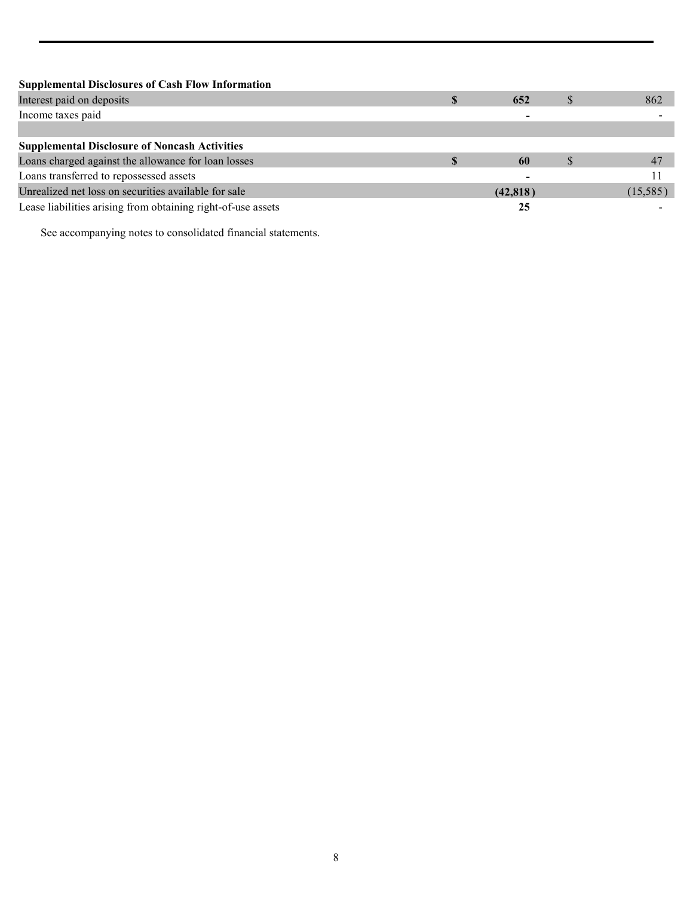| | | |
|---|---|---|
| **Supplemental Disclosures of Cash Flow Information** | | |
| Interest paid on deposits | **$ 652** | $ 862 |
| Income taxes paid | **-** | - |
| | | |
| **Supplemental Disclosure of Noncash Activities** | | |
| Loans charged against the allowance for loan losses | **$ 60** | $ 47 |
| Loans transferred to repossessed assets | **-** | 11 |
| Unrealized net loss on securities available for sale | **(42,818)** | (15,585) |
| Lease liabilities arising from obtaining right-of-use assets | **25** | - |

See accompanying notes to consolidated financial statements.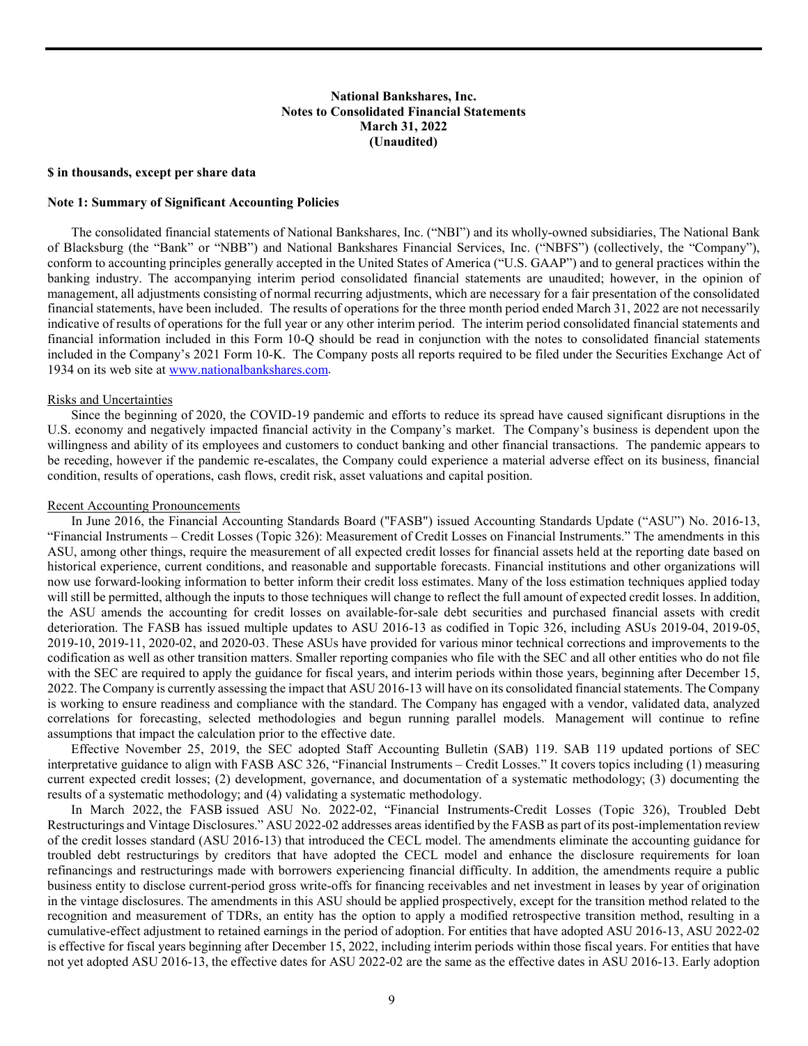**National Bankshares, Inc.**
**Notes to Consolidated Financial Statements**
**March 31, 2022**
**(Unaudited)**

**$ in thousands, except per share data**

**Note 1: Summary of Significant Accounting Policies**

The consolidated financial statements of National Bankshares, Inc. ("NBI") and its wholly-owned subsidiaries, The National Bank of Blacksburg (the "Bank" or "NBB") and National Bankshares Financial Services, Inc. ("NBFS") (collectively, the "Company"), conform to accounting principles generally accepted in the United States of America ("U.S. GAAP") and to general practices within the banking industry. The accompanying interim period consolidated financial statements are unaudited; however, in the opinion of management, all adjustments consisting of normal recurring adjustments, which are necessary for a fair presentation of the consolidated financial statements, have been included. The results of operations for the three month period ended March 31, 2022 are not necessarily indicative of results of operations for the full year or any other interim period. The interim period consolidated financial statements and financial information included in this Form 10-Q should be read in conjunction with the notes to consolidated financial statements included in the Company's 2021 Form 10-K. The Company posts all reports required to be filed under the Securities Exchange Act of 1934 on its web site at www.nationalbankshares.com.

Risks and Uncertainties

Since the beginning of 2020, the COVID-19 pandemic and efforts to reduce its spread have caused significant disruptions in the U.S. economy and negatively impacted financial activity in the Company's market. The Company's business is dependent upon the willingness and ability of its employees and customers to conduct banking and other financial transactions. The pandemic appears to be receding, however if the pandemic re-escalates, the Company could experience a material adverse effect on its business, financial condition, results of operations, cash flows, credit risk, asset valuations and capital position.

Recent Accounting Pronouncements

In June 2016, the Financial Accounting Standards Board ("FASB") issued Accounting Standards Update ("ASU") No. 2016-13, "Financial Instruments – Credit Losses (Topic 326): Measurement of Credit Losses on Financial Instruments." The amendments in this ASU, among other things, require the measurement of all expected credit losses for financial assets held at the reporting date based on historical experience, current conditions, and reasonable and supportable forecasts. Financial institutions and other organizations will now use forward-looking information to better inform their credit loss estimates. Many of the loss estimation techniques applied today will still be permitted, although the inputs to those techniques will change to reflect the full amount of expected credit losses. In addition, the ASU amends the accounting for credit losses on available-for-sale debt securities and purchased financial assets with credit deterioration. The FASB has issued multiple updates to ASU 2016-13 as codified in Topic 326, including ASUs 2019-04, 2019-05, 2019-10, 2019-11, 2020-02, and 2020-03. These ASUs have provided for various minor technical corrections and improvements to the codification as well as other transition matters. Smaller reporting companies who file with the SEC and all other entities who do not file with the SEC are required to apply the guidance for fiscal years, and interim periods within those years, beginning after December 15, 2022. The Company is currently assessing the impact that ASU 2016-13 will have on its consolidated financial statements. The Company is working to ensure readiness and compliance with the standard. The Company has engaged with a vendor, validated data, analyzed correlations for forecasting, selected methodologies and begun running parallel models. Management will continue to refine assumptions that impact the calculation prior to the effective date.

Effective November 25, 2019, the SEC adopted Staff Accounting Bulletin (SAB) 119. SAB 119 updated portions of SEC interpretative guidance to align with FASB ASC 326, "Financial Instruments – Credit Losses." It covers topics including (1) measuring current expected credit losses; (2) development, governance, and documentation of a systematic methodology; (3) documenting the results of a systematic methodology; and (4) validating a systematic methodology.

In March 2022, the FASB issued ASU No. 2022-02, "Financial Instruments-Credit Losses (Topic 326), Troubled Debt Restructurings and Vintage Disclosures." ASU 2022-02 addresses areas identified by the FASB as part of its post-implementation review of the credit losses standard (ASU 2016-13) that introduced the CECL model. The amendments eliminate the accounting guidance for troubled debt restructurings by creditors that have adopted the CECL model and enhance the disclosure requirements for loan refinancings and restructurings made with borrowers experiencing financial difficulty. In addition, the amendments require a public business entity to disclose current-period gross write-offs for financing receivables and net investment in leases by year of origination in the vintage disclosures. The amendments in this ASU should be applied prospectively, except for the transition method related to the recognition and measurement of TDRs, an entity has the option to apply a modified retrospective transition method, resulting in a cumulative-effect adjustment to retained earnings in the period of adoption. For entities that have adopted ASU 2016-13, ASU 2022-02 is effective for fiscal years beginning after December 15, 2022, including interim periods within those fiscal years. For entities that have not yet adopted ASU 2016-13, the effective dates for ASU 2022-02 are the same as the effective dates in ASU 2016-13. Early adoption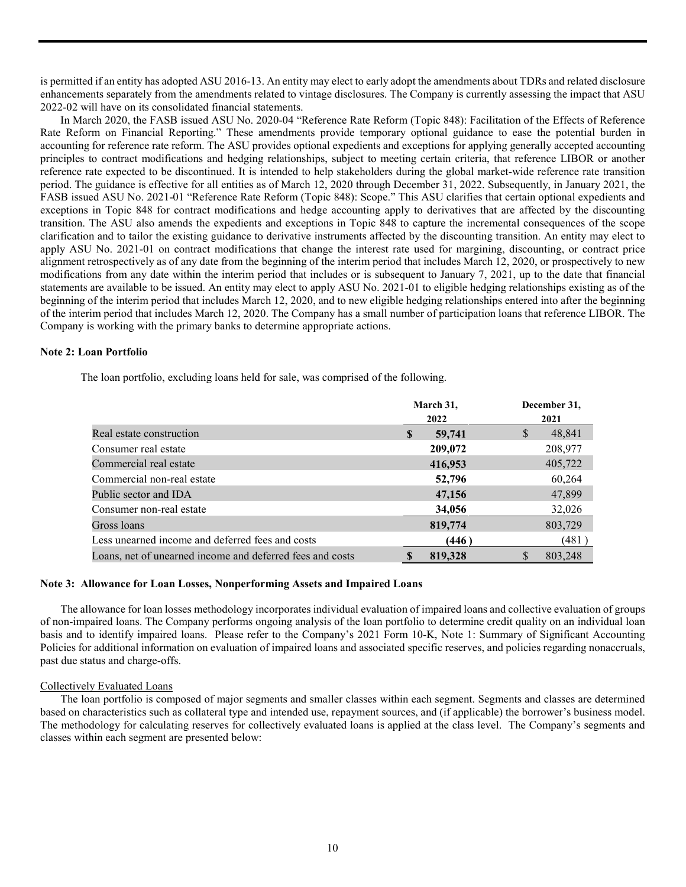is permitted if an entity has adopted ASU 2016-13. An entity may elect to early adopt the amendments about TDRs and related disclosure enhancements separately from the amendments related to vintage disclosures. The Company is currently assessing the impact that ASU 2022-02 will have on its consolidated financial statements.

In March 2020, the FASB issued ASU No. 2020-04 "Reference Rate Reform (Topic 848): Facilitation of the Effects of Reference Rate Reform on Financial Reporting." These amendments provide temporary optional guidance to ease the potential burden in accounting for reference rate reform. The ASU provides optional expedients and exceptions for applying generally accepted accounting principles to contract modifications and hedging relationships, subject to meeting certain criteria, that reference LIBOR or another reference rate expected to be discontinued. It is intended to help stakeholders during the global market-wide reference rate transition period. The guidance is effective for all entities as of March 12, 2020 through December 31, 2022. Subsequently, in January 2021, the FASB issued ASU No. 2021-01 "Reference Rate Reform (Topic 848): Scope." This ASU clarifies that certain optional expedients and exceptions in Topic 848 for contract modifications and hedge accounting apply to derivatives that are affected by the discounting transition. The ASU also amends the expedients and exceptions in Topic 848 to capture the incremental consequences of the scope clarification and to tailor the existing guidance to derivative instruments affected by the discounting transition. An entity may elect to apply ASU No. 2021-01 on contract modifications that change the interest rate used for margining, discounting, or contract price alignment retrospectively as of any date from the beginning of the interim period that includes March 12, 2020, or prospectively to new modifications from any date within the interim period that includes or is subsequent to January 7, 2021, up to the date that financial statements are available to be issued. An entity may elect to apply ASU No. 2021-01 to eligible hedging relationships existing as of the beginning of the interim period that includes March 12, 2020, and to new eligible hedging relationships entered into after the beginning of the interim period that includes March 12, 2020. The Company has a small number of participation loans that reference LIBOR. The Company is working with the primary banks to determine appropriate actions.

**Note 2: Loan Portfolio**

The loan portfolio, excluding loans held for sale, was comprised of the following.

| | March 31, 2022 | December 31, 2021 |
|---|---|---|
| Real estate construction | **$ 59,741** | $ 48,841 |
| Consumer real estate | **209,072** | 208,977 |
| Commercial real estate | **416,953** | 405,722 |
| Commercial non-real estate | **52,796** | 60,264 |
| Public sector and IDA | **47,156** | 47,899 |
| Consumer non-real estate | **34,056** | 32,026 |
| Gross loans | **819,774** | 803,729 |
| Less unearned income and deferred fees and costs | **(446 )** | (481 ) |
| Loans, net of unearned income and deferred fees and costs | **$ 819,328** | $ 803,248 |

**Note 3: Allowance for Loan Losses, Nonperforming Assets and Impaired Loans**

The allowance for loan losses methodology incorporates individual evaluation of impaired loans and collective evaluation of groups of non-impaired loans. The Company performs ongoing analysis of the loan portfolio to determine credit quality on an individual loan basis and to identify impaired loans. Please refer to the Company's 2021 Form 10-K, Note 1: Summary of Significant Accounting Policies for additional information on evaluation of impaired loans and associated specific reserves, and policies regarding nonaccruals, past due status and charge-offs.

Collectively Evaluated Loans

The loan portfolio is composed of major segments and smaller classes within each segment. Segments and classes are determined based on characteristics such as collateral type and intended use, repayment sources, and (if applicable) the borrower's business model. The methodology for calculating reserves for collectively evaluated loans is applied at the class level. The Company's segments and classes within each segment are presented below: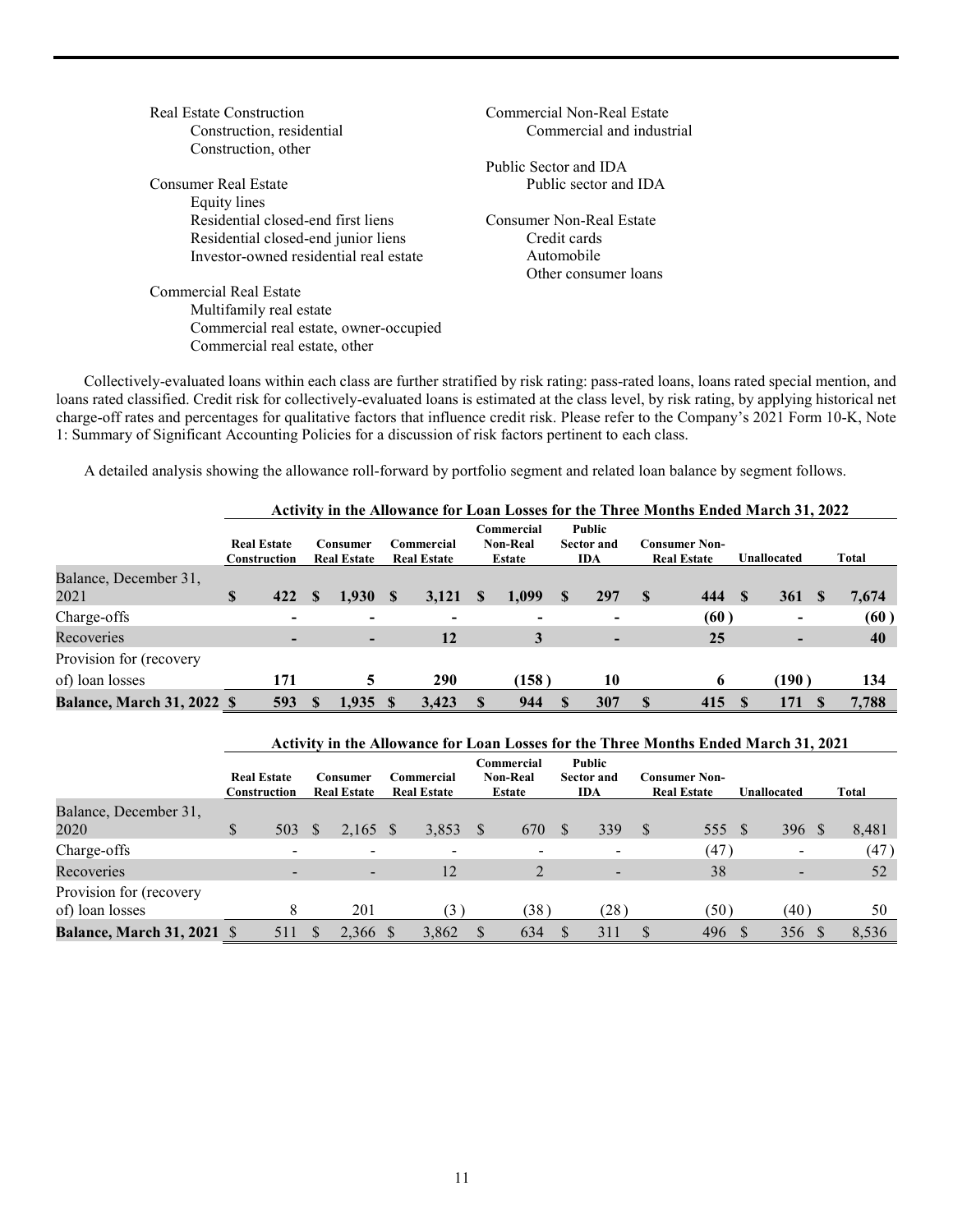Real Estate Construction
- Construction, residential
- Construction, other

Consumer Real Estate
- Equity lines
- Residential closed-end first liens
- Residential closed-end junior liens
- Investor-owned residential real estate

Commercial Real Estate
- Multifamily real estate
- Commercial real estate, owner-occupied
- Commercial real estate, other

Commercial Non-Real Estate
- Commercial and industrial

Public Sector and IDA
- Public sector and IDA

Consumer Non-Real Estate
- Credit cards
- Automobile
- Other consumer loans

Collectively-evaluated loans within each class are further stratified by risk rating: pass-rated loans, loans rated special mention, and loans rated classified. Credit risk for collectively-evaluated loans is estimated at the class level, by risk rating, by applying historical net charge-off rates and percentages for qualitative factors that influence credit risk. Please refer to the Company's 2021 Form 10-K, Note 1: Summary of Significant Accounting Policies for a discussion of risk factors pertinent to each class.

A detailed analysis showing the allowance roll-forward by portfolio segment and related loan balance by segment follows.

| | **Activity in the Allowance for Loan Losses for the Three Months Ended March 31, 2022** | | | | | | | |
|---|---|---|---|---|---|---|---|---|
| | **Real Estate Construction** | **Consumer Real Estate** | **Commercial Real Estate** | **Commercial Non-Real Estate** | **Public Sector and IDA** | **Consumer Non-Real Estate** | **Unallocated** | **Total** |
| Balance, December 31, 2021 | **$ 422** | **$ 1,930** | **$ 3,121** | **$ 1,099** | **$ 297** | **$ 444** | **$ 361** | **$ 7,674** |
| Charge-offs | **-** | **-** | **-** | **-** | **-** | **(60)** | **-** | **(60)** |
| Recoveries | **-** | **-** | **12** | **3** | **-** | **25** | **-** | **40** |
| Provision for (recovery of) loan losses | **171** | **5** | **290** | **(158)** | **10** | **6** | **(190)** | **134** |
| **Balance, March 31, 2022** | **$ 593** | **$ 1,935** | **$ 3,423** | **$ 944** | **$ 307** | **$ 415** | **$ 171** | **$ 7,788** |

| | **Activity in the Allowance for Loan Losses for the Three Months Ended March 31, 2021** | | | | | | | |
|---|---|---|---|---|---|---|---|---|
| | **Real Estate Construction** | **Consumer Real Estate** | **Commercial Real Estate** | **Commercial Non-Real Estate** | **Public Sector and IDA** | **Consumer Non-Real Estate** | **Unallocated** | **Total** |
| Balance, December 31, 2020 | $ 503 | $ 2,165 | $ 3,853 | $ 670 | $ 339 | $ 555 | $ 396 | $ 8,481 |
| Charge-offs | - | - | - | - | - | (47) | - | (47) |
| Recoveries | - | - | 12 | 2 | - | 38 | - | 52 |
| Provision for (recovery of) loan losses | 8 | 201 | (3) | (38) | (28) | (50) | (40) | 50 |
| **Balance, March 31, 2021** | $ 511 | $ 2,366 | $ 3,862 | $ 634 | $ 311 | $ 496 | $ 356 | $ 8,536 |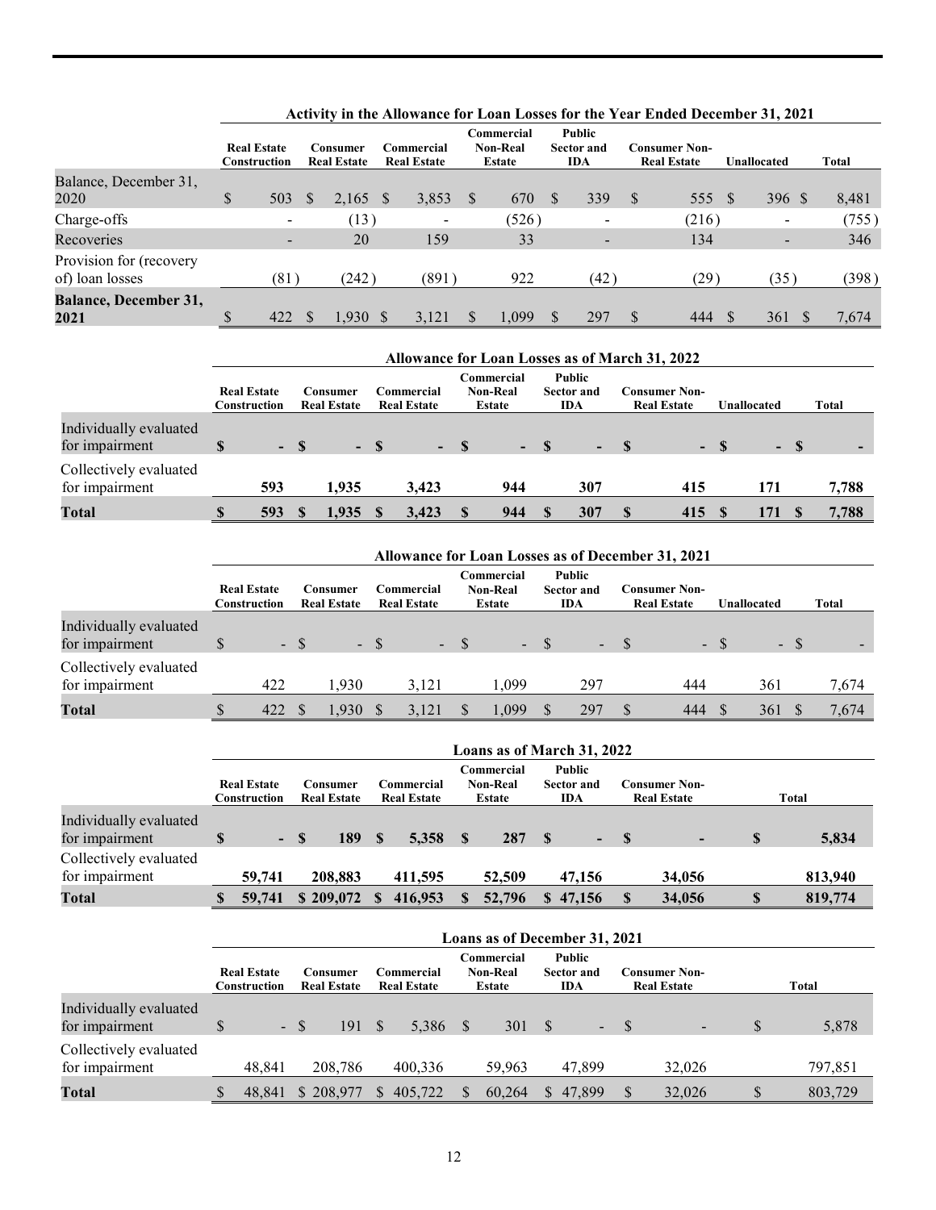| | Activity in the Allowance for Loan Losses for the Year Ended December 31, 2021 | | | | | | | |
|---|---|---|---|---|---|---|---|---|
| | Real Estate Construction | Consumer Real Estate | Commercial Real Estate | Commercial Non-Real Estate | Public Sector and IDA | Consumer Non-Real Estate | Unallocated | Total |
| Balance, December 31, 2020 | $ 503 | $ 2,165 | $ 3,853 | $ 670 | $ 339 | $ 555 | $ 396 | $ 8,481 |
| Charge-offs | - | (13) | - | (526) | - | (216) | - | (755) |
| Recoveries | - | 20 | 159 | 33 | - | 134 | - | 346 |
| Provision for (recovery of) loan losses | (81) | (242) | (891) | 922 | (42) | (29) | (35) | (398) |
| **Balance, December 31, 2021** | $ 422 | $ 1,930 | $ 3,121 | $ 1,099 | $ 297 | $ 444 | $ 361 | $ 7,674 |

| | Allowance for Loan Losses as of March 31, 2022 | | | | | | | |
|---|---|---|---|---|---|---|---|---|
| | Real Estate Construction | Consumer Real Estate | Commercial Real Estate | Commercial Non-Real Estate | Public Sector and IDA | Consumer Non-Real Estate | Unallocated | Total |
| Individually evaluated for impairment | **$ -** | **$ -** | **$ -** | **$ -** | **$ -** | **$ -** | **$ -** | **$ -** |
| Collectively evaluated for impairment | **593** | **1,935** | **3,423** | **944** | **307** | **415** | **171** | **7,788** |
| **Total** | **$ 593** | **$ 1,935** | **$ 3,423** | **$ 944** | **$ 307** | **$ 415** | **$ 171** | **$ 7,788** |

| | Allowance for Loan Losses as of December 31, 2021 | | | | | | | |
|---|---|---|---|---|---|---|---|---|
| | Real Estate Construction | Consumer Real Estate | Commercial Real Estate | Commercial Non-Real Estate | Public Sector and IDA | Consumer Non-Real Estate | Unallocated | Total |
| Individually evaluated for impairment | $ - | $ - | $ - | $ - | $ - | $ - | $ - | $ - |
| Collectively evaluated for impairment | 422 | 1,930 | 3,121 | 1,099 | 297 | 444 | 361 | 7,674 |
| **Total** | $ 422 | $ 1,930 | $ 3,121 | $ 1,099 | $ 297 | $ 444 | $ 361 | $ 7,674 |

| | Loans as of March 31, 2022 | | | | | | |
|---|---|---|---|---|---|---|---|
| | Real Estate Construction | Consumer Real Estate | Commercial Real Estate | Commercial Non-Real Estate | Public Sector and IDA | Consumer Non-Real Estate | Total |
| Individually evaluated for impairment | **$ -** | **$ 189** | **$ 5,358** | **$ 287** | **$ -** | **$ -** | **$ 5,834** |
| Collectively evaluated for impairment | **59,741** | **208,883** | **411,595** | **52,509** | **47,156** | **34,056** | **813,940** |
| **Total** | **$ 59,741** | **$ 209,072** | **$ 416,953** | **$ 52,796** | **$ 47,156** | **$ 34,056** | **$ 819,774** |

| | Loans as of December 31, 2021 | | | | | | |
|---|---|---|---|---|---|---|---|
| | Real Estate Construction | Consumer Real Estate | Commercial Real Estate | Commercial Non-Real Estate | Public Sector and IDA | Consumer Non-Real Estate | Total |
| Individually evaluated for impairment | $ - | $ 191 | $ 5,386 | $ 301 | $ - | $ - | $ 5,878 |
| Collectively evaluated for impairment | 48,841 | 208,786 | 400,336 | 59,963 | 47,899 | 32,026 | 797,851 |
| **Total** | $ 48,841 | $ 208,977 | $ 405,722 | $ 60,264 | $ 47,899 | $ 32,026 | $ 803,729 |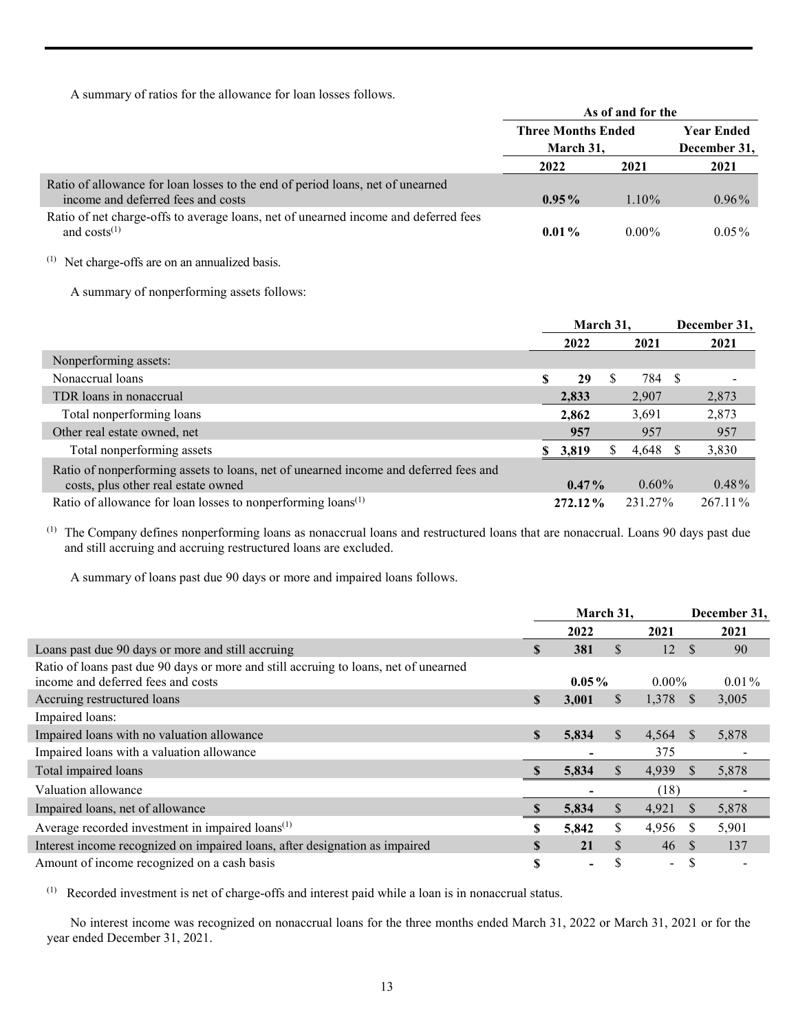A summary of ratios for the allowance for loan losses follows.

| | As of and for the | | |
|---|---|---|---|
| | Three Months Ended March 31, | | Year Ended December 31, |
| | 2022 | 2021 | 2021 |
| Ratio of allowance for loan losses to the end of period loans, net of unearned income and deferred fees and costs | **0.95%** | 1.10% | 0.96% |
| Ratio of net charge-offs to average loans, net of unearned income and deferred fees and costs[(1)] | **0.01%** | 0.00% | 0.05% |

[(1)] Net charge-offs are on an annualized basis.

A summary of nonperforming assets follows:

| | March 31, | | December 31, |
|---|---|---|---|
| | 2022 | 2021 | 2021 |
| Nonperforming assets: | | | |
| Nonaccrual loans | **$ 29** | $ 784 | $ - |
| TDR loans in nonaccrual | **2,833** | 2,907 | 2,873 |
| Total nonperforming loans | **2,862** | 3,691 | 2,873 |
| Other real estate owned, net | **957** | 957 | 957 |
| Total nonperforming assets | **$ 3,819** | $ 4,648 | $ 3,830 |
| Ratio of nonperforming assets to loans, net of unearned income and deferred fees and costs, plus other real estate owned | **0.47%** | 0.60% | 0.48% |
| Ratio of allowance for loan losses to nonperforming loans[(1)] | **272.12%** | 231.27% | 267.11% |

[(1)] The Company defines nonperforming loans as nonaccrual loans and restructured loans that are nonaccrual. Loans 90 days past due and still accruing and accruing restructured loans are excluded.

A summary of loans past due 90 days or more and impaired loans follows.

| | March 31, | | December 31, |
|---|---|---|---|
| | 2022 | 2021 | 2021 |
| Loans past due 90 days or more and still accruing | **$ 381** | $ 12 | $ 90 |
| Ratio of loans past due 90 days or more and still accruing to loans, net of unearned income and deferred fees and costs | **0.05%** | 0.00% | 0.01% |
| Accruing restructured loans | **$ 3,001** | $ 1,378 | $ 3,005 |
| Impaired loans: | | | |
| Impaired loans with no valuation allowance | **$ 5,834** | $ 4,564 | $ 5,878 |
| Impaired loans with a valuation allowance | **-** | 375 | - |
| Total impaired loans | **$ 5,834** | $ 4,939 | $ 5,878 |
| Valuation allowance | **-** | (18) | - |
| Impaired loans, net of allowance | **$ 5,834** | $ 4,921 | $ 5,878 |
| Average recorded investment in impaired loans[(1)] | **$ 5,842** | $ 4,956 | $ 5,901 |
| Interest income recognized on impaired loans, after designation as impaired | **$ 21** | $ 46 | $ 137 |
| Amount of income recognized on a cash basis | **$ -** | $ - | $ - |

[(1)] Recorded investment is net of charge-offs and interest paid while a loan is in nonaccrual status.

No interest income was recognized on nonaccrual loans for the three months ended March 31, 2022 or March 31, 2021 or for the year ended December 31, 2021.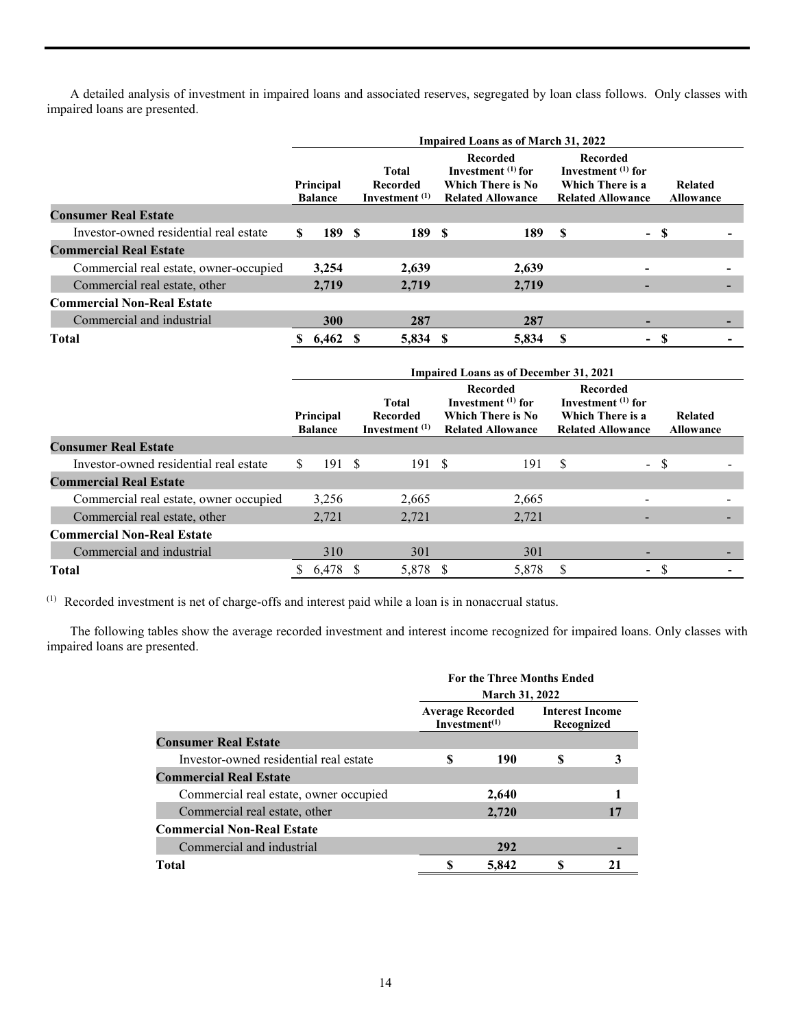A detailed analysis of investment in impaired loans and associated reserves, segregated by loan class follows. Only classes with impaired loans are presented.

| | Impaired Loans as of March 31, 2022 | | | | |
|---|---|---|---|---|---|
| | Principal Balance | Total Recorded Investment [(1)] | Recorded Investment [(1)] for Which There is No Related Allowance | Recorded Investment [(1)] for Which There is a Related Allowance | Related Allowance |
| **Consumer Real Estate** | | | | | |
| Investor-owned residential real estate | **$ 189** | **$ 189** | **$ 189** | **$ -** | **$ -** |
| **Commercial Real Estate** | | | | | |
| Commercial real estate, owner-occupied | **3,254** | **2,639** | **2,639** | **-** | **-** |
| Commercial real estate, other | **2,719** | **2,719** | **2,719** | **-** | **-** |
| **Commercial Non-Real Estate** | | | | | |
| Commercial and industrial | **300** | **287** | **287** | **-** | **-** |
| **Total** | **$ 6,462** | **$ 5,834** | **$ 5,834** | **$ -** | **$ -** |

| | Impaired Loans as of December 31, 2021 | | | | |
|---|---|---|---|---|---|
| | Principal Balance | Total Recorded Investment [(1)] | Recorded Investment [(1)] for Which There is No Related Allowance | Recorded Investment [(1)] for Which There is a Related Allowance | Related Allowance |
| **Consumer Real Estate** | | | | | |
| Investor-owned residential real estate | $ 191 | $ 191 | $ 191 | $ - | $ - |
| **Commercial Real Estate** | | | | | |
| Commercial real estate, owner occupied | 3,256 | 2,665 | 2,665 | - | - |
| Commercial real estate, other | 2,721 | 2,721 | 2,721 | - | - |
| **Commercial Non-Real Estate** | | | | | |
| Commercial and industrial | 310 | 301 | 301 | - | - |
| **Total** | $ 6,478 | $ 5,878 | $ 5,878 | $ - | $ - |

(1) Recorded investment is net of charge-offs and interest paid while a loan is in nonaccrual status.

The following tables show the average recorded investment and interest income recognized for impaired loans. Only classes with impaired loans are presented.

| | For the Three Months Ended March 31, 2022 | |
|---|---|---|
| | Average Recorded Investment[(1)] | Interest Income Recognized |
| **Consumer Real Estate** | | |
| Investor-owned residential real estate | **$ 190** | **$ 3** |
| **Commercial Real Estate** | | |
| Commercial real estate, owner occupied | **2,640** | **1** |
| Commercial real estate, other | **2,720** | **17** |
| **Commercial Non-Real Estate** | | |
| Commercial and industrial | **292** | **-** |
| **Total** | **$ 5,842** | **$ 21** |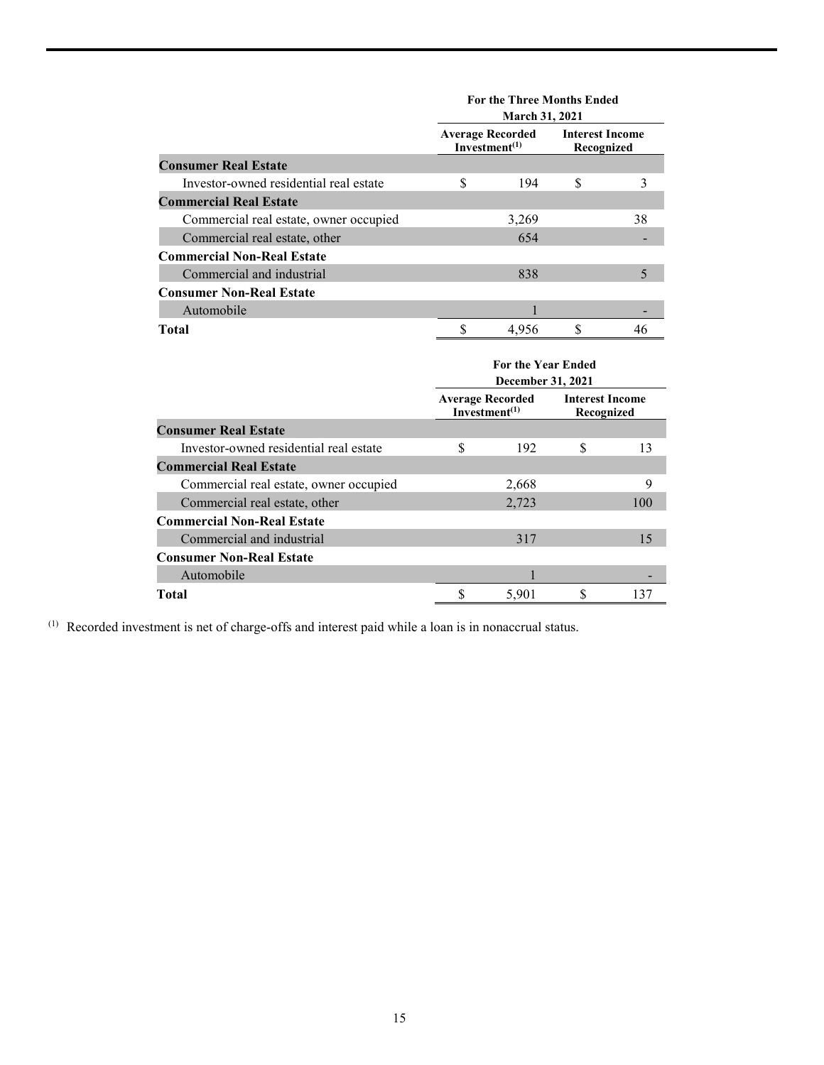| | For the Three Months Ended March 31, 2021 | |
|---|---|---|
| | Average Recorded Investment[(1)] | Interest Income Recognized |
| **Consumer Real Estate** | | |
| Investor-owned residential real estate | $ 194 | $ 3 |
| **Commercial Real Estate** | | |
| Commercial real estate, owner occupied | 3,269 | 38 |
| Commercial real estate, other | 654 | - |
| **Commercial Non-Real Estate** | | |
| Commercial and industrial | 838 | 5 |
| **Consumer Non-Real Estate** | | |
| Automobile | 1 | - |
| **Total** | $ 4,956 | $ 46 |

| | For the Year Ended December 31, 2021 | |
|---|---|---|
| | Average Recorded Investment[(1)] | Interest Income Recognized |
| **Consumer Real Estate** | | |
| Investor-owned residential real estate | $ 192 | $ 13 |
| **Commercial Real Estate** | | |
| Commercial real estate, owner occupied | 2,668 | 9 |
| Commercial real estate, other | 2,723 | 100 |
| **Commercial Non-Real Estate** | | |
| Commercial and industrial | 317 | 15 |
| **Consumer Non-Real Estate** | | |
| Automobile | 1 | - |
| **Total** | $ 5,901 | $ 137 |

(1) Recorded investment is net of charge-offs and interest paid while a loan is in nonaccrual status.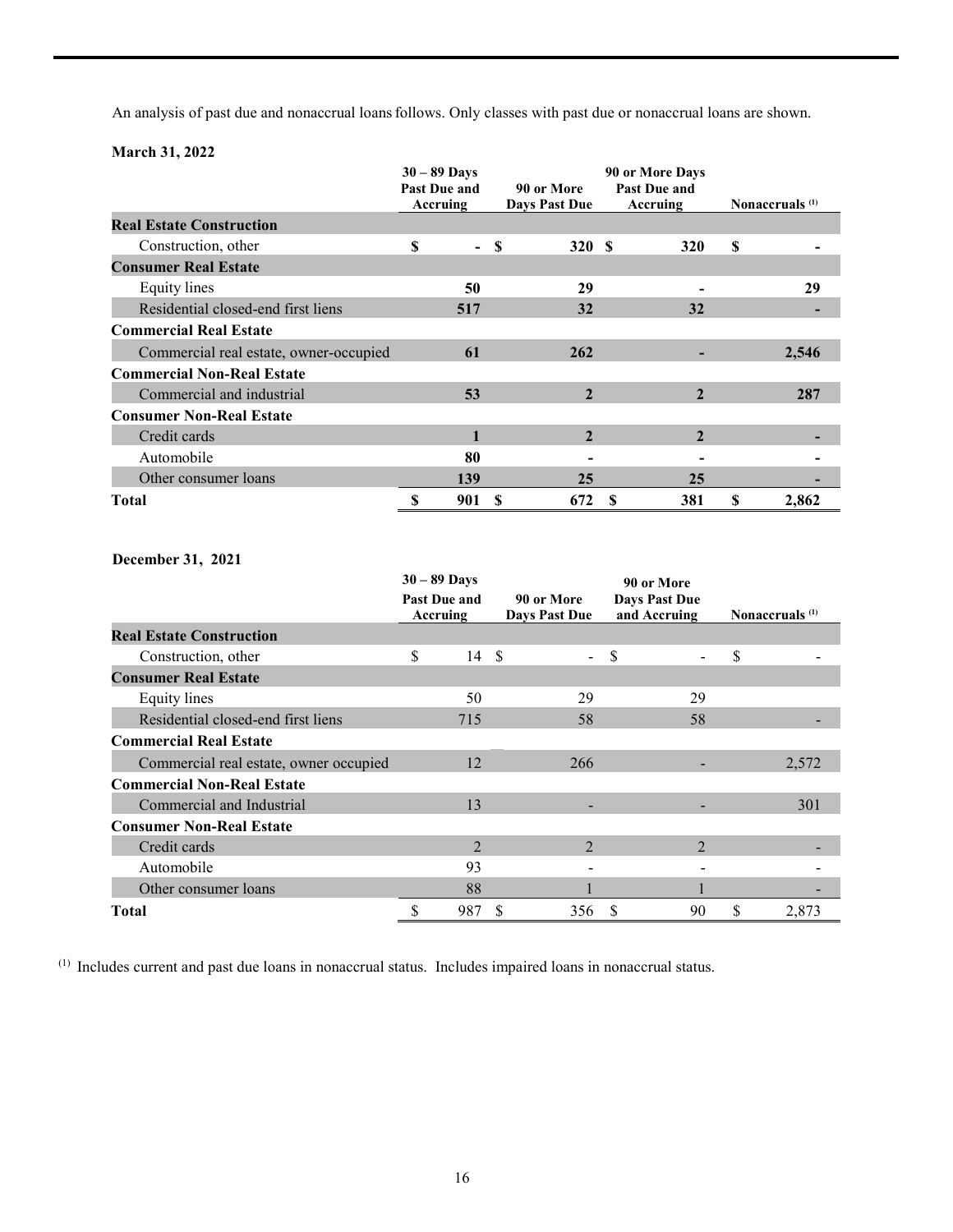An analysis of past due and nonaccrual loans follows. Only classes with past due or nonaccrual loans are shown.

**March 31, 2022**

| | 30 – 89 Days Past Due and Accruing | 90 or More Days Past Due | 90 or More Days Past Due and Accruing | Nonaccruals [1] |
|---|---|---|---|---|
| **Real Estate Construction** | | | | |
| Construction, other | $ - | $ 320 | $ 320 | $ - |
| **Consumer Real Estate** | | | | |
| Equity lines | 50 | 29 | - | 29 |
| Residential closed-end first liens | 517 | 32 | 32 | - |
| **Commercial Real Estate** | | | | |
| Commercial real estate, owner-occupied | 61 | 262 | - | 2,546 |
| **Commercial Non-Real Estate** | | | | |
| Commercial and industrial | 53 | 2 | 2 | 287 |
| **Consumer Non-Real Estate** | | | | |
| Credit cards | 1 | 2 | 2 | - |
| Automobile | 80 | - | - | - |
| Other consumer loans | 139 | 25 | 25 | - |
| **Total** | $ 901 | $ 672 | $ 381 | $ 2,862 |

**December 31, 2021**

| | 30 – 89 Days Past Due and Accruing | 90 or More Days Past Due | 90 or More Days Past Due and Accruing | Nonaccruals [1] |
|---|---|---|---|---|
| **Real Estate Construction** | | | | |
| Construction, other | $ 14 | $ - | $ - | $ - |
| **Consumer Real Estate** | | | | |
| Equity lines | 50 | 29 | 29 | |
| Residential closed-end first liens | 715 | 58 | 58 | - |
| **Commercial Real Estate** | | | | |
| Commercial real estate, owner occupied | 12 | 266 | - | 2,572 |
| **Commercial Non-Real Estate** | | | | |
| Commercial and Industrial | 13 | - | - | 301 |
| **Consumer Non-Real Estate** | | | | |
| Credit cards | 2 | 2 | 2 | - |
| Automobile | 93 | - | - | - |
| Other consumer loans | 88 | 1 | 1 | - |
| **Total** | $ 987 | $ 356 | $ 90 | $ 2,873 |

[1] Includes current and past due loans in nonaccrual status. Includes impaired loans in nonaccrual status.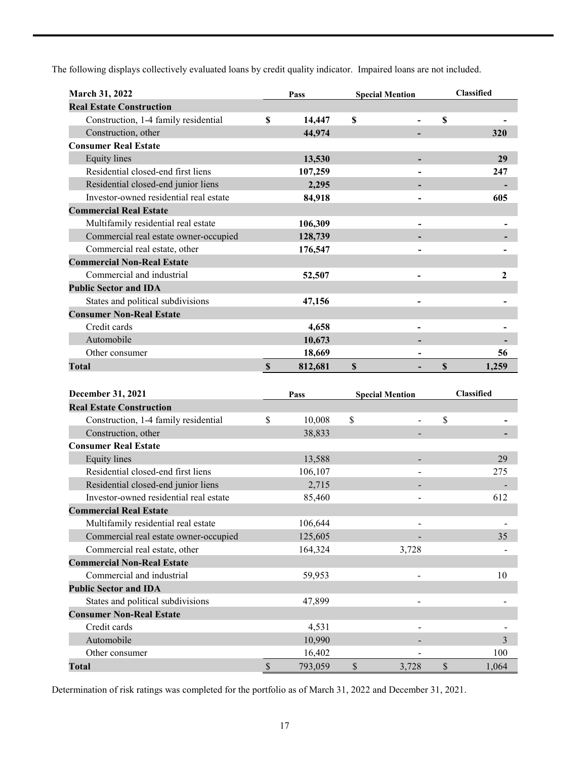The following displays collectively evaluated loans by credit quality indicator. Impaired loans are not included.

| March 31, 2022 | Pass | Special Mention | Classified |
|---|---|---|---|
| **Real Estate Construction** | | | |
| Construction, 1-4 family residential | $ 14,447 | $ - | $ - |
| Construction, other | 44,974 | - | 320 |
| **Consumer Real Estate** | | | |
| Equity lines | 13,530 | - | 29 |
| Residential closed-end first liens | 107,259 | - | 247 |
| Residential closed-end junior liens | 2,295 | - | - |
| Investor-owned residential real estate | 84,918 | - | 605 |
| **Commercial Real Estate** | | | |
| Multifamily residential real estate | 106,309 | - | - |
| Commercial real estate owner-occupied | 128,739 | - | - |
| Commercial real estate, other | 176,547 | - | - |
| **Commercial Non-Real Estate** | | | |
| Commercial and industrial | 52,507 | - | 2 |
| **Public Sector and IDA** | | | |
| States and political subdivisions | 47,156 | - | - |
| **Consumer Non-Real Estate** | | | |
| Credit cards | 4,658 | - | - |
| Automobile | 10,673 | - | - |
| Other consumer | 18,669 | - | 56 |
| **Total** | $ 812,681 | $ - | $ 1,259 |

| December 31, 2021 | Pass | Special Mention | Classified |
|---|---|---|---|
| **Real Estate Construction** | | | |
| Construction, 1-4 family residential | $ 10,008 | $ - | $ - |
| Construction, other | 38,833 | - | - |
| **Consumer Real Estate** | | | |
| Equity lines | 13,588 | - | 29 |
| Residential closed-end first liens | 106,107 | - | 275 |
| Residential closed-end junior liens | 2,715 | - | - |
| Investor-owned residential real estate | 85,460 | - | 612 |
| **Commercial Real Estate** | | | |
| Multifamily residential real estate | 106,644 | - | - |
| Commercial real estate owner-occupied | 125,605 | - | 35 |
| Commercial real estate, other | 164,324 | 3,728 | - |
| **Commercial Non-Real Estate** | | | |
| Commercial and industrial | 59,953 | - | 10 |
| **Public Sector and IDA** | | | |
| States and political subdivisions | 47,899 | - | - |
| **Consumer Non-Real Estate** | | | |
| Credit cards | 4,531 | - | - |
| Automobile | 10,990 | - | 3 |
| Other consumer | 16,402 | - | 100 |
| **Total** | $ 793,059 | $ 3,728 | $ 1,064 |

Determination of risk ratings was completed for the portfolio as of March 31, 2022 and December 31, 2021.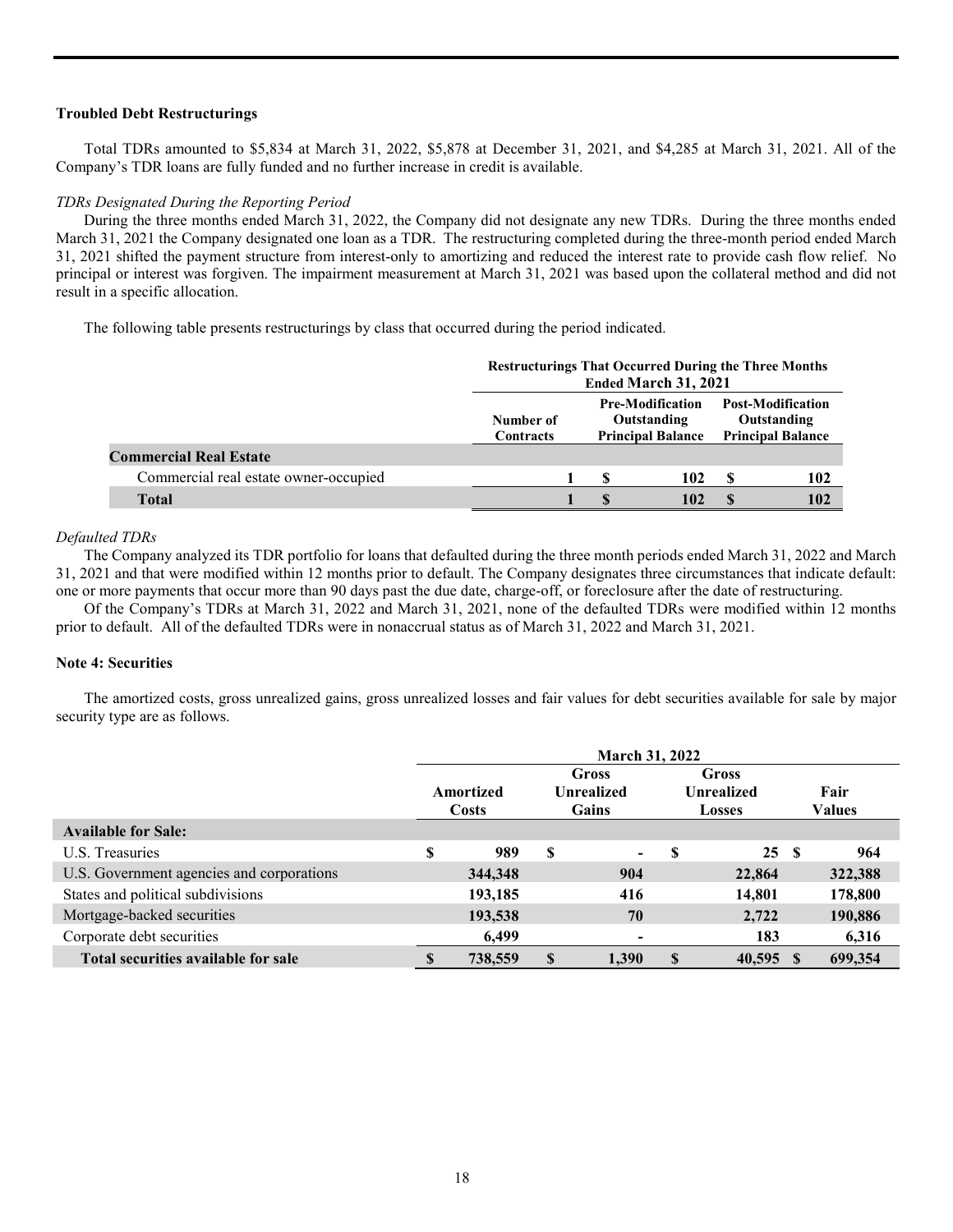### Troubled Debt Restructurings

Total TDRs amounted to $5,834 at March 31, 2022, $5,878 at December 31, 2021, and $4,285 at March 31, 2021. All of the Company's TDR loans are fully funded and no further increase in credit is available.

*TDRs Designated During the Reporting Period*

During the three months ended March 31, 2022, the Company did not designate any new TDRs. During the three months ended March 31, 2021 the Company designated one loan as a TDR. The restructuring completed during the three-month period ended March 31, 2021 shifted the payment structure from interest-only to amortizing and reduced the interest rate to provide cash flow relief. No principal or interest was forgiven. The impairment measurement at March 31, 2021 was based upon the collateral method and did not result in a specific allocation.

The following table presents restructurings by class that occurred during the period indicated.

| | Restructurings That Occurred During the Three Months Ended March 31, 2021 | | |
|---|---|---|---|
| | Number of Contracts | Pre-Modification Outstanding Principal Balance | Post-Modification Outstanding Principal Balance |
| **Commercial Real Estate** | | | |
| Commercial real estate owner-occupied | 1 | $ 102 | $ 102 |
| **Total** | **1** | **$ 102** | **$ 102** |

*Defaulted TDRs*

The Company analyzed its TDR portfolio for loans that defaulted during the three month periods ended March 31, 2022 and March 31, 2021 and that were modified within 12 months prior to default. The Company designates three circumstances that indicate default: one or more payments that occur more than 90 days past the due date, charge-off, or foreclosure after the date of restructuring.

Of the Company's TDRs at March 31, 2022 and March 31, 2021, none of the defaulted TDRs were modified within 12 months prior to default. All of the defaulted TDRs were in nonaccrual status as of March 31, 2022 and March 31, 2021.

### Note 4: Securities

The amortized costs, gross unrealized gains, gross unrealized losses and fair values for debt securities available for sale by major security type are as follows.

| | March 31, 2022 | | | |
|---|---|---|---|---|
| | Amortized Costs | Gross Unrealized Gains | Gross Unrealized Losses | Fair Values |
| **Available for Sale:** | | | | |
| U.S. Treasuries | $ 989 | $ - | $ 25 | $ 964 |
| U.S. Government agencies and corporations | 344,348 | 904 | 22,864 | 322,388 |
| States and political subdivisions | 193,185 | 416 | 14,801 | 178,800 |
| Mortgage-backed securities | 193,538 | 70 | 2,722 | 190,886 |
| Corporate debt securities | 6,499 | - | 183 | 6,316 |
| **Total securities available for sale** | **$ 738,559** | **$ 1,390** | **$ 40,595** | **$ 699,354** |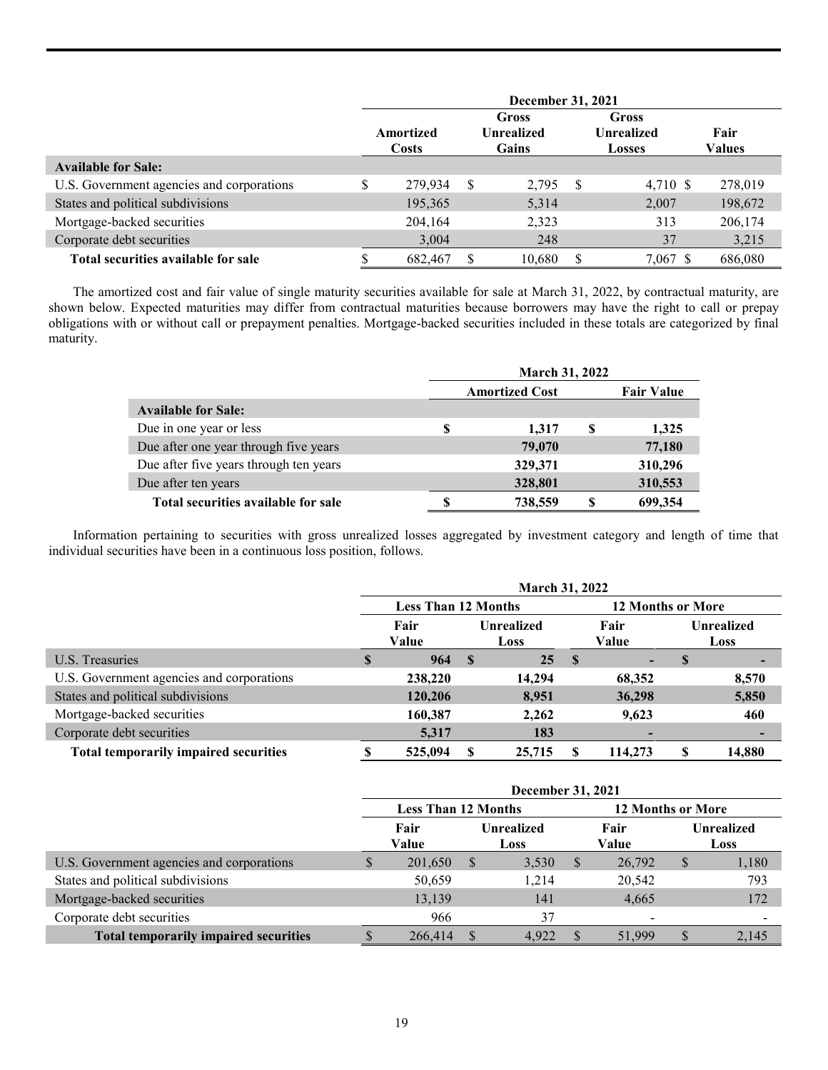| | December 31, 2021 | | | |
|---|---|---|---|---|
| | Amortized Costs | Gross Unrealized Gains | Gross Unrealized Losses | Fair Values |
| **Available for Sale:** | | | | |
| U.S. Government agencies and corporations | $ 279,934 | $ 2,795 | $ 4,710 | $ 278,019 |
| States and political subdivisions | 195,365 | 5,314 | 2,007 | 198,672 |
| Mortgage-backed securities | 204,164 | 2,323 | 313 | 206,174 |
| Corporate debt securities | 3,004 | 248 | 37 | 3,215 |
| **Total securities available for sale** | $ 682,467 | $ 10,680 | $ 7,067 | $ 686,080 |

The amortized cost and fair value of single maturity securities available for sale at March 31, 2022, by contractual maturity, are shown below. Expected maturities may differ from contractual maturities because borrowers may have the right to call or prepay obligations with or without call or prepayment penalties. Mortgage-backed securities included in these totals are categorized by final maturity.

| | March 31, 2022 | |
|---|---|---|
| | Amortized Cost | Fair Value |
| **Available for Sale:** | | |
| Due in one year or less | **$ 1,317** | **$ 1,325** |
| Due after one year through five years | **79,070** | **77,180** |
| Due after five years through ten years | **329,371** | **310,296** |
| Due after ten years | **328,801** | **310,553** |
| **Total securities available for sale** | **$ 738,559** | **$ 699,354** |

Information pertaining to securities with gross unrealized losses aggregated by investment category and length of time that individual securities have been in a continuous loss position, follows.

| | March 31, 2022 | | | |
|---|---|---|---|---|
| | Less Than 12 Months | | 12 Months or More | |
| | Fair Value | Unrealized Loss | Fair Value | Unrealized Loss |
| U.S. Treasuries | **$ 964** | **$ 25** | **$ -** | **$ -** |
| U.S. Government agencies and corporations | **238,220** | **14,294** | **68,352** | **8,570** |
| States and political subdivisions | **120,206** | **8,951** | **36,298** | **5,850** |
| Mortgage-backed securities | **160,387** | **2,262** | **9,623** | **460** |
| Corporate debt securities | **5,317** | **183** | **-** | **-** |
| **Total temporarily impaired securities** | **$ 525,094** | **$ 25,715** | **$ 114,273** | **$ 14,880** |

| | December 31, 2021 | | | |
|---|---|---|---|---|
| | Less Than 12 Months | | 12 Months or More | |
| | Fair Value | Unrealized Loss | Fair Value | Unrealized Loss |
| U.S. Government agencies and corporations | $ 201,650 | $ 3,530 | $ 26,792 | $ 1,180 |
| States and political subdivisions | 50,659 | 1,214 | 20,542 | 793 |
| Mortgage-backed securities | 13,139 | 141 | 4,665 | 172 |
| Corporate debt securities | 966 | 37 | - | - |
| **Total temporarily impaired securities** | $ 266,414 | $ 4,922 | $ 51,999 | $ 2,145 |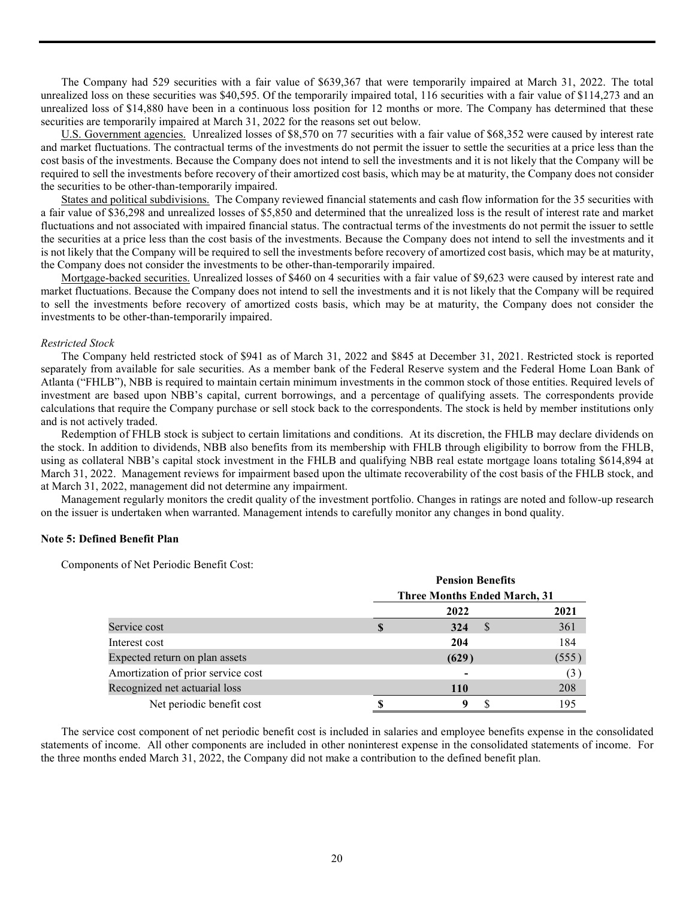The Company had 529 securities with a fair value of $639,367 that were temporarily impaired at March 31, 2022. The total unrealized loss on these securities was $40,595. Of the temporarily impaired total, 116 securities with a fair value of $114,273 and an unrealized loss of $14,880 have been in a continuous loss position for 12 months or more. The Company has determined that these securities are temporarily impaired at March 31, 2022 for the reasons set out below.

U.S. Government agencies. Unrealized losses of $8,570 on 77 securities with a fair value of $68,352 were caused by interest rate and market fluctuations. The contractual terms of the investments do not permit the issuer to settle the securities at a price less than the cost basis of the investments. Because the Company does not intend to sell the investments and it is not likely that the Company will be required to sell the investments before recovery of their amortized cost basis, which may be at maturity, the Company does not consider the securities to be other-than-temporarily impaired.

States and political subdivisions. The Company reviewed financial statements and cash flow information for the 35 securities with a fair value of $36,298 and unrealized losses of $5,850 and determined that the unrealized loss is the result of interest rate and market fluctuations and not associated with impaired financial status. The contractual terms of the investments do not permit the issuer to settle the securities at a price less than the cost basis of the investments. Because the Company does not intend to sell the investments and it is not likely that the Company will be required to sell the investments before recovery of amortized cost basis, which may be at maturity, the Company does not consider the investments to be other-than-temporarily impaired.

Mortgage-backed securities. Unrealized losses of $460 on 4 securities with a fair value of $9,623 were caused by interest rate and market fluctuations. Because the Company does not intend to sell the investments and it is not likely that the Company will be required to sell the investments before recovery of amortized costs basis, which may be at maturity, the Company does not consider the investments to be other-than-temporarily impaired.

*Restricted Stock*

The Company held restricted stock of $941 as of March 31, 2022 and $845 at December 31, 2021. Restricted stock is reported separately from available for sale securities. As a member bank of the Federal Reserve system and the Federal Home Loan Bank of Atlanta ("FHLB"), NBB is required to maintain certain minimum investments in the common stock of those entities. Required levels of investment are based upon NBB's capital, current borrowings, and a percentage of qualifying assets. The correspondents provide calculations that require the Company purchase or sell stock back to the correspondents. The stock is held by member institutions only and is not actively traded.

Redemption of FHLB stock is subject to certain limitations and conditions. At its discretion, the FHLB may declare dividends on the stock. In addition to dividends, NBB also benefits from its membership with FHLB through eligibility to borrow from the FHLB, using as collateral NBB's capital stock investment in the FHLB and qualifying NBB real estate mortgage loans totaling $614,894 at March 31, 2022. Management reviews for impairment based upon the ultimate recoverability of the cost basis of the FHLB stock, and at March 31, 2022, management did not determine any impairment.

Management regularly monitors the credit quality of the investment portfolio. Changes in ratings are noted and follow-up research on the issuer is undertaken when warranted. Management intends to carefully monitor any changes in bond quality.

**Note 5: Defined Benefit Plan**

Components of Net Periodic Benefit Cost:

| | Pension Benefits | |
|---|---|---|
| | Three Months Ended March, 31 | |
| | **2022** | **2021** |
| Service cost | **$ 324** | $ 361 |
| Interest cost | **204** | 184 |
| Expected return on plan assets | **(629)** | (555) |
| Amortization of prior service cost | **-** | (3) |
| Recognized net actuarial loss | **110** | 208 |
| Net periodic benefit cost | **$ 9** | $ 195 |

The service cost component of net periodic benefit cost is included in salaries and employee benefits expense in the consolidated statements of income. All other components are included in other noninterest expense in the consolidated statements of income. For the three months ended March 31, 2022, the Company did not make a contribution to the defined benefit plan.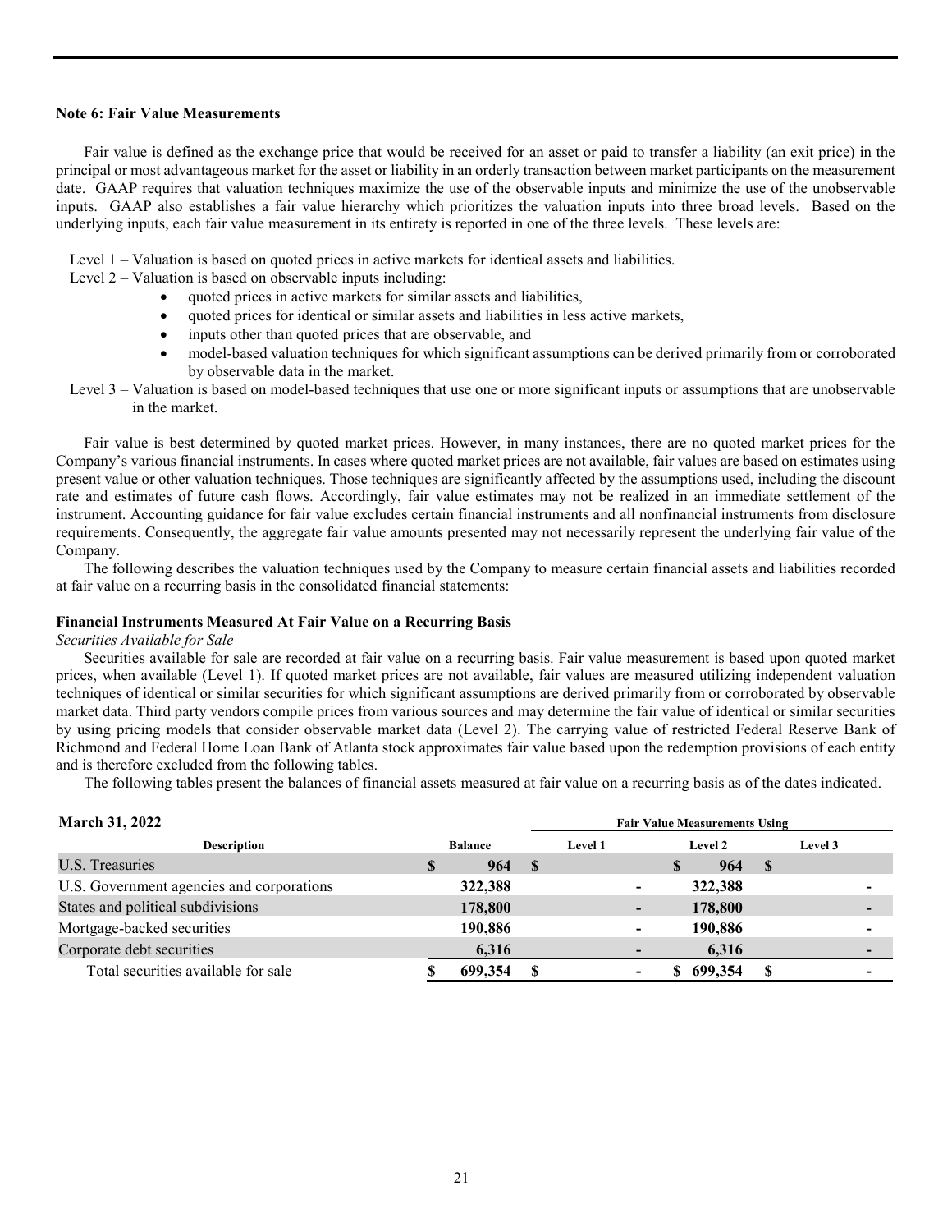**Note 6: Fair Value Measurements**

Fair value is defined as the exchange price that would be received for an asset or paid to transfer a liability (an exit price) in the principal or most advantageous market for the asset or liability in an orderly transaction between market participants on the measurement date. GAAP requires that valuation techniques maximize the use of the observable inputs and minimize the use of the unobservable inputs. GAAP also establishes a fair value hierarchy which prioritizes the valuation inputs into three broad levels. Based on the underlying inputs, each fair value measurement in its entirety is reported in one of the three levels. These levels are:

Level 1 – Valuation is based on quoted prices in active markets for identical assets and liabilities.

Level 2 – Valuation is based on observable inputs including:

- quoted prices in active markets for similar assets and liabilities,
- quoted prices for identical or similar assets and liabilities in less active markets,
- inputs other than quoted prices that are observable, and
- model-based valuation techniques for which significant assumptions can be derived primarily from or corroborated by observable data in the market.

Level 3 – Valuation is based on model-based techniques that use one or more significant inputs or assumptions that are unobservable in the market.

Fair value is best determined by quoted market prices. However, in many instances, there are no quoted market prices for the Company's various financial instruments. In cases where quoted market prices are not available, fair values are based on estimates using present value or other valuation techniques. Those techniques are significantly affected by the assumptions used, including the discount rate and estimates of future cash flows. Accordingly, fair value estimates may not be realized in an immediate settlement of the instrument. Accounting guidance for fair value excludes certain financial instruments and all nonfinancial instruments from disclosure requirements. Consequently, the aggregate fair value amounts presented may not necessarily represent the underlying fair value of the Company.

The following describes the valuation techniques used by the Company to measure certain financial assets and liabilities recorded at fair value on a recurring basis in the consolidated financial statements:

**Financial Instruments Measured At Fair Value on a Recurring Basis**

*Securities Available for Sale*

Securities available for sale are recorded at fair value on a recurring basis. Fair value measurement is based upon quoted market prices, when available (Level 1). If quoted market prices are not available, fair values are measured utilizing independent valuation techniques of identical or similar securities for which significant assumptions are derived primarily from or corroborated by observable market data. Third party vendors compile prices from various sources and may determine the fair value of identical or similar securities by using pricing models that consider observable market data (Level 2). The carrying value of restricted Federal Reserve Bank of Richmond and Federal Home Loan Bank of Atlanta stock approximates fair value based upon the redemption provisions of each entity and is therefore excluded from the following tables.

The following tables present the balances of financial assets measured at fair value on a recurring basis as of the dates indicated.

| **March 31, 2022** | | Fair Value Measurements Using | | |
|---|---|---|---|---|
| **Description** | **Balance** | **Level 1** | **Level 2** | **Level 3** |
| U.S. Treasuries | $ 964 | $ | $ 964 | $ |
| U.S. Government agencies and corporations | 322,388 | - | 322,388 | - |
| States and political subdivisions | 178,800 | - | 178,800 | - |
| Mortgage-backed securities | 190,886 | - | 190,886 | - |
| Corporate debt securities | 6,316 | - | 6,316 | - |
| Total securities available for sale | $ 699,354 | $ - | $ 699,354 | $ - |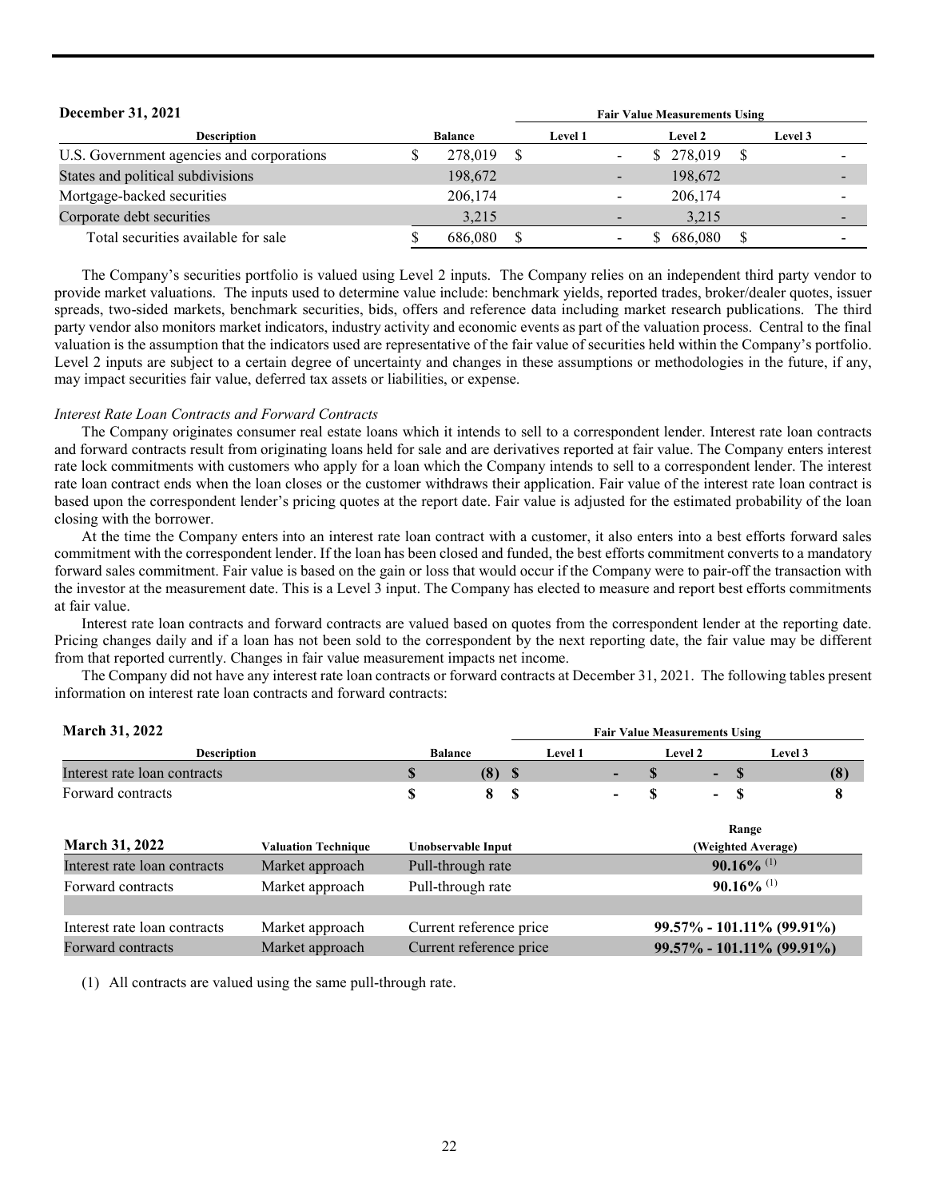| December 31, 2021 | | Fair Value Measurements Using | | |
|---|---|---|---|---|
| Description | Balance | Level 1 | Level 2 | Level 3 |
| U.S. Government agencies and corporations | $ 278,019 | $ - | $ 278,019 | $ - |
| States and political subdivisions | 198,672 | - | 198,672 | - |
| Mortgage-backed securities | 206,174 | - | 206,174 | - |
| Corporate debt securities | 3,215 | - | 3,215 | - |
| Total securities available for sale | $ 686,080 | $ - | $ 686,080 | $ - |

The Company's securities portfolio is valued using Level 2 inputs. The Company relies on an independent third party vendor to provide market valuations. The inputs used to determine value include: benchmark yields, reported trades, broker/dealer quotes, issuer spreads, two-sided markets, benchmark securities, bids, offers and reference data including market research publications. The third party vendor also monitors market indicators, industry activity and economic events as part of the valuation process. Central to the final valuation is the assumption that the indicators used are representative of the fair value of securities held within the Company's portfolio. Level 2 inputs are subject to a certain degree of uncertainty and changes in these assumptions or methodologies in the future, if any, may impact securities fair value, deferred tax assets or liabilities, or expense.

*Interest Rate Loan Contracts and Forward Contracts*

The Company originates consumer real estate loans which it intends to sell to a correspondent lender. Interest rate loan contracts and forward contracts result from originating loans held for sale and are derivatives reported at fair value. The Company enters interest rate lock commitments with customers who apply for a loan which the Company intends to sell to a correspondent lender. The interest rate loan contract ends when the loan closes or the customer withdraws their application. Fair value of the interest rate loan contract is based upon the correspondent lender's pricing quotes at the report date. Fair value is adjusted for the estimated probability of the loan closing with the borrower.

At the time the Company enters into an interest rate loan contract with a customer, it also enters into a best efforts forward sales commitment with the correspondent lender. If the loan has been closed and funded, the best efforts commitment converts to a mandatory forward sales commitment. Fair value is based on the gain or loss that would occur if the Company were to pair-off the transaction with the investor at the measurement date. This is a Level 3 input. The Company has elected to measure and report best efforts commitments at fair value.

Interest rate loan contracts and forward contracts are valued based on quotes from the correspondent lender at the reporting date. Pricing changes daily and if a loan has not been sold to the correspondent by the next reporting date, the fair value may be different from that reported currently. Changes in fair value measurement impacts net income.

The Company did not have any interest rate loan contracts or forward contracts at December 31, 2021. The following tables present information on interest rate loan contracts and forward contracts:

| March 31, 2022 | | Fair Value Measurements Using | | |
|---|---|---|---|---|
| Description | Balance | Level 1 | Level 2 | Level 3 |
| Interest rate loan contracts | **$ (8)** | **$ -** | **$ -** | **$ (8)** |
| Forward contracts | **$ 8** | **$ -** | **$ -** | **$ 8** |

| March 31, 2022 | Valuation Technique | Unobservable Input | Range (Weighted Average) |
|---|---|---|---|
| Interest rate loan contracts | Market approach | Pull-through rate | **90.16%** [(1)] |
| Forward contracts | Market approach | Pull-through rate | **90.16%** [(1)] |
| | | | |
| Interest rate loan contracts | Market approach | Current reference price | **99.57% - 101.11% (99.91%)** |
| Forward contracts | Market approach | Current reference price | **99.57% - 101.11% (99.91%)** |

(1) All contracts are valued using the same pull-through rate.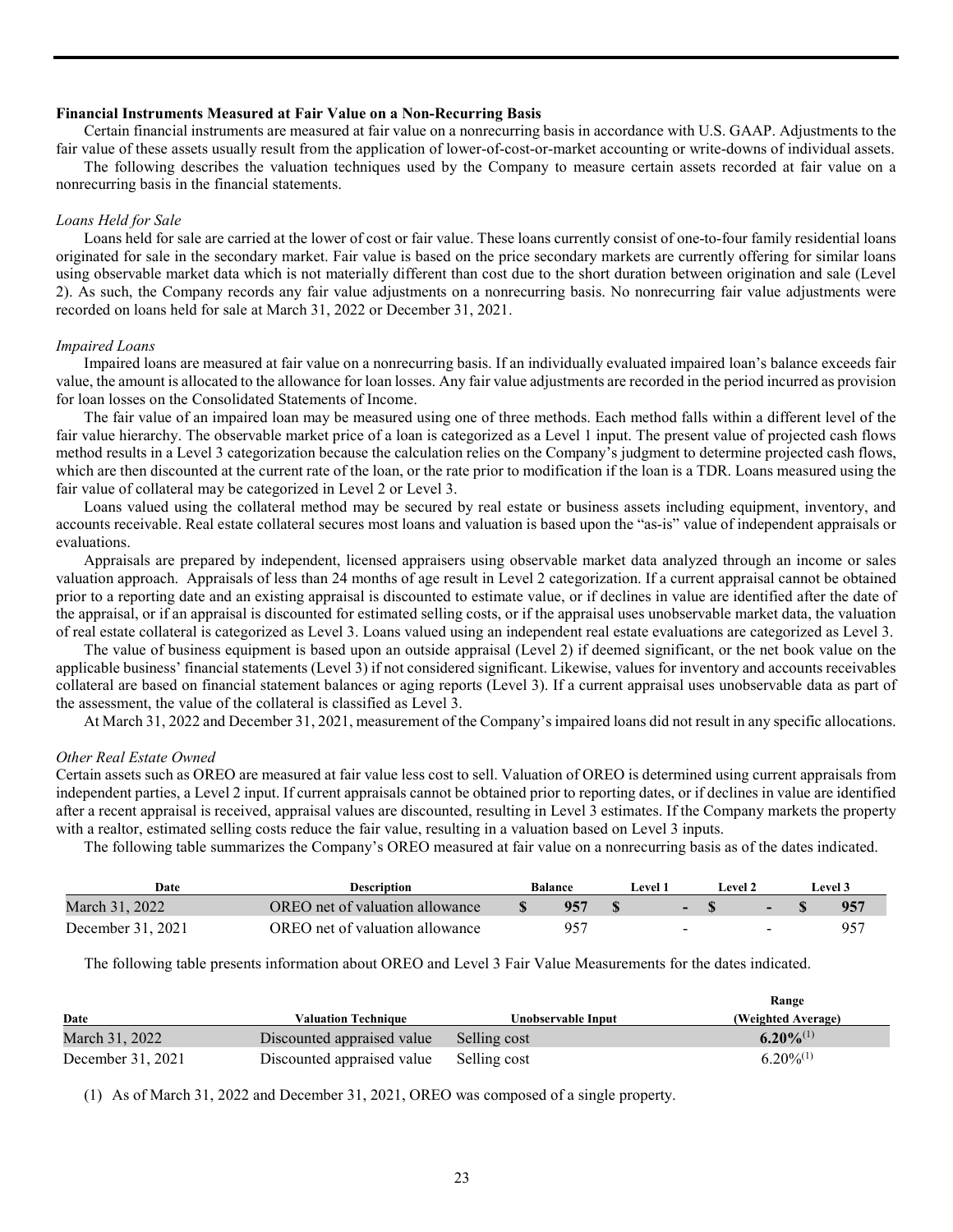**Financial Instruments Measured at Fair Value on a Non-Recurring Basis**

Certain financial instruments are measured at fair value on a nonrecurring basis in accordance with U.S. GAAP. Adjustments to the fair value of these assets usually result from the application of lower-of-cost-or-market accounting or write-downs of individual assets.

The following describes the valuation techniques used by the Company to measure certain assets recorded at fair value on a nonrecurring basis in the financial statements.

*Loans Held for Sale*

Loans held for sale are carried at the lower of cost or fair value. These loans currently consist of one-to-four family residential loans originated for sale in the secondary market. Fair value is based on the price secondary markets are currently offering for similar loans using observable market data which is not materially different than cost due to the short duration between origination and sale (Level 2). As such, the Company records any fair value adjustments on a nonrecurring basis. No nonrecurring fair value adjustments were recorded on loans held for sale at March 31, 2022 or December 31, 2021.

*Impaired Loans*

Impaired loans are measured at fair value on a nonrecurring basis. If an individually evaluated impaired loan's balance exceeds fair value, the amount is allocated to the allowance for loan losses. Any fair value adjustments are recorded in the period incurred as provision for loan losses on the Consolidated Statements of Income.

The fair value of an impaired loan may be measured using one of three methods. Each method falls within a different level of the fair value hierarchy. The observable market price of a loan is categorized as a Level 1 input. The present value of projected cash flows method results in a Level 3 categorization because the calculation relies on the Company's judgment to determine projected cash flows, which are then discounted at the current rate of the loan, or the rate prior to modification if the loan is a TDR. Loans measured using the fair value of collateral may be categorized in Level 2 or Level 3.

Loans valued using the collateral method may be secured by real estate or business assets including equipment, inventory, and accounts receivable. Real estate collateral secures most loans and valuation is based upon the "as-is" value of independent appraisals or evaluations.

Appraisals are prepared by independent, licensed appraisers using observable market data analyzed through an income or sales valuation approach. Appraisals of less than 24 months of age result in Level 2 categorization. If a current appraisal cannot be obtained prior to a reporting date and an existing appraisal is discounted to estimate value, or if declines in value are identified after the date of the appraisal, or if an appraisal is discounted for estimated selling costs, or if the appraisal uses unobservable market data, the valuation of real estate collateral is categorized as Level 3. Loans valued using an independent real estate evaluations are categorized as Level 3.

The value of business equipment is based upon an outside appraisal (Level 2) if deemed significant, or the net book value on the applicable business' financial statements (Level 3) if not considered significant. Likewise, values for inventory and accounts receivables collateral are based on financial statement balances or aging reports (Level 3). If a current appraisal uses unobservable data as part of the assessment, the value of the collateral is classified as Level 3.

At March 31, 2022 and December 31, 2021, measurement of the Company's impaired loans did not result in any specific allocations.

*Other Real Estate Owned*

Certain assets such as OREO are measured at fair value less cost to sell. Valuation of OREO is determined using current appraisals from independent parties, a Level 2 input. If current appraisals cannot be obtained prior to reporting dates, or if declines in value are identified after a recent appraisal is received, appraisal values are discounted, resulting in Level 3 estimates. If the Company markets the property with a realtor, estimated selling costs reduce the fair value, resulting in a valuation based on Level 3 inputs.

The following table summarizes the Company's OREO measured at fair value on a nonrecurring basis as of the dates indicated.

| Date | Description | Balance | Level 1 | Level 2 | Level 3 |
|---|---|---|---|---|---|
| March 31, 2022 | OREO net of valuation allowance | **$ 957** | **$ -** | **$ -** | **$ 957** |
| December 31, 2021 | OREO net of valuation allowance | 957 | - | - | 957 |

The following table presents information about OREO and Level 3 Fair Value Measurements for the dates indicated.

| Date | Valuation Technique | Unobservable Input | Range (Weighted Average) |
|---|---|---|---|
| March 31, 2022 | Discounted appraised value | Selling cost | **6.20%**[(1)] |
| December 31, 2021 | Discounted appraised value | Selling cost | 6.20%[(1)] |

(1) As of March 31, 2022 and December 31, 2021, OREO was composed of a single property.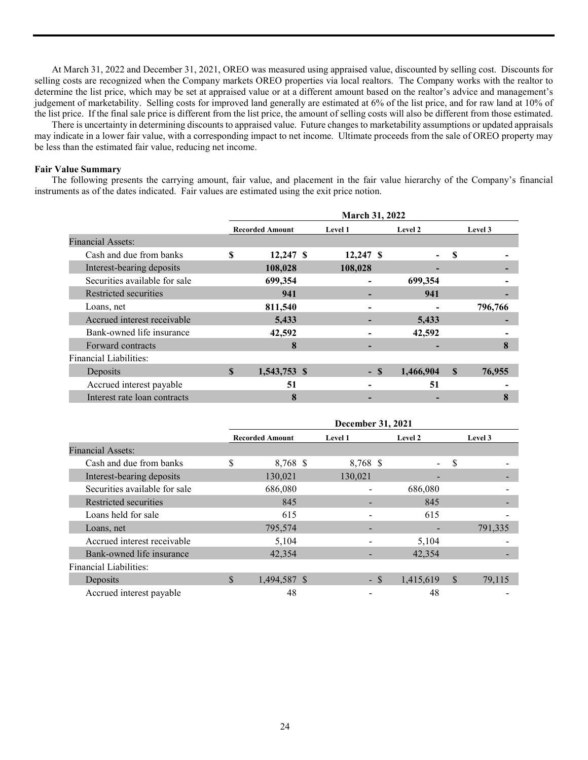At March 31, 2022 and December 31, 2021, OREO was measured using appraised value, discounted by selling cost. Discounts for selling costs are recognized when the Company markets OREO properties via local realtors. The Company works with the realtor to determine the list price, which may be set at appraised value or at a different amount based on the realtor's advice and management's judgement of marketability. Selling costs for improved land generally are estimated at 6% of the list price, and for raw land at 10% of the list price. If the final sale price is different from the list price, the amount of selling costs will also be different from those estimated.

There is uncertainty in determining discounts to appraised value. Future changes to marketability assumptions or updated appraisals may indicate in a lower fair value, with a corresponding impact to net income. Ultimate proceeds from the sale of OREO property may be less than the estimated fair value, reducing net income.

**Fair Value Summary**

The following presents the carrying amount, fair value, and placement in the fair value hierarchy of the Company's financial instruments as of the dates indicated. Fair values are estimated using the exit price notion.

| | March 31, 2022 | | | |
|---|---|---|---|---|
| | **Recorded Amount** | **Level 1** | **Level 2** | **Level 3** |
| Financial Assets: | | | | |
| Cash and due from banks | **$ 12,247** | **$ 12,247** | **$ -** | **$ -** |
| Interest-bearing deposits | **108,028** | **108,028** | **-** | **-** |
| Securities available for sale | **699,354** | **-** | **699,354** | **-** |
| Restricted securities | **941** | **-** | **941** | **-** |
| Loans, net | **811,540** | **-** | **-** | **796,766** |
| Accrued interest receivable | **5,433** | **-** | **5,433** | **-** |
| Bank-owned life insurance | **42,592** | **-** | **42,592** | **-** |
| Forward contracts | **8** | **-** | **-** | **8** |
| Financial Liabilities: | | | | |
| Deposits | **$ 1,543,753** | **$ -** | **$ 1,466,904** | **$ 76,955** |
| Accrued interest payable | **51** | **-** | **51** | **-** |
| Interest rate loan contracts | **8** | **-** | **-** | **8** |

| | December 31, 2021 | | | |
|---|---|---|---|---|
| | **Recorded Amount** | **Level 1** | **Level 2** | **Level 3** |
| Financial Assets: | | | | |
| Cash and due from banks | $ 8,768 | $ 8,768 | $ - | $ - |
| Interest-bearing deposits | 130,021 | 130,021 | - | - |
| Securities available for sale | 686,080 | - | 686,080 | - |
| Restricted securities | 845 | - | 845 | - |
| Loans held for sale | 615 | - | 615 | - |
| Loans, net | 795,574 | - | - | 791,335 |
| Accrued interest receivable | 5,104 | - | 5,104 | - |
| Bank-owned life insurance | 42,354 | - | 42,354 | - |
| Financial Liabilities: | | | | |
| Deposits | $ 1,494,587 | $ - | $ 1,415,619 | $ 79,115 |
| Accrued interest payable | 48 | - | 48 | - |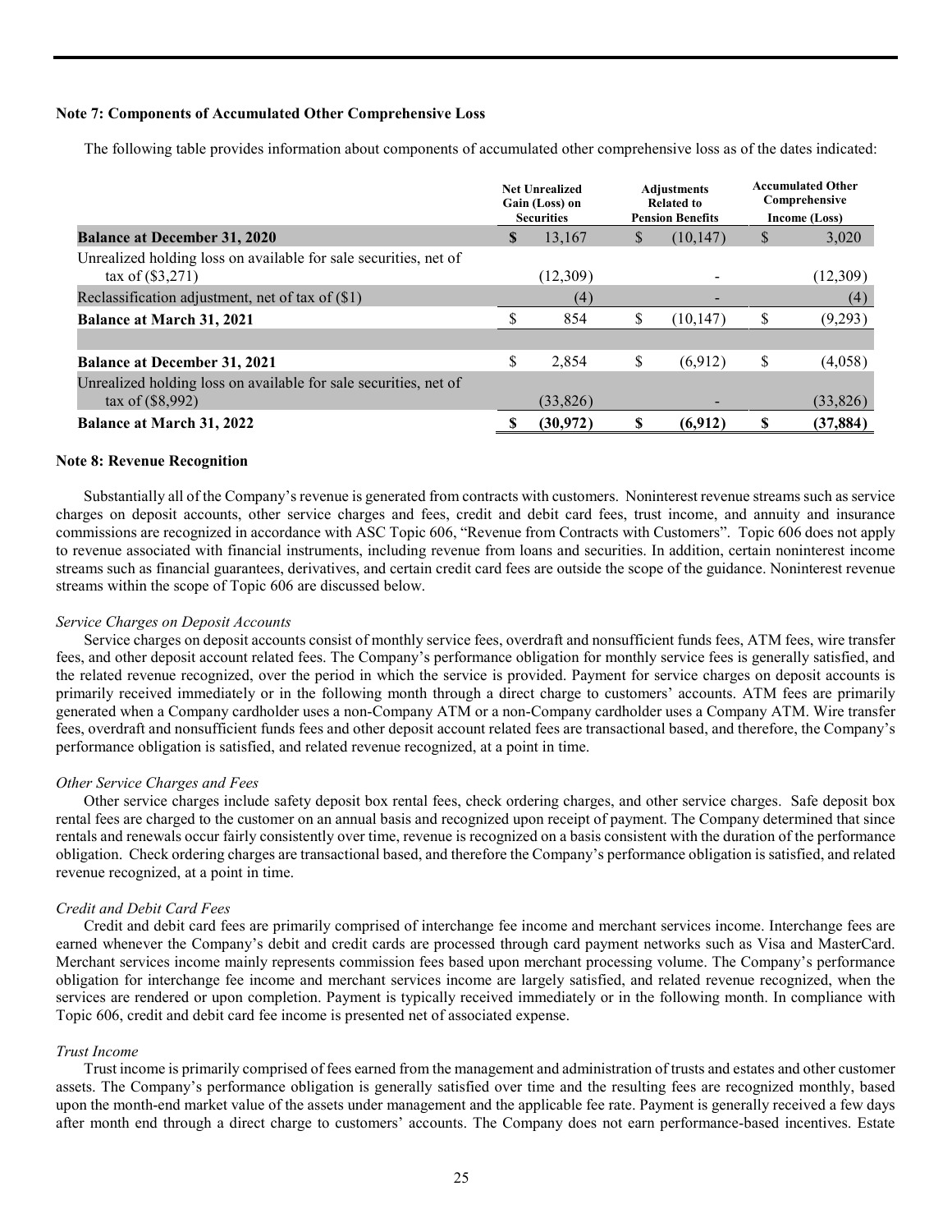**Note 7: Components of Accumulated Other Comprehensive Loss**

The following table provides information about components of accumulated other comprehensive loss as of the dates indicated:

| | Net Unrealized Gain (Loss) on Securities | Adjustments Related to Pension Benefits | Accumulated Other Comprehensive Income (Loss) |
|---|---|---|---|
| **Balance at December 31, 2020** | $ 13,167 | $ (10,147) | $ 3,020 |
| Unrealized holding loss on available for sale securities, net of tax of ($3,271) | (12,309) | - | (12,309) |
| Reclassification adjustment, net of tax of ($1) | (4) | - | (4) |
| **Balance at March 31, 2021** | $ 854 | $ (10,147) | $ (9,293) |
| | | | |
| **Balance at December 31, 2021** | $ 2,854 | $ (6,912) | $ (4,058) |
| Unrealized holding loss on available for sale securities, net of tax of ($8,992) | (33,826) | - | (33,826) |
| **Balance at March 31, 2022** | **$ (30,972)** | **$ (6,912)** | **$ (37,884)** |

**Note 8: Revenue Recognition**

Substantially all of the Company's revenue is generated from contracts with customers. Noninterest revenue streams such as service charges on deposit accounts, other service charges and fees, credit and debit card fees, trust income, and annuity and insurance commissions are recognized in accordance with ASC Topic 606, "Revenue from Contracts with Customers". Topic 606 does not apply to revenue associated with financial instruments, including revenue from loans and securities. In addition, certain noninterest income streams such as financial guarantees, derivatives, and certain credit card fees are outside the scope of the guidance. Noninterest revenue streams within the scope of Topic 606 are discussed below.

*Service Charges on Deposit Accounts*

Service charges on deposit accounts consist of monthly service fees, overdraft and nonsufficient funds fees, ATM fees, wire transfer fees, and other deposit account related fees. The Company's performance obligation for monthly service fees is generally satisfied, and the related revenue recognized, over the period in which the service is provided. Payment for service charges on deposit accounts is primarily received immediately or in the following month through a direct charge to customers' accounts. ATM fees are primarily generated when a Company cardholder uses a non-Company ATM or a non-Company cardholder uses a Company ATM. Wire transfer fees, overdraft and nonsufficient funds fees and other deposit account related fees are transactional based, and therefore, the Company's performance obligation is satisfied, and related revenue recognized, at a point in time.

*Other Service Charges and Fees*

Other service charges include safety deposit box rental fees, check ordering charges, and other service charges. Safe deposit box rental fees are charged to the customer on an annual basis and recognized upon receipt of payment. The Company determined that since rentals and renewals occur fairly consistently over time, revenue is recognized on a basis consistent with the duration of the performance obligation. Check ordering charges are transactional based, and therefore the Company's performance obligation is satisfied, and related revenue recognized, at a point in time.

*Credit and Debit Card Fees*

Credit and debit card fees are primarily comprised of interchange fee income and merchant services income. Interchange fees are earned whenever the Company's debit and credit cards are processed through card payment networks such as Visa and MasterCard. Merchant services income mainly represents commission fees based upon merchant processing volume. The Company's performance obligation for interchange fee income and merchant services income are largely satisfied, and related revenue recognized, when the services are rendered or upon completion. Payment is typically received immediately or in the following month. In compliance with Topic 606, credit and debit card fee income is presented net of associated expense.

*Trust Income*

Trust income is primarily comprised of fees earned from the management and administration of trusts and estates and other customer assets. The Company's performance obligation is generally satisfied over time and the resulting fees are recognized monthly, based upon the month-end market value of the assets under management and the applicable fee rate. Payment is generally received a few days after month end through a direct charge to customers' accounts. The Company does not earn performance-based incentives. Estate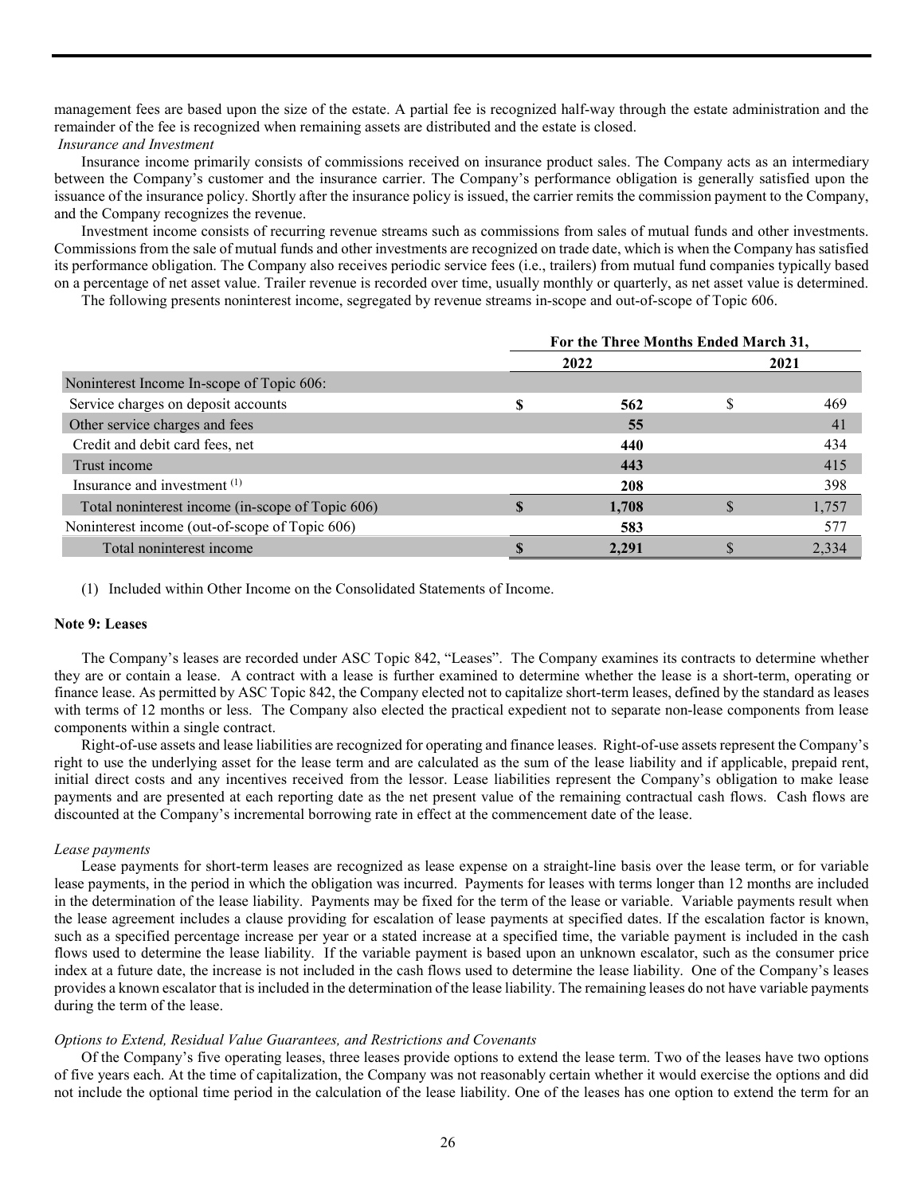management fees are based upon the size of the estate. A partial fee is recognized half-way through the estate administration and the remainder of the fee is recognized when remaining assets are distributed and the estate is closed.

*Insurance and Investment*

Insurance income primarily consists of commissions received on insurance product sales. The Company acts as an intermediary between the Company's customer and the insurance carrier. The Company's performance obligation is generally satisfied upon the issuance of the insurance policy. Shortly after the insurance policy is issued, the carrier remits the commission payment to the Company, and the Company recognizes the revenue.

Investment income consists of recurring revenue streams such as commissions from sales of mutual funds and other investments. Commissions from the sale of mutual funds and other investments are recognized on trade date, which is when the Company has satisfied its performance obligation. The Company also receives periodic service fees (i.e., trailers) from mutual fund companies typically based on a percentage of net asset value. Trailer revenue is recorded over time, usually monthly or quarterly, as net asset value is determined.

The following presents noninterest income, segregated by revenue streams in-scope and out-of-scope of Topic 606.

| | For the Three Months Ended March 31, | |
|---|---|---|
| | **2022** | **2021** |
| Noninterest Income In-scope of Topic 606: | | |
| Service charges on deposit accounts | **$ 562** | $ 469 |
| Other service charges and fees | **55** | 41 |
| Credit and debit card fees, net | **440** | 434 |
| Trust income | **443** | 415 |
| Insurance and investment [(1)] | **208** | 398 |
| Total noninterest income (in-scope of Topic 606) | **$ 1,708** | $ 1,757 |
| Noninterest income (out-of-scope of Topic 606) | **583** | 577 |
| Total noninterest income | **$ 2,291** | $ 2,334 |

(1) Included within Other Income on the Consolidated Statements of Income.

**Note 9: Leases**

The Company's leases are recorded under ASC Topic 842, "Leases". The Company examines its contracts to determine whether they are or contain a lease. A contract with a lease is further examined to determine whether the lease is a short-term, operating or finance lease. As permitted by ASC Topic 842, the Company elected not to capitalize short-term leases, defined by the standard as leases with terms of 12 months or less. The Company also elected the practical expedient not to separate non-lease components from lease components within a single contract.

Right-of-use assets and lease liabilities are recognized for operating and finance leases. Right-of-use assets represent the Company's right to use the underlying asset for the lease term and are calculated as the sum of the lease liability and if applicable, prepaid rent, initial direct costs and any incentives received from the lessor. Lease liabilities represent the Company's obligation to make lease payments and are presented at each reporting date as the net present value of the remaining contractual cash flows. Cash flows are discounted at the Company's incremental borrowing rate in effect at the commencement date of the lease.

*Lease payments*

Lease payments for short-term leases are recognized as lease expense on a straight-line basis over the lease term, or for variable lease payments, in the period in which the obligation was incurred. Payments for leases with terms longer than 12 months are included in the determination of the lease liability. Payments may be fixed for the term of the lease or variable. Variable payments result when the lease agreement includes a clause providing for escalation of lease payments at specified dates. If the escalation factor is known, such as a specified percentage increase per year or a stated increase at a specified time, the variable payment is included in the cash flows used to determine the lease liability. If the variable payment is based upon an unknown escalator, such as the consumer price index at a future date, the increase is not included in the cash flows used to determine the lease liability. One of the Company's leases provides a known escalator that is included in the determination of the lease liability. The remaining leases do not have variable payments during the term of the lease.

*Options to Extend, Residual Value Guarantees, and Restrictions and Covenants*

Of the Company's five operating leases, three leases provide options to extend the lease term. Two of the leases have two options of five years each. At the time of capitalization, the Company was not reasonably certain whether it would exercise the options and did not include the optional time period in the calculation of the lease liability. One of the leases has one option to extend the term for an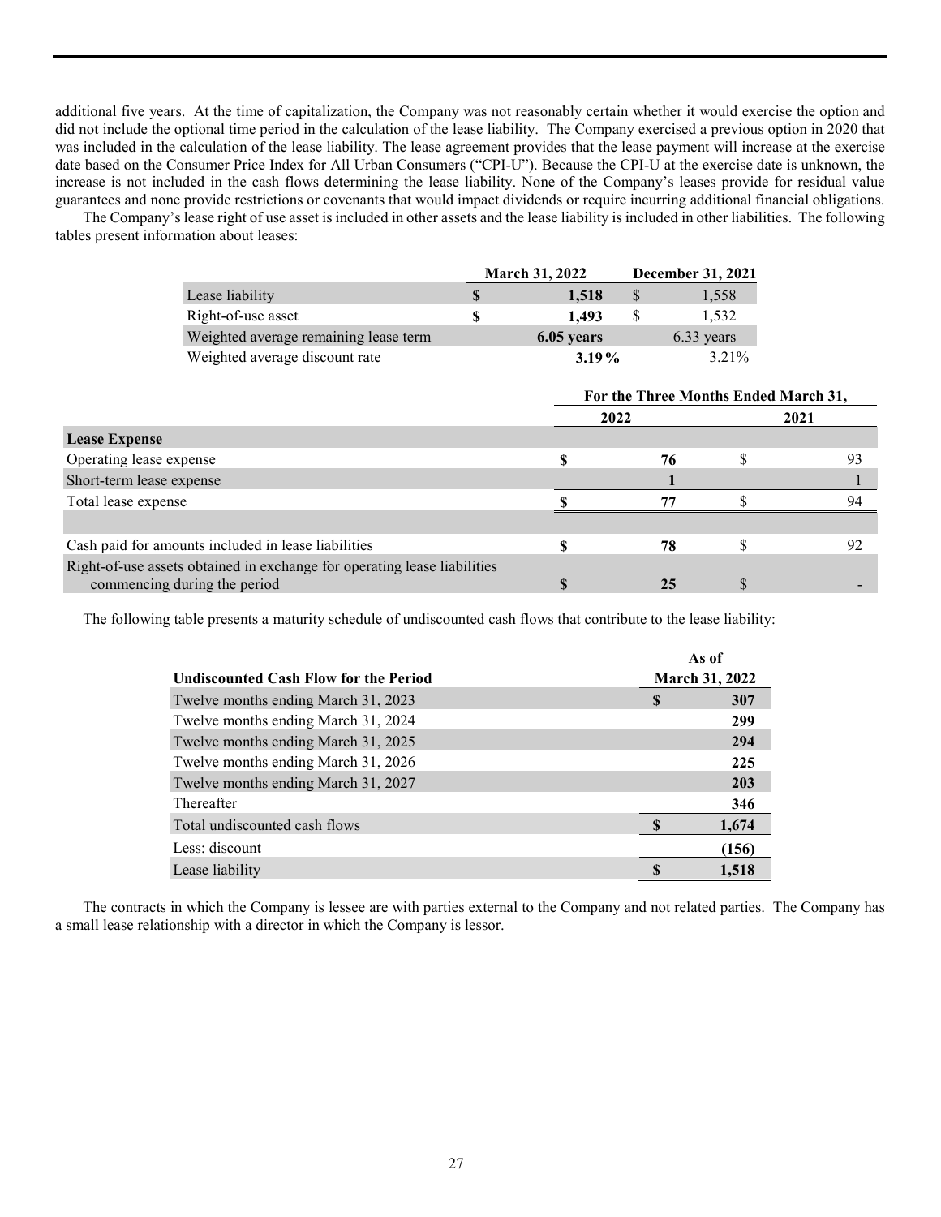additional five years. At the time of capitalization, the Company was not reasonably certain whether it would exercise the option and did not include the optional time period in the calculation of the lease liability. The Company exercised a previous option in 2020 that was included in the calculation of the lease liability. The lease agreement provides that the lease payment will increase at the exercise date based on the Consumer Price Index for All Urban Consumers ("CPI-U"). Because the CPI-U at the exercise date is unknown, the increase is not included in the cash flows determining the lease liability. None of the Company's leases provide for residual value guarantees and none provide restrictions or covenants that would impact dividends or require incurring additional financial obligations.

The Company's lease right of use asset is included in other assets and the lease liability is included in other liabilities. The following tables present information about leases:

| | March 31, 2022 | December 31, 2021 |
|---|---|---|
| Lease liability | **$ 1,518** | $ 1,558 |
| Right-of-use asset | **$ 1,493** | $ 1,532 |
| Weighted average remaining lease term | **6.05 years** | 6.33 years |
| Weighted average discount rate | **3.19%** | 3.21% |

| | For the Three Months Ended March 31, | |
|---|---|---|
| | 2022 | 2021 |
| **Lease Expense** | | |
| Operating lease expense | **$ 76** | $ 93 |
| Short-term lease expense | **1** | 1 |
| Total lease expense | **$ 77** | $ 94 |
| | | |
| Cash paid for amounts included in lease liabilities | **$ 78** | $ 92 |
| Right-of-use assets obtained in exchange for operating lease liabilities commencing during the period | **$ 25** | $ - |

The following table presents a maturity schedule of undiscounted cash flows that contribute to the lease liability:

| Undiscounted Cash Flow for the Period | As of March 31, 2022 |
|---|---|
| Twelve months ending March 31, 2023 | **$ 307** |
| Twelve months ending March 31, 2024 | **299** |
| Twelve months ending March 31, 2025 | **294** |
| Twelve months ending March 31, 2026 | **225** |
| Twelve months ending March 31, 2027 | **203** |
| Thereafter | **346** |
| Total undiscounted cash flows | **$ 1,674** |
| Less: discount | **(156)** |
| Lease liability | **$ 1,518** |

The contracts in which the Company is lessee are with parties external to the Company and not related parties. The Company has a small lease relationship with a director in which the Company is lessor.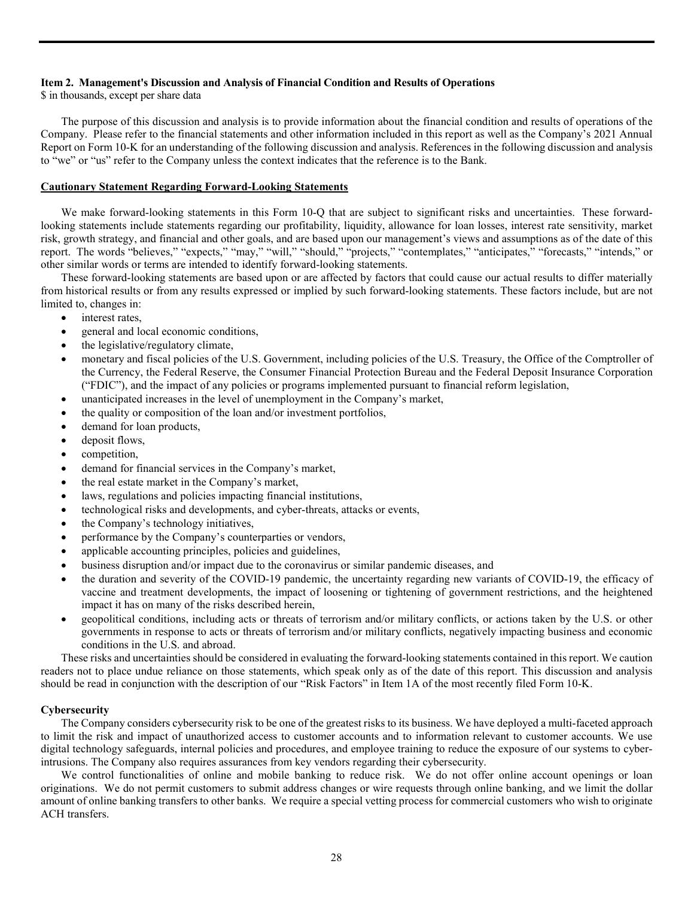## Item 2. Management's Discussion and Analysis of Financial Condition and Results of Operations

$ in thousands, except per share data

The purpose of this discussion and analysis is to provide information about the financial condition and results of operations of the Company. Please refer to the financial statements and other information included in this report as well as the Company's 2021 Annual Report on Form 10-K for an understanding of the following discussion and analysis. References in the following discussion and analysis to "we" or "us" refer to the Company unless the context indicates that the reference is to the Bank.

### Cautionary Statement Regarding Forward-Looking Statements

We make forward-looking statements in this Form 10-Q that are subject to significant risks and uncertainties. These forward-looking statements include statements regarding our profitability, liquidity, allowance for loan losses, interest rate sensitivity, market risk, growth strategy, and financial and other goals, and are based upon our management's views and assumptions as of the date of this report. The words "believes," "expects," "may," "will," "should," "projects," "contemplates," "anticipates," "forecasts," "intends," or other similar words or terms are intended to identify forward-looking statements.

These forward-looking statements are based upon or are affected by factors that could cause our actual results to differ materially from historical results or from any results expressed or implied by such forward-looking statements. These factors include, but are not limited to, changes in:

- interest rates,
- general and local economic conditions,
- the legislative/regulatory climate,
- monetary and fiscal policies of the U.S. Government, including policies of the U.S. Treasury, the Office of the Comptroller of the Currency, the Federal Reserve, the Consumer Financial Protection Bureau and the Federal Deposit Insurance Corporation ("FDIC"), and the impact of any policies or programs implemented pursuant to financial reform legislation,
- unanticipated increases in the level of unemployment in the Company's market,
- the quality or composition of the loan and/or investment portfolios,
- demand for loan products,
- deposit flows,
- competition,
- demand for financial services in the Company's market,
- the real estate market in the Company's market,
- laws, regulations and policies impacting financial institutions,
- technological risks and developments, and cyber-threats, attacks or events,
- the Company's technology initiatives,
- performance by the Company's counterparties or vendors,
- applicable accounting principles, policies and guidelines,
- business disruption and/or impact due to the coronavirus or similar pandemic diseases, and
- the duration and severity of the COVID-19 pandemic, the uncertainty regarding new variants of COVID-19, the efficacy of vaccine and treatment developments, the impact of loosening or tightening of government restrictions, and the heightened impact it has on many of the risks described herein,
- geopolitical conditions, including acts or threats of terrorism and/or military conflicts, or actions taken by the U.S. or other governments in response to acts or threats of terrorism and/or military conflicts, negatively impacting business and economic conditions in the U.S. and abroad.

These risks and uncertainties should be considered in evaluating the forward-looking statements contained in this report. We caution readers not to place undue reliance on those statements, which speak only as of the date of this report. This discussion and analysis should be read in conjunction with the description of our "Risk Factors" in Item 1A of the most recently filed Form 10-K.

### Cybersecurity

The Company considers cybersecurity risk to be one of the greatest risks to its business. We have deployed a multi-faceted approach to limit the risk and impact of unauthorized access to customer accounts and to information relevant to customer accounts. We use digital technology safeguards, internal policies and procedures, and employee training to reduce the exposure of our systems to cyber-intrusions. The Company also requires assurances from key vendors regarding their cybersecurity.

We control functionalities of online and mobile banking to reduce risk. We do not offer online account openings or loan originations. We do not permit customers to submit address changes or wire requests through online banking, and we limit the dollar amount of online banking transfers to other banks. We require a special vetting process for commercial customers who wish to originate ACH transfers.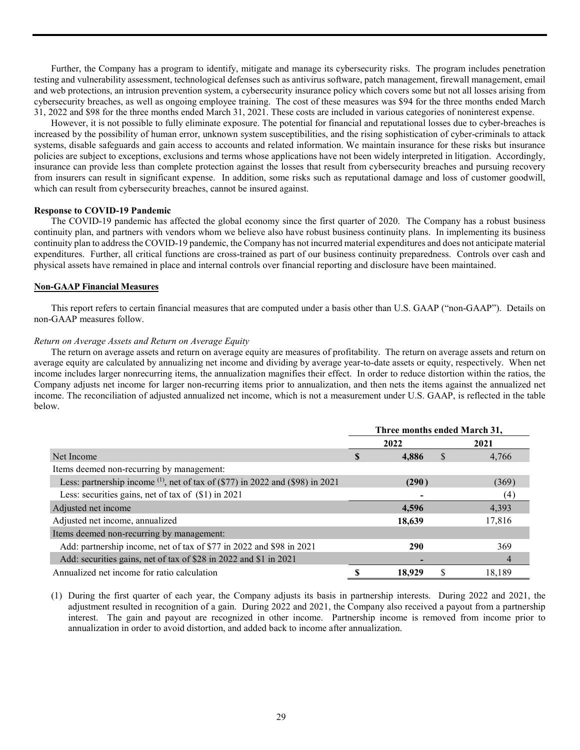Further, the Company has a program to identify, mitigate and manage its cybersecurity risks. The program includes penetration testing and vulnerability assessment, technological defenses such as antivirus software, patch management, firewall management, email and web protections, an intrusion prevention system, a cybersecurity insurance policy which covers some but not all losses arising from cybersecurity breaches, as well as ongoing employee training. The cost of these measures was $94 for the three months ended March 31, 2022 and $98 for the three months ended March 31, 2021. These costs are included in various categories of noninterest expense.

However, it is not possible to fully eliminate exposure. The potential for financial and reputational losses due to cyber-breaches is increased by the possibility of human error, unknown system susceptibilities, and the rising sophistication of cyber-criminals to attack systems, disable safeguards and gain access to accounts and related information. We maintain insurance for these risks but insurance policies are subject to exceptions, exclusions and terms whose applications have not been widely interpreted in litigation. Accordingly, insurance can provide less than complete protection against the losses that result from cybersecurity breaches and pursuing recovery from insurers can result in significant expense. In addition, some risks such as reputational damage and loss of customer goodwill, which can result from cybersecurity breaches, cannot be insured against.

**Response to COVID-19 Pandemic**

The COVID-19 pandemic has affected the global economy since the first quarter of 2020. The Company has a robust business continuity plan, and partners with vendors whom we believe also have robust business continuity plans. In implementing its business continuity plan to address the COVID-19 pandemic, the Company has not incurred material expenditures and does not anticipate material expenditures. Further, all critical functions are cross-trained as part of our business continuity preparedness. Controls over cash and physical assets have remained in place and internal controls over financial reporting and disclosure have been maintained.

## Non-GAAP Financial Measures

This report refers to certain financial measures that are computed under a basis other than U.S. GAAP ("non-GAAP"). Details on non-GAAP measures follow.

*Return on Average Assets and Return on Average Equity*

The return on average assets and return on average equity are measures of profitability. The return on average assets and return on average equity are calculated by annualizing net income and dividing by average year-to-date assets or equity, respectively. When net income includes larger nonrecurring items, the annualization magnifies their effect. In order to reduce distortion within the ratios, the Company adjusts net income for larger non-recurring items prior to annualization, and then nets the items against the annualized net income. The reconciliation of adjusted annualized net income, which is not a measurement under U.S. GAAP, is reflected in the table below.

| | Three months ended March 31, | |
|---|---|---|
| | **2022** | **2021** |
| Net Income | **$ 4,886** | $ 4,766 |
| Items deemed non-recurring by management: | | |
| Less: partnership income [1], net of tax of ($77) in 2022 and ($98) in 2021 | **(290)** | (369) |
| Less: securities gains, net of tax of ($1) in 2021 | **-** | (4) |
| Adjusted net income | **4,596** | 4,393 |
| Adjusted net income, annualized | **18,639** | 17,816 |
| Items deemed non-recurring by management: | | |
| Add: partnership income, net of tax of $77 in 2022 and $98 in 2021 | **290** | 369 |
| Add: securities gains, net of tax of $28 in 2022 and $1 in 2021 | **-** | 4 |
| Annualized net income for ratio calculation | **$ 18,929** | $ 18,189 |

(1) During the first quarter of each year, the Company adjusts its basis in partnership interests. During 2022 and 2021, the adjustment resulted in recognition of a gain. During 2022 and 2021, the Company also received a payout from a partnership interest. The gain and payout are recognized in other income. Partnership income is removed from income prior to annualization in order to avoid distortion, and added back to income after annualization.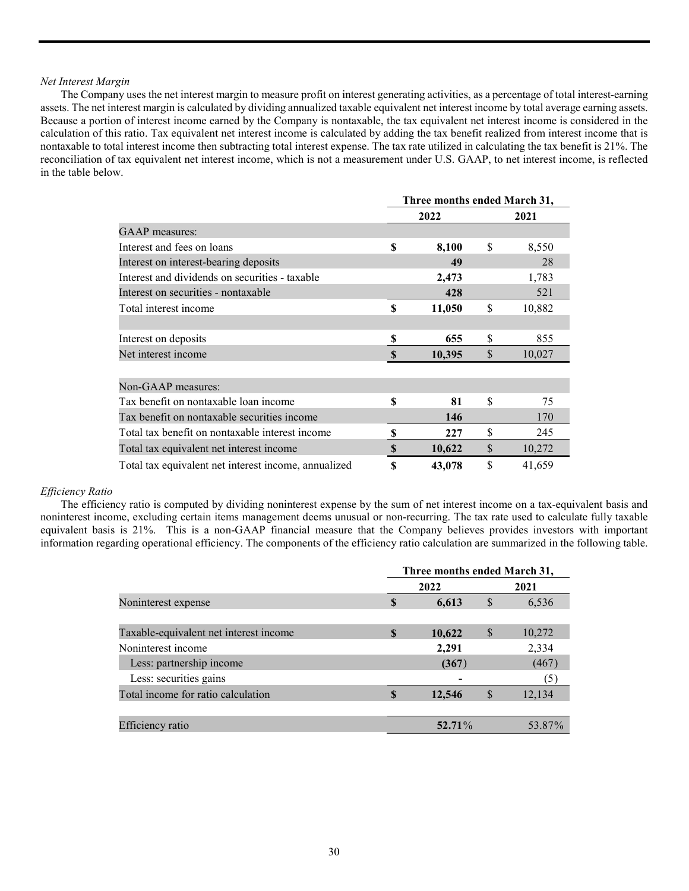*Net Interest Margin*

The Company uses the net interest margin to measure profit on interest generating activities, as a percentage of total interest-earning assets. The net interest margin is calculated by dividing annualized taxable equivalent net interest income by total average earning assets. Because a portion of interest income earned by the Company is nontaxable, the tax equivalent net interest income is considered in the calculation of this ratio. Tax equivalent net interest income is calculated by adding the tax benefit realized from interest income that is nontaxable to total interest income then subtracting total interest expense. The tax rate utilized in calculating the tax benefit is 21%. The reconciliation of tax equivalent net interest income, which is not a measurement under U.S. GAAP, to net interest income, is reflected in the table below.

| | Three months ended March 31, | |
|---|---|---|
| | **2022** | **2021** |
| GAAP measures: | | |
| Interest and fees on loans | **$ 8,100** | $ 8,550 |
| Interest on interest-bearing deposits | **49** | 28 |
| Interest and dividends on securities - taxable | **2,473** | 1,783 |
| Interest on securities - nontaxable | **428** | 521 |
| Total interest income | **$ 11,050** | $ 10,882 |
| | | |
| Interest on deposits | **$ 655** | $ 855 |
| Net interest income | **$ 10,395** | $ 10,027 |
| | | |
| Non-GAAP measures: | | |
| Tax benefit on nontaxable loan income | **$ 81** | $ 75 |
| Tax benefit on nontaxable securities income | **146** | 170 |
| Total tax benefit on nontaxable interest income | **$ 227** | $ 245 |
| Total tax equivalent net interest income | **$ 10,622** | $ 10,272 |
| Total tax equivalent net interest income, annualized | **$ 43,078** | $ 41,659 |

*Efficiency Ratio*

The efficiency ratio is computed by dividing noninterest expense by the sum of net interest income on a tax-equivalent basis and noninterest income, excluding certain items management deems unusual or non-recurring. The tax rate used to calculate fully taxable equivalent basis is 21%. This is a non-GAAP financial measure that the Company believes provides investors with important information regarding operational efficiency. The components of the efficiency ratio calculation are summarized in the following table.

| | Three months ended March 31, | |
|---|---|---|
| | **2022** | **2021** |
| Noninterest expense | **$ 6,613** | $ 6,536 |
| | | |
| Taxable-equivalent net interest income | **$ 10,622** | $ 10,272 |
| Noninterest income | **2,291** | 2,334 |
| Less: partnership income | **(367)** | (467) |
| Less: securities gains | **-** | (5) |
| Total income for ratio calculation | **$ 12,546** | $ 12,134 |
| | | |
| Efficiency ratio | **52.71%** | 53.87% |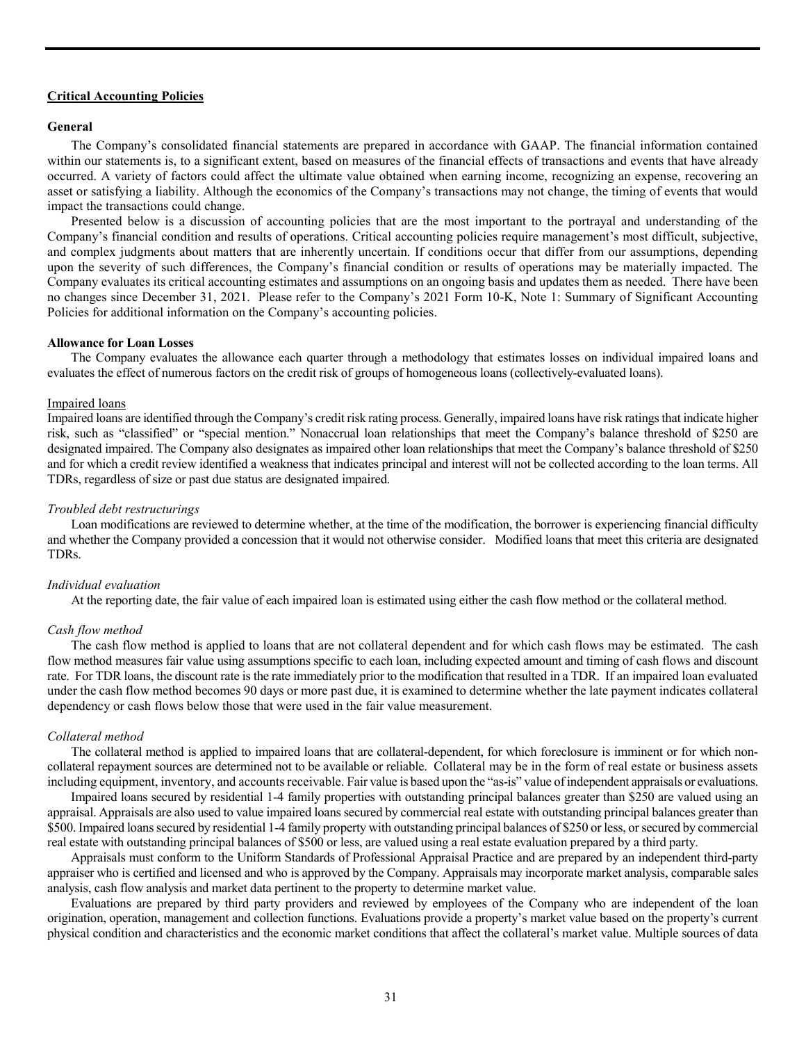## Critical Accounting Policies

### General

The Company's consolidated financial statements are prepared in accordance with GAAP. The financial information contained within our statements is, to a significant extent, based on measures of the financial effects of transactions and events that have already occurred. A variety of factors could affect the ultimate value obtained when earning income, recognizing an expense, recovering an asset or satisfying a liability. Although the economics of the Company's transactions may not change, the timing of events that would impact the transactions could change.

Presented below is a discussion of accounting policies that are the most important to the portrayal and understanding of the Company's financial condition and results of operations. Critical accounting policies require management's most difficult, subjective, and complex judgments about matters that are inherently uncertain. If conditions occur that differ from our assumptions, depending upon the severity of such differences, the Company's financial condition or results of operations may be materially impacted. The Company evaluates its critical accounting estimates and assumptions on an ongoing basis and updates them as needed. There have been no changes since December 31, 2021. Please refer to the Company's 2021 Form 10-K, Note 1: Summary of Significant Accounting Policies for additional information on the Company's accounting policies.

### Allowance for Loan Losses

The Company evaluates the allowance each quarter through a methodology that estimates losses on individual impaired loans and evaluates the effect of numerous factors on the credit risk of groups of homogeneous loans (collectively-evaluated loans).

Impaired loans

Impaired loans are identified through the Company's credit risk rating process. Generally, impaired loans have risk ratings that indicate higher risk, such as "classified" or "special mention." Nonaccrual loan relationships that meet the Company's balance threshold of $250 are designated impaired. The Company also designates as impaired other loan relationships that meet the Company's balance threshold of $250 and for which a credit review identified a weakness that indicates principal and interest will not be collected according to the loan terms. All TDRs, regardless of size or past due status are designated impaired.

*Troubled debt restructurings*

Loan modifications are reviewed to determine whether, at the time of the modification, the borrower is experiencing financial difficulty and whether the Company provided a concession that it would not otherwise consider. Modified loans that meet this criteria are designated TDRs.

*Individual evaluation*

At the reporting date, the fair value of each impaired loan is estimated using either the cash flow method or the collateral method.

*Cash flow method*

The cash flow method is applied to loans that are not collateral dependent and for which cash flows may be estimated. The cash flow method measures fair value using assumptions specific to each loan, including expected amount and timing of cash flows and discount rate. For TDR loans, the discount rate is the rate immediately prior to the modification that resulted in a TDR. If an impaired loan evaluated under the cash flow method becomes 90 days or more past due, it is examined to determine whether the late payment indicates collateral dependency or cash flows below those that were used in the fair value measurement.

*Collateral method*

The collateral method is applied to impaired loans that are collateral-dependent, for which foreclosure is imminent or for which non-collateral repayment sources are determined not to be available or reliable. Collateral may be in the form of real estate or business assets including equipment, inventory, and accounts receivable. Fair value is based upon the "as-is" value of independent appraisals or evaluations.

Impaired loans secured by residential 1-4 family properties with outstanding principal balances greater than $250 are valued using an appraisal. Appraisals are also used to value impaired loans secured by commercial real estate with outstanding principal balances greater than $500. Impaired loans secured by residential 1-4 family property with outstanding principal balances of $250 or less, or secured by commercial real estate with outstanding principal balances of $500 or less, are valued using a real estate evaluation prepared by a third party.

Appraisals must conform to the Uniform Standards of Professional Appraisal Practice and are prepared by an independent third-party appraiser who is certified and licensed and who is approved by the Company. Appraisals may incorporate market analysis, comparable sales analysis, cash flow analysis and market data pertinent to the property to determine market value.

Evaluations are prepared by third party providers and reviewed by employees of the Company who are independent of the loan origination, operation, management and collection functions. Evaluations provide a property's market value based on the property's current physical condition and characteristics and the economic market conditions that affect the collateral's market value. Multiple sources of data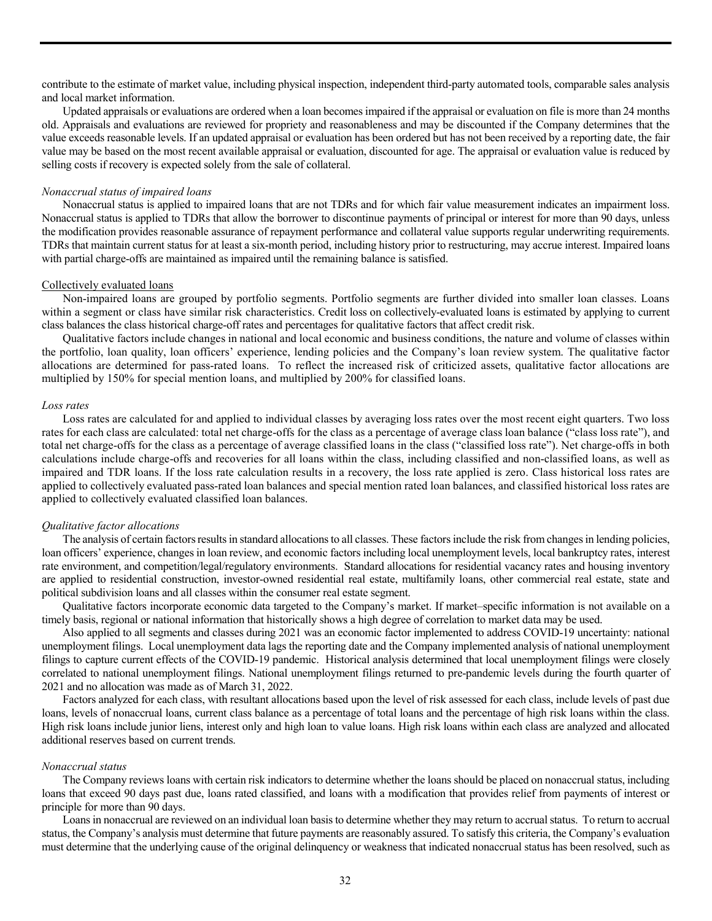contribute to the estimate of market value, including physical inspection, independent third-party automated tools, comparable sales analysis and local market information.

Updated appraisals or evaluations are ordered when a loan becomes impaired if the appraisal or evaluation on file is more than 24 months old. Appraisals and evaluations are reviewed for propriety and reasonableness and may be discounted if the Company determines that the value exceeds reasonable levels. If an updated appraisal or evaluation has been ordered but has not been received by a reporting date, the fair value may be based on the most recent available appraisal or evaluation, discounted for age. The appraisal or evaluation value is reduced by selling costs if recovery is expected solely from the sale of collateral.

*Nonaccrual status of impaired loans*

Nonaccrual status is applied to impaired loans that are not TDRs and for which fair value measurement indicates an impairment loss. Nonaccrual status is applied to TDRs that allow the borrower to discontinue payments of principal or interest for more than 90 days, unless the modification provides reasonable assurance of repayment performance and collateral value supports regular underwriting requirements. TDRs that maintain current status for at least a six-month period, including history prior to restructuring, may accrue interest. Impaired loans with partial charge-offs are maintained as impaired until the remaining balance is satisfied.

Collectively evaluated loans

Non-impaired loans are grouped by portfolio segments. Portfolio segments are further divided into smaller loan classes. Loans within a segment or class have similar risk characteristics. Credit loss on collectively-evaluated loans is estimated by applying to current class balances the class historical charge-off rates and percentages for qualitative factors that affect credit risk.

Qualitative factors include changes in national and local economic and business conditions, the nature and volume of classes within the portfolio, loan quality, loan officers' experience, lending policies and the Company's loan review system. The qualitative factor allocations are determined for pass-rated loans. To reflect the increased risk of criticized assets, qualitative factor allocations are multiplied by 150% for special mention loans, and multiplied by 200% for classified loans.

*Loss rates*

Loss rates are calculated for and applied to individual classes by averaging loss rates over the most recent eight quarters. Two loss rates for each class are calculated: total net charge-offs for the class as a percentage of average class loan balance ("class loss rate"), and total net charge-offs for the class as a percentage of average classified loans in the class ("classified loss rate"). Net charge-offs in both calculations include charge-offs and recoveries for all loans within the class, including classified and non-classified loans, as well as impaired and TDR loans. If the loss rate calculation results in a recovery, the loss rate applied is zero. Class historical loss rates are applied to collectively evaluated pass-rated loan balances and special mention rated loan balances, and classified historical loss rates are applied to collectively evaluated classified loan balances.

*Qualitative factor allocations*

The analysis of certain factors results in standard allocations to all classes. These factors include the risk from changes in lending policies, loan officers' experience, changes in loan review, and economic factors including local unemployment levels, local bankruptcy rates, interest rate environment, and competition/legal/regulatory environments. Standard allocations for residential vacancy rates and housing inventory are applied to residential construction, investor-owned residential real estate, multifamily loans, other commercial real estate, state and political subdivision loans and all classes within the consumer real estate segment.

Qualitative factors incorporate economic data targeted to the Company's market. If market–specific information is not available on a timely basis, regional or national information that historically shows a high degree of correlation to market data may be used.

Also applied to all segments and classes during 2021 was an economic factor implemented to address COVID-19 uncertainty: national unemployment filings. Local unemployment data lags the reporting date and the Company implemented analysis of national unemployment filings to capture current effects of the COVID-19 pandemic. Historical analysis determined that local unemployment filings were closely correlated to national unemployment filings. National unemployment filings returned to pre-pandemic levels during the fourth quarter of 2021 and no allocation was made as of March 31, 2022.

Factors analyzed for each class, with resultant allocations based upon the level of risk assessed for each class, include levels of past due loans, levels of nonaccrual loans, current class balance as a percentage of total loans and the percentage of high risk loans within the class. High risk loans include junior liens, interest only and high loan to value loans. High risk loans within each class are analyzed and allocated additional reserves based on current trends.

*Nonaccrual status*

The Company reviews loans with certain risk indicators to determine whether the loans should be placed on nonaccrual status, including loans that exceed 90 days past due, loans rated classified, and loans with a modification that provides relief from payments of interest or principal for more than 90 days.

Loans in nonaccrual are reviewed on an individual loan basis to determine whether they may return to accrual status. To return to accrual status, the Company's analysis must determine that future payments are reasonably assured. To satisfy this criteria, the Company's evaluation must determine that the underlying cause of the original delinquency or weakness that indicated nonaccrual status has been resolved, such as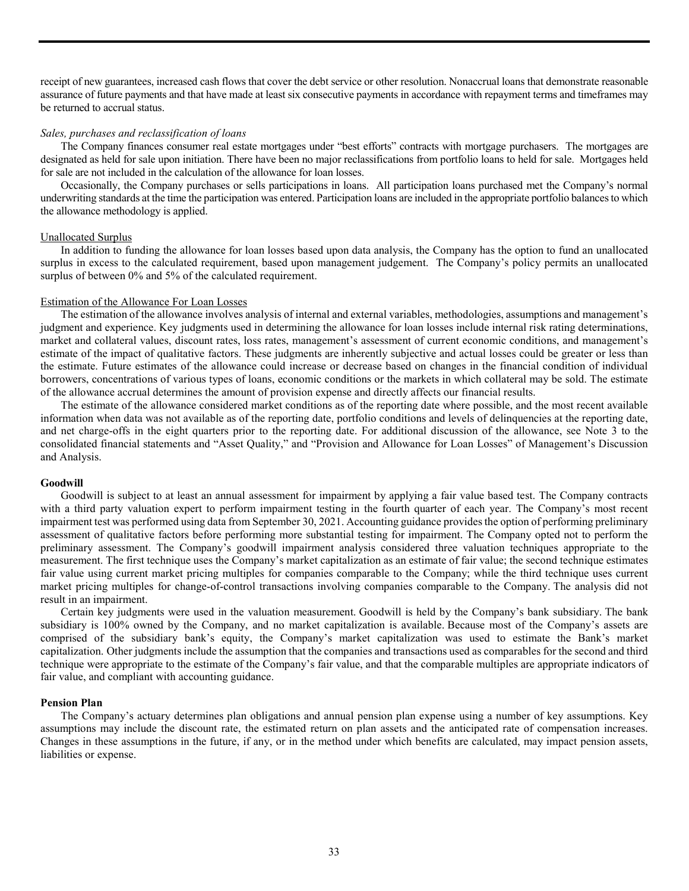receipt of new guarantees, increased cash flows that cover the debt service or other resolution. Nonaccrual loans that demonstrate reasonable assurance of future payments and that have made at least six consecutive payments in accordance with repayment terms and timeframes may be returned to accrual status.

*Sales, purchases and reclassification of loans*

The Company finances consumer real estate mortgages under "best efforts" contracts with mortgage purchasers. The mortgages are designated as held for sale upon initiation. There have been no major reclassifications from portfolio loans to held for sale. Mortgages held for sale are not included in the calculation of the allowance for loan losses.

Occasionally, the Company purchases or sells participations in loans. All participation loans purchased met the Company's normal underwriting standards at the time the participation was entered. Participation loans are included in the appropriate portfolio balances to which the allowance methodology is applied.

Unallocated Surplus

In addition to funding the allowance for loan losses based upon data analysis, the Company has the option to fund an unallocated surplus in excess to the calculated requirement, based upon management judgement. The Company's policy permits an unallocated surplus of between 0% and 5% of the calculated requirement.

Estimation of the Allowance For Loan Losses

The estimation of the allowance involves analysis of internal and external variables, methodologies, assumptions and management's judgment and experience. Key judgments used in determining the allowance for loan losses include internal risk rating determinations, market and collateral values, discount rates, loss rates, management's assessment of current economic conditions, and management's estimate of the impact of qualitative factors. These judgments are inherently subjective and actual losses could be greater or less than the estimate. Future estimates of the allowance could increase or decrease based on changes in the financial condition of individual borrowers, concentrations of various types of loans, economic conditions or the markets in which collateral may be sold. The estimate of the allowance accrual determines the amount of provision expense and directly affects our financial results.

The estimate of the allowance considered market conditions as of the reporting date where possible, and the most recent available information when data was not available as of the reporting date, portfolio conditions and levels of delinquencies at the reporting date, and net charge-offs in the eight quarters prior to the reporting date. For additional discussion of the allowance, see Note 3 to the consolidated financial statements and "Asset Quality," and "Provision and Allowance for Loan Losses" of Management's Discussion and Analysis.

**Goodwill**

Goodwill is subject to at least an annual assessment for impairment by applying a fair value based test. The Company contracts with a third party valuation expert to perform impairment testing in the fourth quarter of each year. The Company's most recent impairment test was performed using data from September 30, 2021. Accounting guidance provides the option of performing preliminary assessment of qualitative factors before performing more substantial testing for impairment. The Company opted not to perform the preliminary assessment. The Company's goodwill impairment analysis considered three valuation techniques appropriate to the measurement. The first technique uses the Company's market capitalization as an estimate of fair value; the second technique estimates fair value using current market pricing multiples for companies comparable to the Company; while the third technique uses current market pricing multiples for change-of-control transactions involving companies comparable to the Company. The analysis did not result in an impairment.

Certain key judgments were used in the valuation measurement. Goodwill is held by the Company's bank subsidiary. The bank subsidiary is 100% owned by the Company, and no market capitalization is available. Because most of the Company's assets are comprised of the subsidiary bank's equity, the Company's market capitalization was used to estimate the Bank's market capitalization. Other judgments include the assumption that the companies and transactions used as comparables for the second and third technique were appropriate to the estimate of the Company's fair value, and that the comparable multiples are appropriate indicators of fair value, and compliant with accounting guidance.

**Pension Plan**

The Company's actuary determines plan obligations and annual pension plan expense using a number of key assumptions. Key assumptions may include the discount rate, the estimated return on plan assets and the anticipated rate of compensation increases. Changes in these assumptions in the future, if any, or in the method under which benefits are calculated, may impact pension assets, liabilities or expense.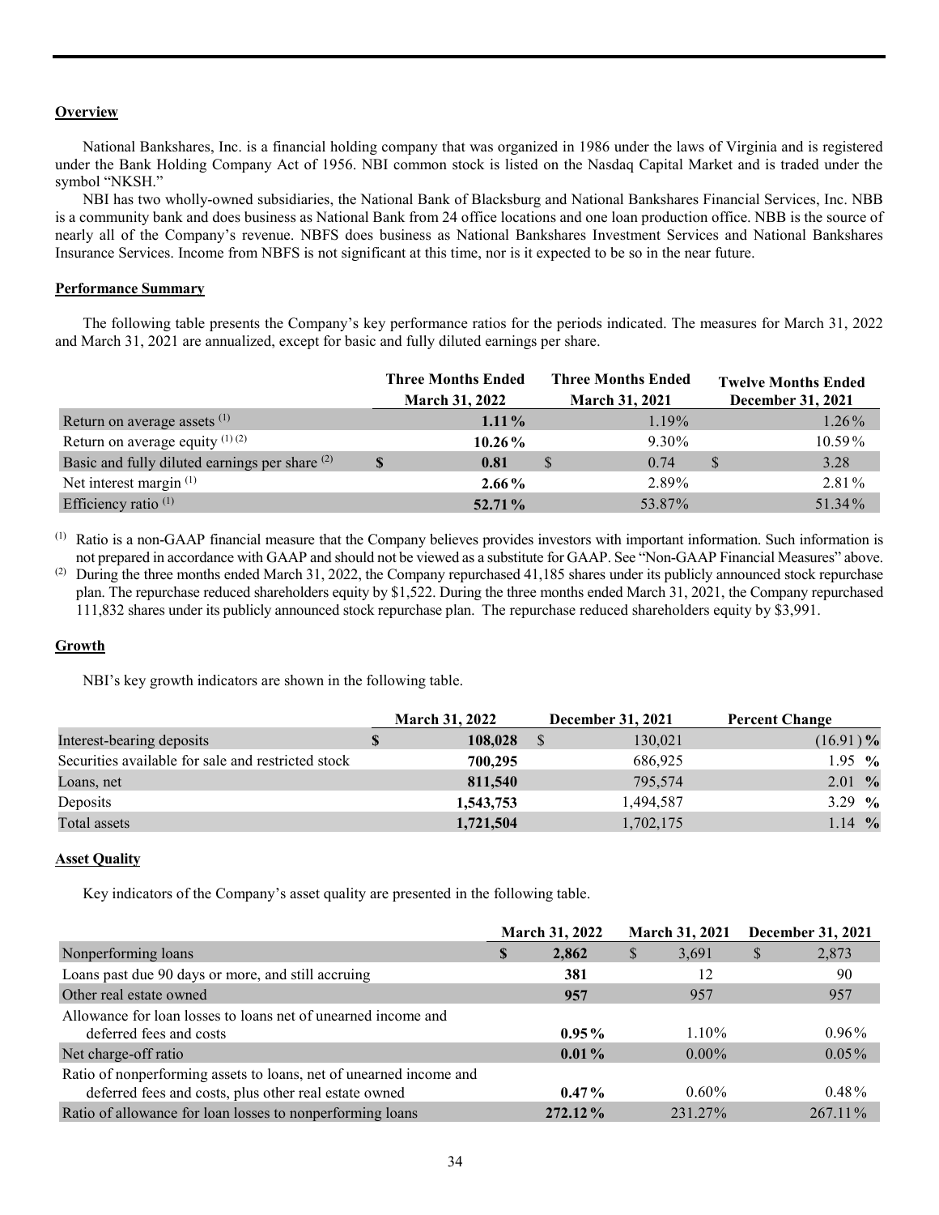### Overview

National Bankshares, Inc. is a financial holding company that was organized in 1986 under the laws of Virginia and is registered under the Bank Holding Company Act of 1956. NBI common stock is listed on the Nasdaq Capital Market and is traded under the symbol "NKSH."

NBI has two wholly-owned subsidiaries, the National Bank of Blacksburg and National Bankshares Financial Services, Inc. NBB is a community bank and does business as National Bank from 24 office locations and one loan production office. NBB is the source of nearly all of the Company's revenue. NBFS does business as National Bankshares Investment Services and National Bankshares Insurance Services. Income from NBFS is not significant at this time, nor is it expected to be so in the near future.

### Performance Summary

The following table presents the Company's key performance ratios for the periods indicated. The measures for March 31, 2022 and March 31, 2021 are annualized, except for basic and fully diluted earnings per share.

| | Three Months Ended March 31, 2022 | Three Months Ended March 31, 2021 | Twelve Months Ended December 31, 2021 |
|---|---|---|---|
| Return on average assets [1] | **1.11%** | 1.19% | 1.26% |
| Return on average equity [1] [2] | **10.26%** | 9.30% | 10.59% |
| Basic and fully diluted earnings per share [2] | **$ 0.81** | $ 0.74 | $ 3.28 |
| Net interest margin [1] | **2.66%** | 2.89% | 2.81% |
| Efficiency ratio [1] | **52.71%** | 53.87% | 51.34% |

[1] Ratio is a non-GAAP financial measure that the Company believes provides investors with important information. Such information is not prepared in accordance with GAAP and should not be viewed as a substitute for GAAP. See "Non-GAAP Financial Measures" above.

[2] During the three months ended March 31, 2022, the Company repurchased 41,185 shares under its publicly announced stock repurchase plan. The repurchase reduced shareholders equity by $1,522. During the three months ended March 31, 2021, the Company repurchased 111,832 shares under its publicly announced stock repurchase plan. The repurchase reduced shareholders equity by $3,991.

### Growth

NBI's key growth indicators are shown in the following table.

| | March 31, 2022 | December 31, 2021 | Percent Change |
|---|---|---|---|
| Interest-bearing deposits | **$ 108,028** | $ 130,021 | (16.91) **%** |
| Securities available for sale and restricted stock | **700,295** | 686,925 | 1.95 **%** |
| Loans, net | **811,540** | 795,574 | 2.01 **%** |
| Deposits | **1,543,753** | 1,494,587 | 3.29 **%** |
| Total assets | **1,721,504** | 1,702,175 | 1.14 **%** |

### Asset Quality

Key indicators of the Company's asset quality are presented in the following table.

| | March 31, 2022 | March 31, 2021 | December 31, 2021 |
|---|---|---|---|
| Nonperforming loans | **$ 2,862** | $ 3,691 | $ 2,873 |
| Loans past due 90 days or more, and still accruing | **381** | 12 | 90 |
| Other real estate owned | **957** | 957 | 957 |
| Allowance for loan losses to loans net of unearned income and deferred fees and costs | **0.95%** | 1.10% | 0.96% |
| Net charge-off ratio | **0.01%** | 0.00% | 0.05% |
| Ratio of nonperforming assets to loans, net of unearned income and deferred fees and costs, plus other real estate owned | **0.47%** | 0.60% | 0.48% |
| Ratio of allowance for loan losses to nonperforming loans | **272.12%** | 231.27% | 267.11% |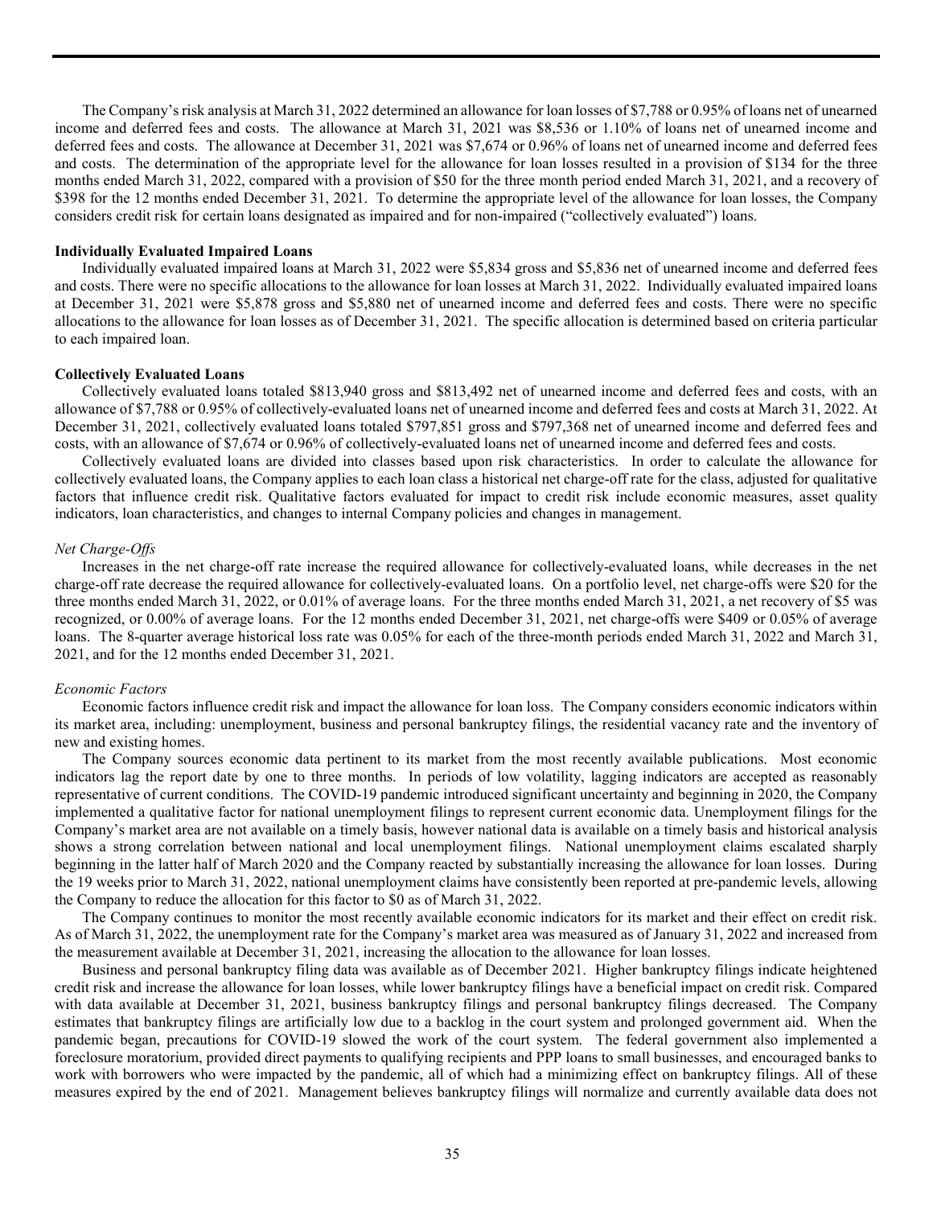The Company's risk analysis at March 31, 2022 determined an allowance for loan losses of $7,788 or 0.95% of loans net of unearned income and deferred fees and costs. The allowance at March 31, 2021 was $8,536 or 1.10% of loans net of unearned income and deferred fees and costs. The allowance at December 31, 2021 was $7,674 or 0.96% of loans net of unearned income and deferred fees and costs. The determination of the appropriate level for the allowance for loan losses resulted in a provision of $134 for the three months ended March 31, 2022, compared with a provision of $50 for the three month period ended March 31, 2021, and a recovery of $398 for the 12 months ended December 31, 2021. To determine the appropriate level of the allowance for loan losses, the Company considers credit risk for certain loans designated as impaired and for non-impaired ("collectively evaluated") loans.

**Individually Evaluated Impaired Loans**

Individually evaluated impaired loans at March 31, 2022 were $5,834 gross and $5,836 net of unearned income and deferred fees and costs. There were no specific allocations to the allowance for loan losses at March 31, 2022. Individually evaluated impaired loans at December 31, 2021 were $5,878 gross and $5,880 net of unearned income and deferred fees and costs. There were no specific allocations to the allowance for loan losses as of December 31, 2021. The specific allocation is determined based on criteria particular to each impaired loan.

**Collectively Evaluated Loans**

Collectively evaluated loans totaled $813,940 gross and $813,492 net of unearned income and deferred fees and costs, with an allowance of $7,788 or 0.95% of collectively-evaluated loans net of unearned income and deferred fees and costs at March 31, 2022. At December 31, 2021, collectively evaluated loans totaled $797,851 gross and $797,368 net of unearned income and deferred fees and costs, with an allowance of $7,674 or 0.96% of collectively-evaluated loans net of unearned income and deferred fees and costs.

Collectively evaluated loans are divided into classes based upon risk characteristics. In order to calculate the allowance for collectively evaluated loans, the Company applies to each loan class a historical net charge-off rate for the class, adjusted for qualitative factors that influence credit risk. Qualitative factors evaluated for impact to credit risk include economic measures, asset quality indicators, loan characteristics, and changes to internal Company policies and changes in management.

*Net Charge-Offs*

Increases in the net charge-off rate increase the required allowance for collectively-evaluated loans, while decreases in the net charge-off rate decrease the required allowance for collectively-evaluated loans. On a portfolio level, net charge-offs were $20 for the three months ended March 31, 2022, or 0.01% of average loans. For the three months ended March 31, 2021, a net recovery of $5 was recognized, or 0.00% of average loans. For the 12 months ended December 31, 2021, net charge-offs were $409 or 0.05% of average loans. The 8-quarter average historical loss rate was 0.05% for each of the three-month periods ended March 31, 2022 and March 31, 2021, and for the 12 months ended December 31, 2021.

*Economic Factors*

Economic factors influence credit risk and impact the allowance for loan loss. The Company considers economic indicators within its market area, including: unemployment, business and personal bankruptcy filings, the residential vacancy rate and the inventory of new and existing homes.

The Company sources economic data pertinent to its market from the most recently available publications. Most economic indicators lag the report date by one to three months. In periods of low volatility, lagging indicators are accepted as reasonably representative of current conditions. The COVID-19 pandemic introduced significant uncertainty and beginning in 2020, the Company implemented a qualitative factor for national unemployment filings to represent current economic data. Unemployment filings for the Company's market area are not available on a timely basis, however national data is available on a timely basis and historical analysis shows a strong correlation between national and local unemployment filings. National unemployment claims escalated sharply beginning in the latter half of March 2020 and the Company reacted by substantially increasing the allowance for loan losses. During the 19 weeks prior to March 31, 2022, national unemployment claims have consistently been reported at pre-pandemic levels, allowing the Company to reduce the allocation for this factor to $0 as of March 31, 2022.

The Company continues to monitor the most recently available economic indicators for its market and their effect on credit risk. As of March 31, 2022, the unemployment rate for the Company's market area was measured as of January 31, 2022 and increased from the measurement available at December 31, 2021, increasing the allocation to the allowance for loan losses.

Business and personal bankruptcy filing data was available as of December 2021. Higher bankruptcy filings indicate heightened credit risk and increase the allowance for loan losses, while lower bankruptcy filings have a beneficial impact on credit risk. Compared with data available at December 31, 2021, business bankruptcy filings and personal bankruptcy filings decreased. The Company estimates that bankruptcy filings are artificially low due to a backlog in the court system and prolonged government aid. When the pandemic began, precautions for COVID-19 slowed the work of the court system. The federal government also implemented a foreclosure moratorium, provided direct payments to qualifying recipients and PPP loans to small businesses, and encouraged banks to work with borrowers who were impacted by the pandemic, all of which had a minimizing effect on bankruptcy filings. All of these measures expired by the end of 2021. Management believes bankruptcy filings will normalize and currently available data does not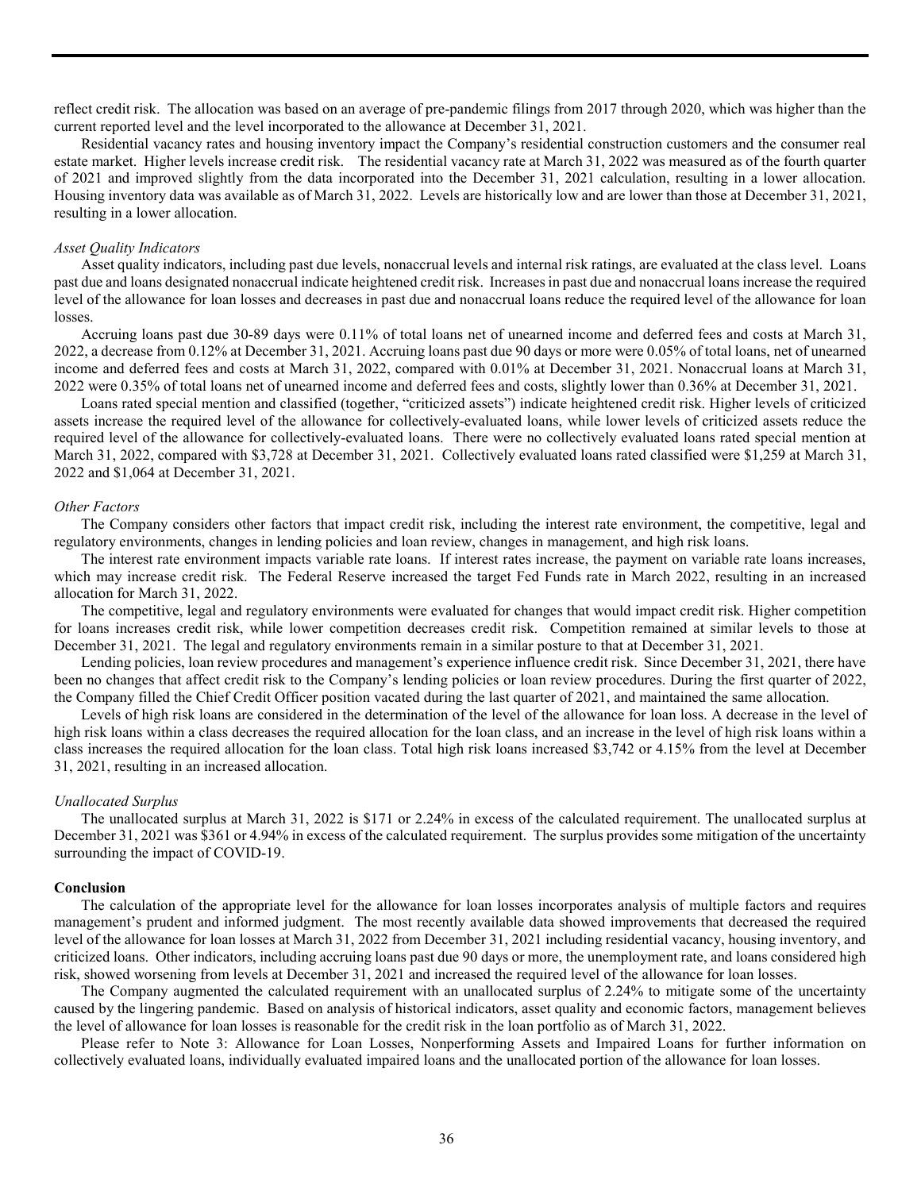reflect credit risk. The allocation was based on an average of pre-pandemic filings from 2017 through 2020, which was higher than the current reported level and the level incorporated to the allowance at December 31, 2021.

Residential vacancy rates and housing inventory impact the Company's residential construction customers and the consumer real estate market. Higher levels increase credit risk. The residential vacancy rate at March 31, 2022 was measured as of the fourth quarter of 2021 and improved slightly from the data incorporated into the December 31, 2021 calculation, resulting in a lower allocation. Housing inventory data was available as of March 31, 2022. Levels are historically low and are lower than those at December 31, 2021, resulting in a lower allocation.

*Asset Quality Indicators*

Asset quality indicators, including past due levels, nonaccrual levels and internal risk ratings, are evaluated at the class level. Loans past due and loans designated nonaccrual indicate heightened credit risk. Increases in past due and nonaccrual loans increase the required level of the allowance for loan losses and decreases in past due and nonaccrual loans reduce the required level of the allowance for loan losses.

Accruing loans past due 30-89 days were 0.11% of total loans net of unearned income and deferred fees and costs at March 31, 2022, a decrease from 0.12% at December 31, 2021. Accruing loans past due 90 days or more were 0.05% of total loans, net of unearned income and deferred fees and costs at March 31, 2022, compared with 0.01% at December 31, 2021. Nonaccrual loans at March 31, 2022 were 0.35% of total loans net of unearned income and deferred fees and costs, slightly lower than 0.36% at December 31, 2021.

Loans rated special mention and classified (together, "criticized assets") indicate heightened credit risk. Higher levels of criticized assets increase the required level of the allowance for collectively-evaluated loans, while lower levels of criticized assets reduce the required level of the allowance for collectively-evaluated loans. There were no collectively evaluated loans rated special mention at March 31, 2022, compared with $3,728 at December 31, 2021. Collectively evaluated loans rated classified were $1,259 at March 31, 2022 and $1,064 at December 31, 2021.

*Other Factors*

The Company considers other factors that impact credit risk, including the interest rate environment, the competitive, legal and regulatory environments, changes in lending policies and loan review, changes in management, and high risk loans.

The interest rate environment impacts variable rate loans. If interest rates increase, the payment on variable rate loans increases, which may increase credit risk. The Federal Reserve increased the target Fed Funds rate in March 2022, resulting in an increased allocation for March 31, 2022.

The competitive, legal and regulatory environments were evaluated for changes that would impact credit risk. Higher competition for loans increases credit risk, while lower competition decreases credit risk. Competition remained at similar levels to those at December 31, 2021. The legal and regulatory environments remain in a similar posture to that at December 31, 2021.

Lending policies, loan review procedures and management's experience influence credit risk. Since December 31, 2021, there have been no changes that affect credit risk to the Company's lending policies or loan review procedures. During the first quarter of 2022, the Company filled the Chief Credit Officer position vacated during the last quarter of 2021, and maintained the same allocation.

Levels of high risk loans are considered in the determination of the level of the allowance for loan loss. A decrease in the level of high risk loans within a class decreases the required allocation for the loan class, and an increase in the level of high risk loans within a class increases the required allocation for the loan class. Total high risk loans increased $3,742 or 4.15% from the level at December 31, 2021, resulting in an increased allocation.

*Unallocated Surplus*

The unallocated surplus at March 31, 2022 is $171 or 2.24% in excess of the calculated requirement. The unallocated surplus at December 31, 2021 was $361 or 4.94% in excess of the calculated requirement. The surplus provides some mitigation of the uncertainty surrounding the impact of COVID-19.

**Conclusion**

The calculation of the appropriate level for the allowance for loan losses incorporates analysis of multiple factors and requires management's prudent and informed judgment. The most recently available data showed improvements that decreased the required level of the allowance for loan losses at March 31, 2022 from December 31, 2021 including residential vacancy, housing inventory, and criticized loans. Other indicators, including accruing loans past due 90 days or more, the unemployment rate, and loans considered high risk, showed worsening from levels at December 31, 2021 and increased the required level of the allowance for loan losses.

The Company augmented the calculated requirement with an unallocated surplus of 2.24% to mitigate some of the uncertainty caused by the lingering pandemic. Based on analysis of historical indicators, asset quality and economic factors, management believes the level of allowance for loan losses is reasonable for the credit risk in the loan portfolio as of March 31, 2022.

Please refer to Note 3: Allowance for Loan Losses, Nonperforming Assets and Impaired Loans for further information on collectively evaluated loans, individually evaluated impaired loans and the unallocated portion of the allowance for loan losses.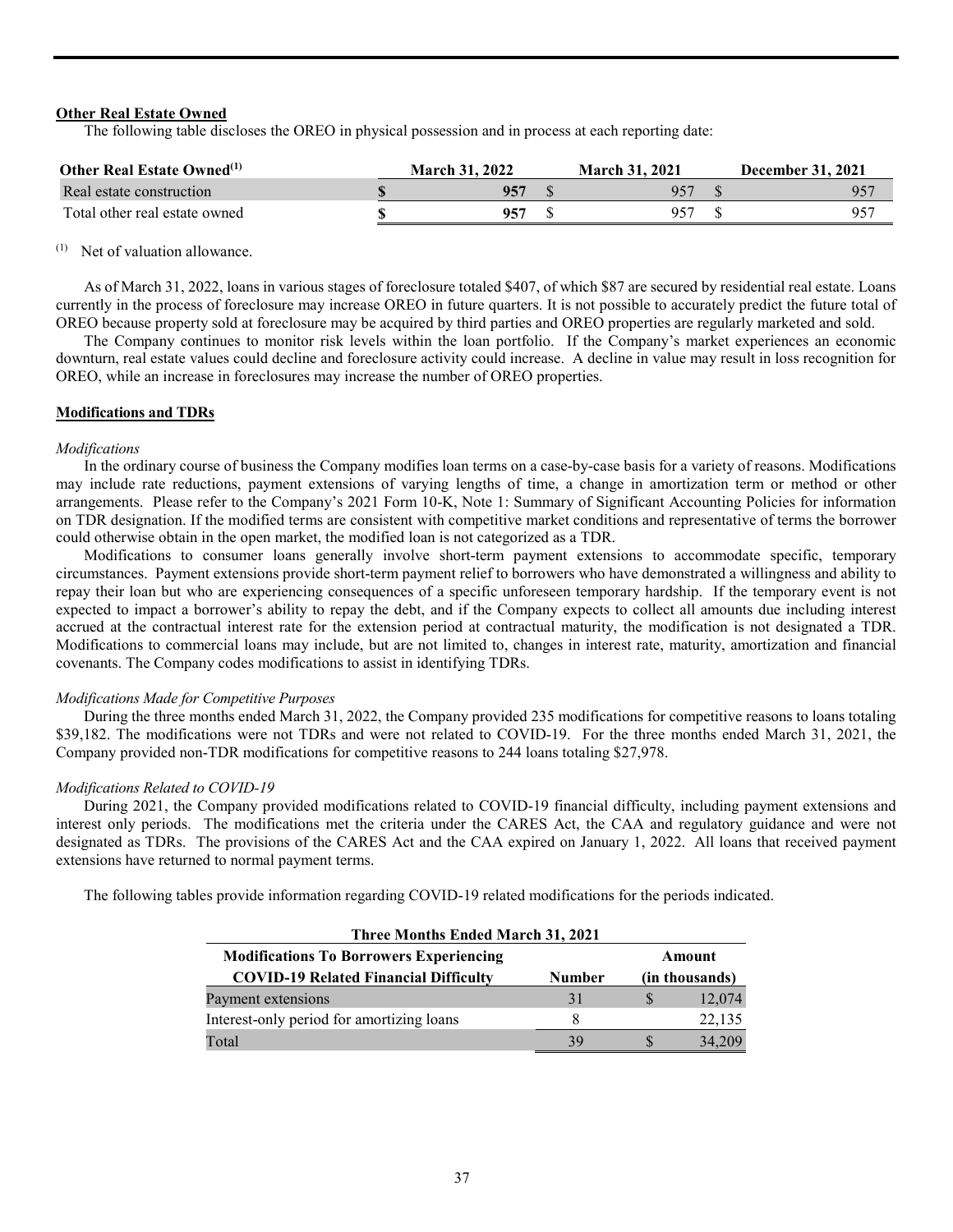**Other Real Estate Owned**

The following table discloses the OREO in physical possession and in process at each reporting date:

| Other Real Estate Owned[(1)] | March 31, 2022 | March 31, 2021 | December 31, 2021 |
|---|---|---|---|
| Real estate construction | **$ 957** | $ 957 | $ 957 |
| Total other real estate owned | **$ 957** | $ 957 | $ 957 |

(1) Net of valuation allowance.

As of March 31, 2022, loans in various stages of foreclosure totaled $407, of which $87 are secured by residential real estate. Loans currently in the process of foreclosure may increase OREO in future quarters. It is not possible to accurately predict the future total of OREO because property sold at foreclosure may be acquired by third parties and OREO properties are regularly marketed and sold.

The Company continues to monitor risk levels within the loan portfolio. If the Company's market experiences an economic downturn, real estate values could decline and foreclosure activity could increase. A decline in value may result in loss recognition for OREO, while an increase in foreclosures may increase the number of OREO properties.

**Modifications and TDRs**

*Modifications*

In the ordinary course of business the Company modifies loan terms on a case-by-case basis for a variety of reasons. Modifications may include rate reductions, payment extensions of varying lengths of time, a change in amortization term or method or other arrangements. Please refer to the Company's 2021 Form 10-K, Note 1: Summary of Significant Accounting Policies for information on TDR designation. If the modified terms are consistent with competitive market conditions and representative of terms the borrower could otherwise obtain in the open market, the modified loan is not categorized as a TDR.

Modifications to consumer loans generally involve short-term payment extensions to accommodate specific, temporary circumstances. Payment extensions provide short-term payment relief to borrowers who have demonstrated a willingness and ability to repay their loan but who are experiencing consequences of a specific unforeseen temporary hardship. If the temporary event is not expected to impact a borrower's ability to repay the debt, and if the Company expects to collect all amounts due including interest accrued at the contractual interest rate for the extension period at contractual maturity, the modification is not designated a TDR. Modifications to commercial loans may include, but are not limited to, changes in interest rate, maturity, amortization and financial covenants. The Company codes modifications to assist in identifying TDRs.

*Modifications Made for Competitive Purposes*

During the three months ended March 31, 2022, the Company provided 235 modifications for competitive reasons to loans totaling $39,182. The modifications were not TDRs and were not related to COVID-19. For the three months ended March 31, 2021, the Company provided non-TDR modifications for competitive reasons to 244 loans totaling $27,978.

*Modifications Related to COVID-19*

During 2021, the Company provided modifications related to COVID-19 financial difficulty, including payment extensions and interest only periods. The modifications met the criteria under the CARES Act, the CAA and regulatory guidance and were not designated as TDRs. The provisions of the CARES Act and the CAA expired on January 1, 2022. All loans that received payment extensions have returned to normal payment terms.

The following tables provide information regarding COVID-19 related modifications for the periods indicated.

| Three Months Ended March 31, 2021 | | |
|---|---|---|
| **Modifications To Borrowers Experiencing COVID-19 Related Financial Difficulty** | **Number** | **Amount (in thousands)** |
| Payment extensions | 31 | $ 12,074 |
| Interest-only period for amortizing loans | 8 | 22,135 |
| Total | 39 | $ 34,209 |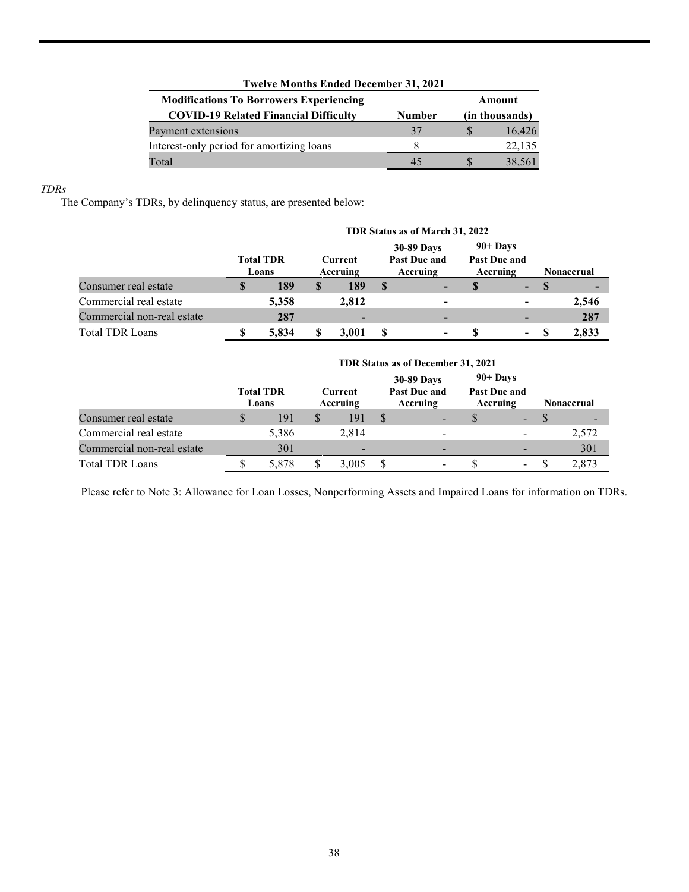| Twelve Months Ended December 31, 2021 | | |
|---|---|---|
| **Modifications To Borrowers Experiencing COVID-19 Related Financial Difficulty** | **Number** | **Amount (in thousands)** |
| Payment extensions | 37 | $ 16,426 |
| Interest-only period for amortizing loans | 8 | 22,135 |
| Total | 45 | $ 38,561 |

*TDRs*

The Company's TDRs, by delinquency status, are presented below:

| | TDR Status as of March 31, 2022 | | | | |
|---|---|---|---|---|---|
| | **Total TDR Loans** | **Current Accruing** | **30-89 Days Past Due and Accruing** | **90+ Days Past Due and Accruing** | **Nonaccrual** |
| Consumer real estate | **$ 189** | **$ 189** | **$ -** | **$ -** | **$ -** |
| Commercial real estate | **5,358** | **2,812** | **-** | **-** | **2,546** |
| Commercial non-real estate | **287** | **-** | **-** | **-** | **287** |
| Total TDR Loans | **$ 5,834** | **$ 3,001** | **$ -** | **$ -** | **$ 2,833** |

| | TDR Status as of December 31, 2021 | | | | |
|---|---|---|---|---|---|
| | **Total TDR Loans** | **Current Accruing** | **30-89 Days Past Due and Accruing** | **90+ Days Past Due and Accruing** | **Nonaccrual** |
| Consumer real estate | $ 191 | $ 191 | $ - | $ - | $ - |
| Commercial real estate | 5,386 | 2,814 | - | - | 2,572 |
| Commercial non-real estate | 301 | - | - | - | 301 |
| Total TDR Loans | $ 5,878 | $ 3,005 | $ - | $ - | $ 2,873 |

Please refer to Note 3: Allowance for Loan Losses, Nonperforming Assets and Impaired Loans for information on TDRs.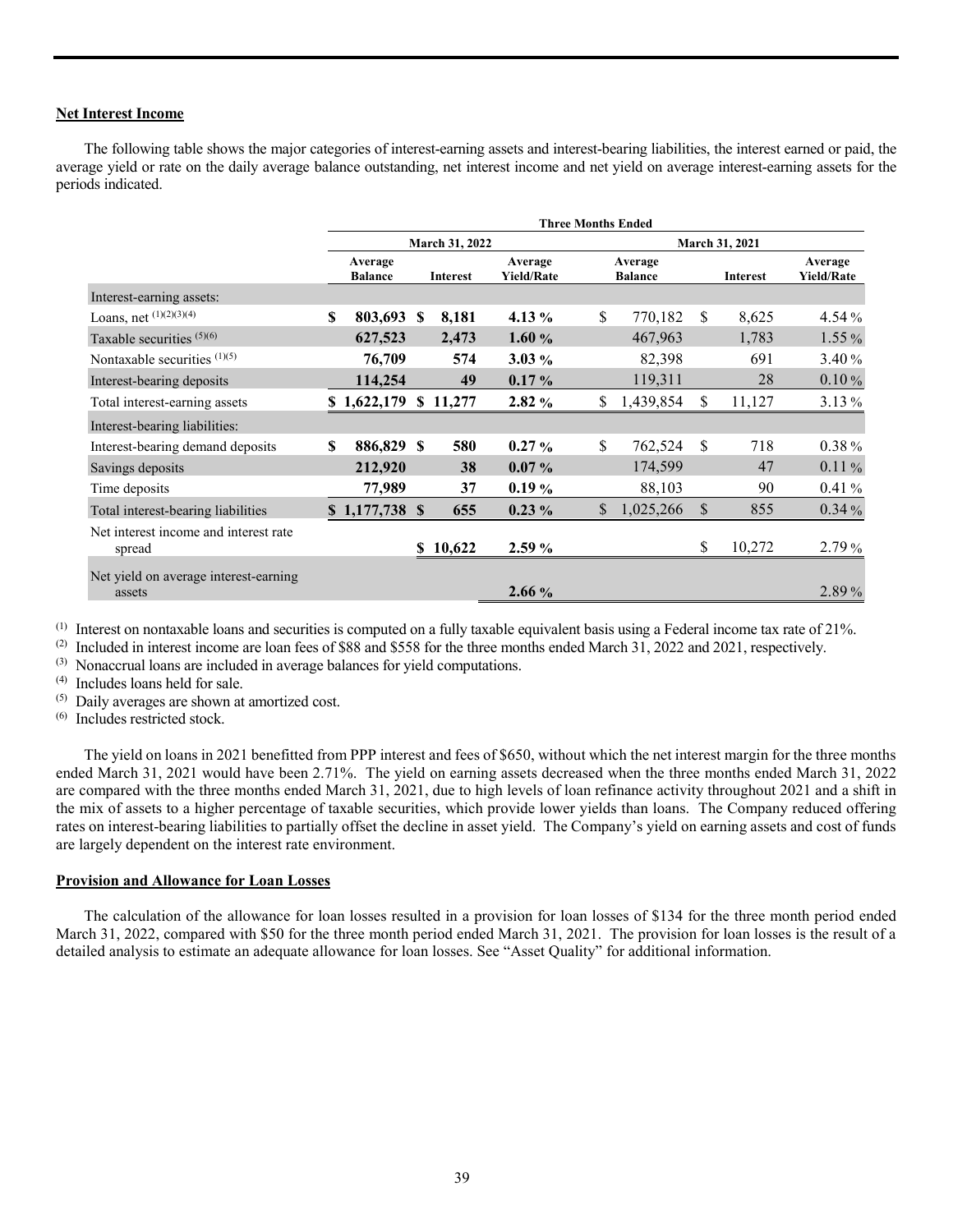## Net Interest Income

The following table shows the major categories of interest-earning assets and interest-bearing liabilities, the interest earned or paid, the average yield or rate on the daily average balance outstanding, net interest income and net yield on average interest-earning assets for the periods indicated.

| | Three Months Ended | | | | | |
|---|---|---|---|---|---|---|
| | March 31, 2022 | | | March 31, 2021 | | |
| | Average Balance | Interest | Average Yield/Rate | Average Balance | Interest | Average Yield/Rate |
| Interest-earning assets: | | | | | | |
| Loans, net [(1)(2)(3)(4)] | **$ 803,693** | **$ 8,181** | **4.13 %** | $ 770,182 | $ 8,625 | 4.54 % |
| Taxable securities [(5)(6)] | **627,523** | **2,473** | **1.60 %** | 467,963 | 1,783 | 1.55 % |
| Nontaxable securities [(1)(5)] | **76,709** | **574** | **3.03 %** | 82,398 | 691 | 3.40 % |
| Interest-bearing deposits | **114,254** | **49** | **0.17 %** | 119,311 | 28 | 0.10 % |
| Total interest-earning assets | **$ 1,622,179** | **$ 11,277** | **2.82 %** | $ 1,439,854 | $ 11,127 | 3.13 % |
| Interest-bearing liabilities: | | | | | | |
| Interest-bearing demand deposits | **$ 886,829** | **$ 580** | **0.27 %** | $ 762,524 | $ 718 | 0.38 % |
| Savings deposits | **212,920** | **38** | **0.07 %** | 174,599 | 47 | 0.11 % |
| Time deposits | **77,989** | **37** | **0.19 %** | 88,103 | 90 | 0.41 % |
| Total interest-bearing liabilities | **$ 1,177,738** | **$ 655** | **0.23 %** | $ 1,025,266 | $ 855 | 0.34 % |
| Net interest income and interest rate spread | | **$ 10,622** | **2.59 %** | | $ 10,272 | 2.79 % |
| Net yield on average interest-earning assets | | | **2.66 %** | | | 2.89 % |

(1) Interest on nontaxable loans and securities is computed on a fully taxable equivalent basis using a Federal income tax rate of 21%.
(2) Included in interest income are loan fees of $88 and $558 for the three months ended March 31, 2022 and 2021, respectively.
(3) Nonaccrual loans are included in average balances for yield computations.
(4) Includes loans held for sale.
(5) Daily averages are shown at amortized cost.
(6) Includes restricted stock.

The yield on loans in 2021 benefitted from PPP interest and fees of $650, without which the net interest margin for the three months ended March 31, 2021 would have been 2.71%. The yield on earning assets decreased when the three months ended March 31, 2022 are compared with the three months ended March 31, 2021, due to high levels of loan refinance activity throughout 2021 and a shift in the mix of assets to a higher percentage of taxable securities, which provide lower yields than loans. The Company reduced offering rates on interest-bearing liabilities to partially offset the decline in asset yield. The Company's yield on earning assets and cost of funds are largely dependent on the interest rate environment.

## Provision and Allowance for Loan Losses

The calculation of the allowance for loan losses resulted in a provision for loan losses of $134 for the three month period ended March 31, 2022, compared with $50 for the three month period ended March 31, 2021. The provision for loan losses is the result of a detailed analysis to estimate an adequate allowance for loan losses. See "Asset Quality" for additional information.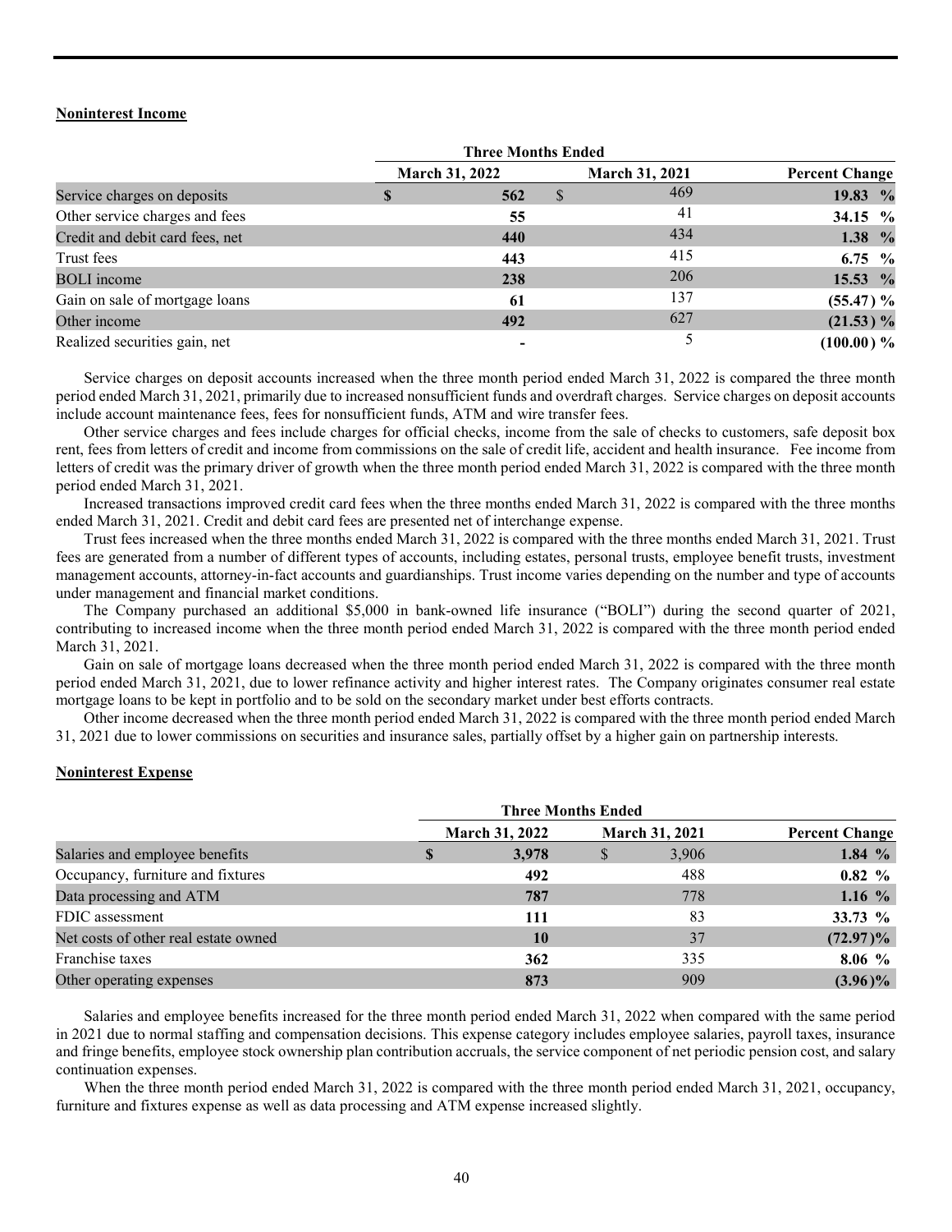**Noninterest Income**

| | Three Months Ended | | |
|---|---|---|---|
| | March 31, 2022 | March 31, 2021 | Percent Change |
| Service charges on deposits | **$ 562** | $ 469 | **19.83 %** |
| Other service charges and fees | **55** | 41 | **34.15 %** |
| Credit and debit card fees, net | **440** | 434 | **1.38 %** |
| Trust fees | **443** | 415 | **6.75 %** |
| BOLI income | **238** | 206 | **15.53 %** |
| Gain on sale of mortgage loans | **61** | 137 | **(55.47 ) %** |
| Other income | **492** | 627 | **(21.53 ) %** |
| Realized securities gain, net | **-** | 5 | **(100.00 ) %** |

Service charges on deposit accounts increased when the three month period ended March 31, 2022 is compared the three month period ended March 31, 2021, primarily due to increased nonsufficient funds and overdraft charges. Service charges on deposit accounts include account maintenance fees, fees for nonsufficient funds, ATM and wire transfer fees.

Other service charges and fees include charges for official checks, income from the sale of checks to customers, safe deposit box rent, fees from letters of credit and income from commissions on the sale of credit life, accident and health insurance. Fee income from letters of credit was the primary driver of growth when the three month period ended March 31, 2022 is compared with the three month period ended March 31, 2021.

Increased transactions improved credit card fees when the three months ended March 31, 2022 is compared with the three months ended March 31, 2021. Credit and debit card fees are presented net of interchange expense.

Trust fees increased when the three months ended March 31, 2022 is compared with the three months ended March 31, 2021. Trust fees are generated from a number of different types of accounts, including estates, personal trusts, employee benefit trusts, investment management accounts, attorney-in-fact accounts and guardianships. Trust income varies depending on the number and type of accounts under management and financial market conditions.

The Company purchased an additional $5,000 in bank-owned life insurance ("BOLI") during the second quarter of 2021, contributing to increased income when the three month period ended March 31, 2022 is compared with the three month period ended March 31, 2021.

Gain on sale of mortgage loans decreased when the three month period ended March 31, 2022 is compared with the three month period ended March 31, 2021, due to lower refinance activity and higher interest rates. The Company originates consumer real estate mortgage loans to be kept in portfolio and to be sold on the secondary market under best efforts contracts.

Other income decreased when the three month period ended March 31, 2022 is compared with the three month period ended March 31, 2021 due to lower commissions on securities and insurance sales, partially offset by a higher gain on partnership interests.

**Noninterest Expense**

| | Three Months Ended | | |
|---|---|---|---|
| | March 31, 2022 | March 31, 2021 | Percent Change |
| Salaries and employee benefits | **$ 3,978** | $ 3,906 | **1.84 %** |
| Occupancy, furniture and fixtures | **492** | 488 | **0.82 %** |
| Data processing and ATM | **787** | 778 | **1.16 %** |
| FDIC assessment | **111** | 83 | **33.73 %** |
| Net costs of other real estate owned | **10** | 37 | **(72.97 )%** |
| Franchise taxes | **362** | 335 | **8.06 %** |
| Other operating expenses | **873** | 909 | **(3.96 )%** |

Salaries and employee benefits increased for the three month period ended March 31, 2022 when compared with the same period in 2021 due to normal staffing and compensation decisions. This expense category includes employee salaries, payroll taxes, insurance and fringe benefits, employee stock ownership plan contribution accruals, the service component of net periodic pension cost, and salary continuation expenses.

When the three month period ended March 31, 2022 is compared with the three month period ended March 31, 2021, occupancy, furniture and fixtures expense as well as data processing and ATM expense increased slightly.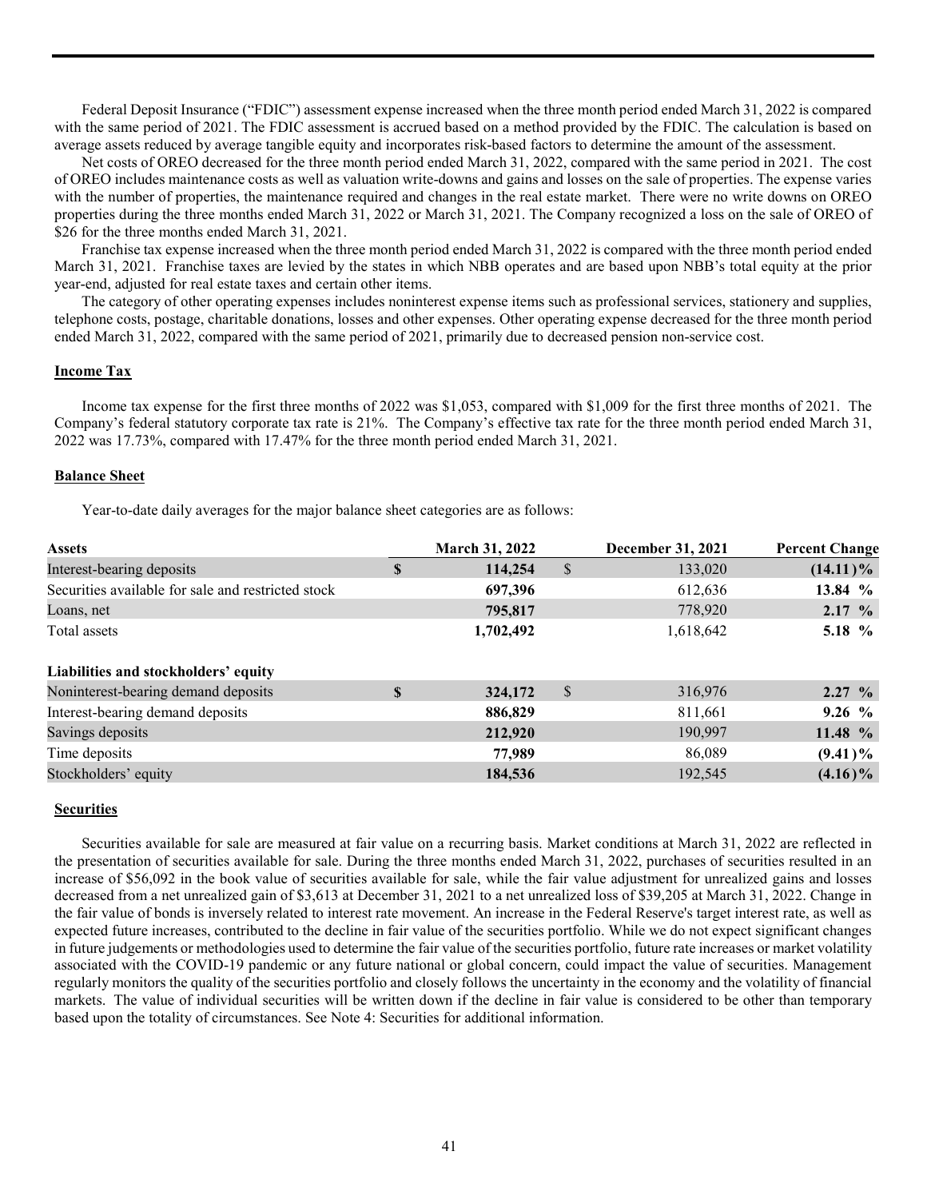Federal Deposit Insurance ("FDIC") assessment expense increased when the three month period ended March 31, 2022 is compared with the same period of 2021. The FDIC assessment is accrued based on a method provided by the FDIC. The calculation is based on average assets reduced by average tangible equity and incorporates risk-based factors to determine the amount of the assessment.

Net costs of OREO decreased for the three month period ended March 31, 2022, compared with the same period in 2021. The cost of OREO includes maintenance costs as well as valuation write-downs and gains and losses on the sale of properties. The expense varies with the number of properties, the maintenance required and changes in the real estate market. There were no write downs on OREO properties during the three months ended March 31, 2022 or March 31, 2021. The Company recognized a loss on the sale of OREO of $26 for the three months ended March 31, 2021.

Franchise tax expense increased when the three month period ended March 31, 2022 is compared with the three month period ended March 31, 2021. Franchise taxes are levied by the states in which NBB operates and are based upon NBB's total equity at the prior year-end, adjusted for real estate taxes and certain other items.

The category of other operating expenses includes noninterest expense items such as professional services, stationery and supplies, telephone costs, postage, charitable donations, losses and other expenses. Other operating expense decreased for the three month period ended March 31, 2022, compared with the same period of 2021, primarily due to decreased pension non-service cost.

## Income Tax

Income tax expense for the first three months of 2022 was $1,053, compared with $1,009 for the first three months of 2021. The Company's federal statutory corporate tax rate is 21%. The Company's effective tax rate for the three month period ended March 31, 2022 was 17.73%, compared with 17.47% for the three month period ended March 31, 2021.

## Balance Sheet

Year-to-date daily averages for the major balance sheet categories are as follows:

| **Assets** | **March 31, 2022** | **December 31, 2021** | **Percent Change** |
|---|---|---|---|
| Interest-bearing deposits | **$ 114,254** | $ 133,020 | **(14.11)%** |
| Securities available for sale and restricted stock | **697,396** | 612,636 | **13.84 %** |
| Loans, net | **795,817** | 778,920 | **2.17 %** |
| Total assets | **1,702,492** | 1,618,642 | **5.18 %** |
| **Liabilities and stockholders' equity** | | | |
| Noninterest-bearing demand deposits | **$ 324,172** | $ 316,976 | **2.27 %** |
| Interest-bearing demand deposits | **886,829** | 811,661 | **9.26 %** |
| Savings deposits | **212,920** | 190,997 | **11.48 %** |
| Time deposits | **77,989** | 86,089 | **(9.41)%** |
| Stockholders' equity | **184,536** | 192,545 | **(4.16)%** |

## Securities

Securities available for sale are measured at fair value on a recurring basis. Market conditions at March 31, 2022 are reflected in the presentation of securities available for sale. During the three months ended March 31, 2022, purchases of securities resulted in an increase of $56,092 in the book value of securities available for sale, while the fair value adjustment for unrealized gains and losses decreased from a net unrealized gain of $3,613 at December 31, 2021 to a net unrealized loss of $39,205 at March 31, 2022. Change in the fair value of bonds is inversely related to interest rate movement. An increase in the Federal Reserve's target interest rate, as well as expected future increases, contributed to the decline in fair value of the securities portfolio. While we do not expect significant changes in future judgements or methodologies used to determine the fair value of the securities portfolio, future rate increases or market volatility associated with the COVID-19 pandemic or any future national or global concern, could impact the value of securities. Management regularly monitors the quality of the securities portfolio and closely follows the uncertainty in the economy and the volatility of financial markets. The value of individual securities will be written down if the decline in fair value is considered to be other than temporary based upon the totality of circumstances. See Note 4: Securities for additional information.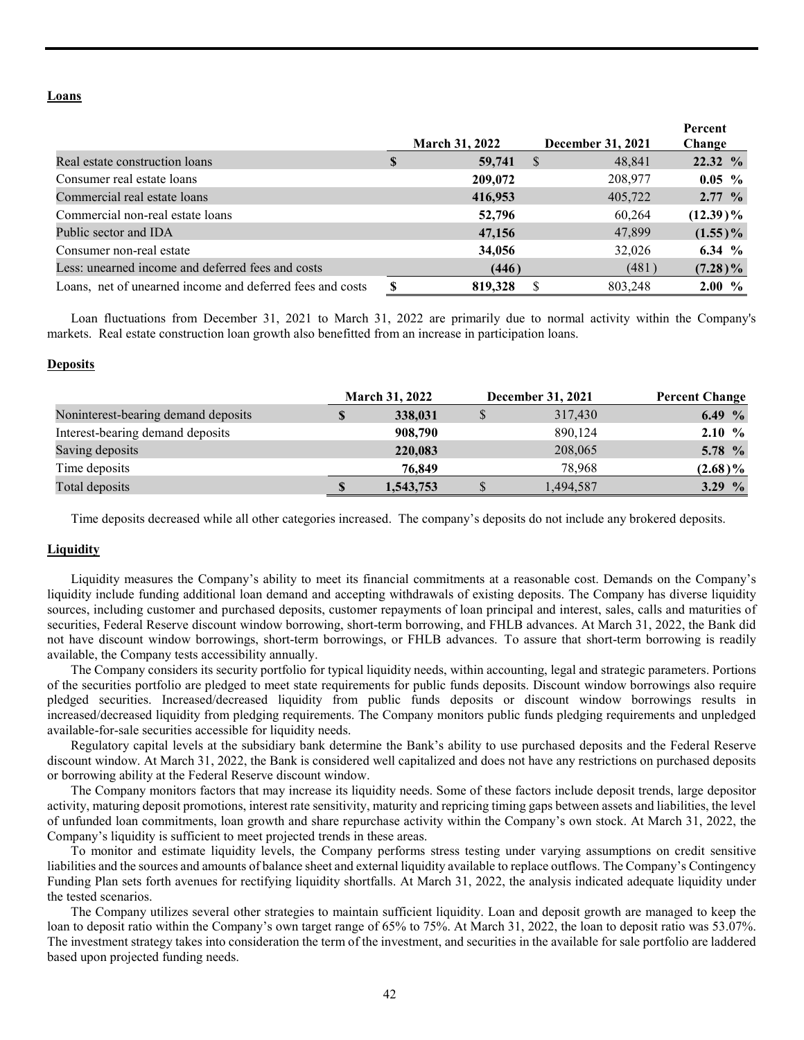## Loans

| | March 31, 2022 | December 31, 2021 | Percent Change |
|---|---|---|---|
| Real estate construction loans | **$ 59,741** | $ 48,841 | **22.32 %** |
| Consumer real estate loans | **209,072** | 208,977 | **0.05 %** |
| Commercial real estate loans | **416,953** | 405,722 | **2.77 %** |
| Commercial non-real estate loans | **52,796** | 60,264 | **(12.39)%** |
| Public sector and IDA | **47,156** | 47,899 | **(1.55)%** |
| Consumer non-real estate | **34,056** | 32,026 | **6.34 %** |
| Less: unearned income and deferred fees and costs | **(446)** | (481) | **(7.28)%** |
| Loans, net of unearned income and deferred fees and costs | **$ 819,328** | $ 803,248 | **2.00 %** |

Loan fluctuations from December 31, 2021 to March 31, 2022 are primarily due to normal activity within the Company's markets. Real estate construction loan growth also benefitted from an increase in participation loans.

## Deposits

| | March 31, 2022 | December 31, 2021 | Percent Change |
|---|---|---|---|
| Noninterest-bearing demand deposits | **$ 338,031** | $ 317,430 | **6.49 %** |
| Interest-bearing demand deposits | **908,790** | 890,124 | **2.10 %** |
| Saving deposits | **220,083** | 208,065 | **5.78 %** |
| Time deposits | **76,849** | 78,968 | **(2.68)%** |
| Total deposits | **$ 1,543,753** | $ 1,494,587 | **3.29 %** |

Time deposits decreased while all other categories increased. The company's deposits do not include any brokered deposits.

## Liquidity

Liquidity measures the Company's ability to meet its financial commitments at a reasonable cost. Demands on the Company's liquidity include funding additional loan demand and accepting withdrawals of existing deposits. The Company has diverse liquidity sources, including customer and purchased deposits, customer repayments of loan principal and interest, sales, calls and maturities of securities, Federal Reserve discount window borrowing, short-term borrowing, and FHLB advances. At March 31, 2022, the Bank did not have discount window borrowings, short-term borrowings, or FHLB advances. To assure that short-term borrowing is readily available, the Company tests accessibility annually.

The Company considers its security portfolio for typical liquidity needs, within accounting, legal and strategic parameters. Portions of the securities portfolio are pledged to meet state requirements for public funds deposits. Discount window borrowings also require pledged securities. Increased/decreased liquidity from public funds deposits or discount window borrowings results in increased/decreased liquidity from pledging requirements. The Company monitors public funds pledging requirements and unpledged available-for-sale securities accessible for liquidity needs.

Regulatory capital levels at the subsidiary bank determine the Bank's ability to use purchased deposits and the Federal Reserve discount window. At March 31, 2022, the Bank is considered well capitalized and does not have any restrictions on purchased deposits or borrowing ability at the Federal Reserve discount window.

The Company monitors factors that may increase its liquidity needs. Some of these factors include deposit trends, large depositor activity, maturing deposit promotions, interest rate sensitivity, maturity and repricing timing gaps between assets and liabilities, the level of unfunded loan commitments, loan growth and share repurchase activity within the Company's own stock. At March 31, 2022, the Company's liquidity is sufficient to meet projected trends in these areas.

To monitor and estimate liquidity levels, the Company performs stress testing under varying assumptions on credit sensitive liabilities and the sources and amounts of balance sheet and external liquidity available to replace outflows. The Company's Contingency Funding Plan sets forth avenues for rectifying liquidity shortfalls. At March 31, 2022, the analysis indicated adequate liquidity under the tested scenarios.

The Company utilizes several other strategies to maintain sufficient liquidity. Loan and deposit growth are managed to keep the loan to deposit ratio within the Company's own target range of 65% to 75%. At March 31, 2022, the loan to deposit ratio was 53.07%. The investment strategy takes into consideration the term of the investment, and securities in the available for sale portfolio are laddered based upon projected funding needs.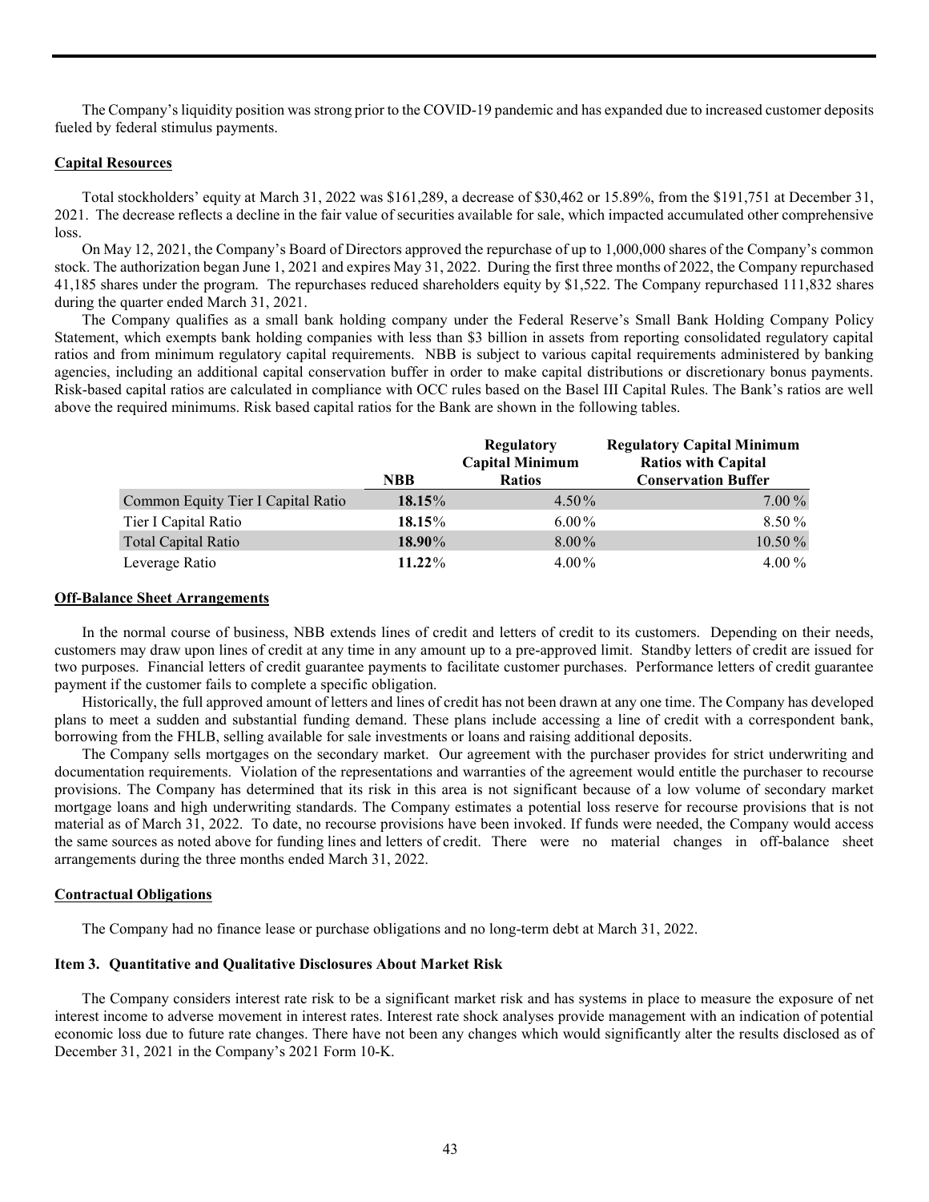The Company's liquidity position was strong prior to the COVID-19 pandemic and has expanded due to increased customer deposits fueled by federal stimulus payments.

**Capital Resources**

Total stockholders' equity at March 31, 2022 was $161,289, a decrease of $30,462 or 15.89%, from the $191,751 at December 31, 2021. The decrease reflects a decline in the fair value of securities available for sale, which impacted accumulated other comprehensive loss.

On May 12, 2021, the Company's Board of Directors approved the repurchase of up to 1,000,000 shares of the Company's common stock. The authorization began June 1, 2021 and expires May 31, 2022. During the first three months of 2022, the Company repurchased 41,185 shares under the program. The repurchases reduced shareholders equity by $1,522. The Company repurchased 111,832 shares during the quarter ended March 31, 2021.

The Company qualifies as a small bank holding company under the Federal Reserve's Small Bank Holding Company Policy Statement, which exempts bank holding companies with less than $3 billion in assets from reporting consolidated regulatory capital ratios and from minimum regulatory capital requirements. NBB is subject to various capital requirements administered by banking agencies, including an additional capital conservation buffer in order to make capital distributions or discretionary bonus payments. Risk-based capital ratios are calculated in compliance with OCC rules based on the Basel III Capital Rules. The Bank's ratios are well above the required minimums. Risk based capital ratios for the Bank are shown in the following tables.

| | NBB | Regulatory Capital Minimum Ratios | Regulatory Capital Minimum Ratios with Capital Conservation Buffer |
|---|---|---|---|
| Common Equity Tier I Capital Ratio | **18.15**% | 4.50% | 7.00% |
| Tier I Capital Ratio | **18.15**% | 6.00% | 8.50% |
| Total Capital Ratio | **18.90**% | 8.00% | 10.50% |
| Leverage Ratio | **11.22**% | 4.00% | 4.00% |

**Off-Balance Sheet Arrangements**

In the normal course of business, NBB extends lines of credit and letters of credit to its customers. Depending on their needs, customers may draw upon lines of credit at any time in any amount up to a pre-approved limit. Standby letters of credit are issued for two purposes. Financial letters of credit guarantee payments to facilitate customer purchases. Performance letters of credit guarantee payment if the customer fails to complete a specific obligation.

Historically, the full approved amount of letters and lines of credit has not been drawn at any one time. The Company has developed plans to meet a sudden and substantial funding demand. These plans include accessing a line of credit with a correspondent bank, borrowing from the FHLB, selling available for sale investments or loans and raising additional deposits.

The Company sells mortgages on the secondary market. Our agreement with the purchaser provides for strict underwriting and documentation requirements. Violation of the representations and warranties of the agreement would entitle the purchaser to recourse provisions. The Company has determined that its risk in this area is not significant because of a low volume of secondary market mortgage loans and high underwriting standards. The Company estimates a potential loss reserve for recourse provisions that is not material as of March 31, 2022. To date, no recourse provisions have been invoked. If funds were needed, the Company would access the same sources as noted above for funding lines and letters of credit. There were no material changes in off-balance sheet arrangements during the three months ended March 31, 2022.

**Contractual Obligations**

The Company had no finance lease or purchase obligations and no long-term debt at March 31, 2022.

**Item 3. Quantitative and Qualitative Disclosures About Market Risk**

The Company considers interest rate risk to be a significant market risk and has systems in place to measure the exposure of net interest income to adverse movement in interest rates. Interest rate shock analyses provide management with an indication of potential economic loss due to future rate changes. There have not been any changes which would significantly alter the results disclosed as of December 31, 2021 in the Company's 2021 Form 10-K.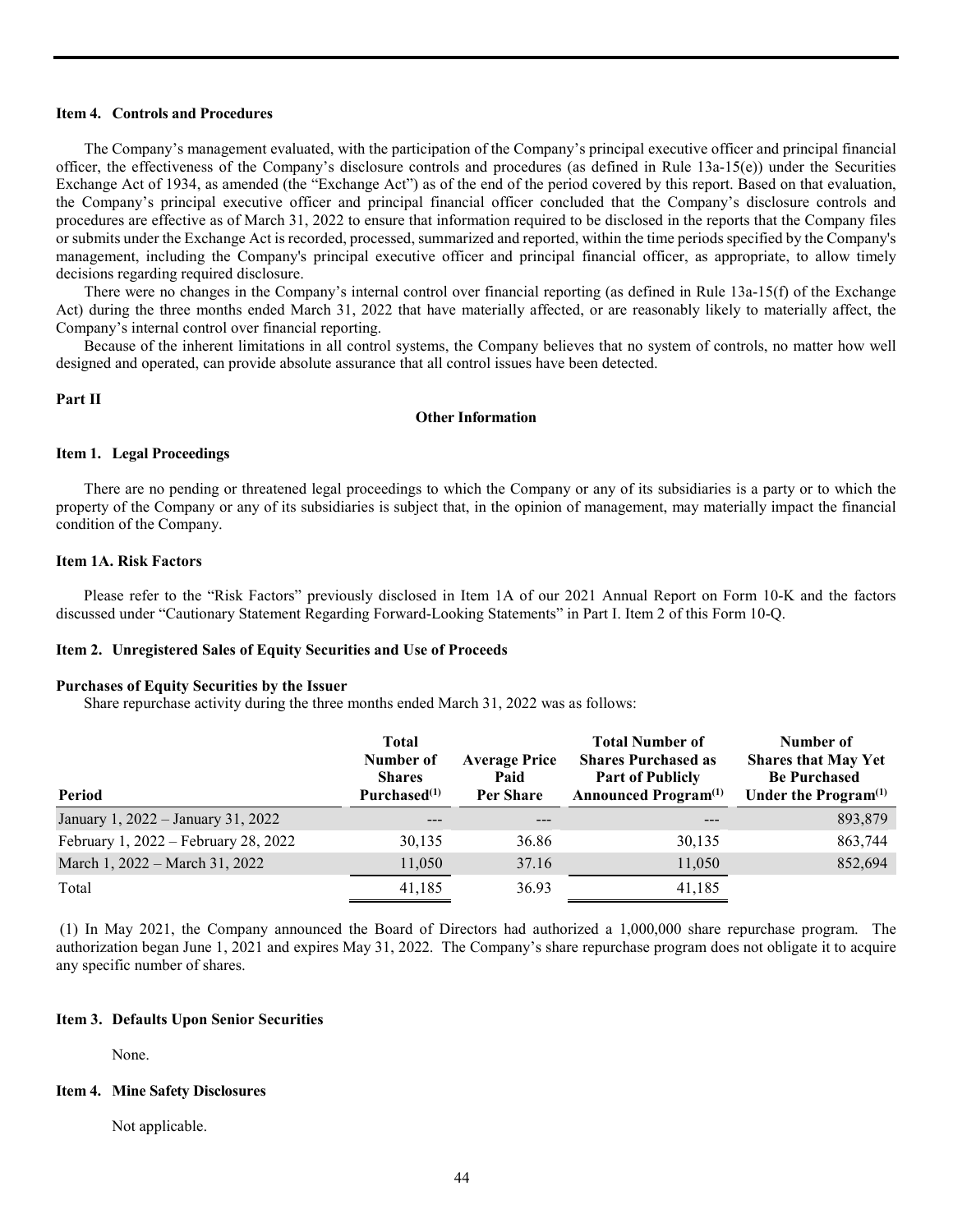### Item 4. Controls and Procedures

The Company's management evaluated, with the participation of the Company's principal executive officer and principal financial officer, the effectiveness of the Company's disclosure controls and procedures (as defined in Rule 13a-15(e)) under the Securities Exchange Act of 1934, as amended (the "Exchange Act") as of the end of the period covered by this report. Based on that evaluation, the Company's principal executive officer and principal financial officer concluded that the Company's disclosure controls and procedures are effective as of March 31, 2022 to ensure that information required to be disclosed in the reports that the Company files or submits under the Exchange Act is recorded, processed, summarized and reported, within the time periods specified by the Company's management, including the Company's principal executive officer and principal financial officer, as appropriate, to allow timely decisions regarding required disclosure.

There were no changes in the Company's internal control over financial reporting (as defined in Rule 13a-15(f) of the Exchange Act) during the three months ended March 31, 2022 that have materially affected, or are reasonably likely to materially affect, the Company's internal control over financial reporting.

Because of the inherent limitations in all control systems, the Company believes that no system of controls, no matter how well designed and operated, can provide absolute assurance that all control issues have been detected.

## Part II

## Other Information

### Item 1. Legal Proceedings

There are no pending or threatened legal proceedings to which the Company or any of its subsidiaries is a party or to which the property of the Company or any of its subsidiaries is subject that, in the opinion of management, may materially impact the financial condition of the Company.

### Item 1A. Risk Factors

Please refer to the "Risk Factors" previously disclosed in Item 1A of our 2021 Annual Report on Form 10-K and the factors discussed under "Cautionary Statement Regarding Forward-Looking Statements" in Part I. Item 2 of this Form 10-Q.

### Item 2. Unregistered Sales of Equity Securities and Use of Proceeds

**Purchases of Equity Securities by the Issuer**

Share repurchase activity during the three months ended March 31, 2022 was as follows:

| Period | Total Number of Shares Purchased(1) | Average Price Paid Per Share | Total Number of Shares Purchased as Part of Publicly Announced Program(1) | Number of Shares that May Yet Be Purchased Under the Program(1) |
|---|---|---|---|---|
| January 1, 2022 – January 31, 2022 | --- | --- | --- | 893,879 |
| February 1, 2022 – February 28, 2022 | 30,135 | 36.86 | 30,135 | 863,744 |
| March 1, 2022 – March 31, 2022 | 11,050 | 37.16 | 11,050 | 852,694 |
| Total | 41,185 | 36.93 | 41,185 | |

(1) In May 2021, the Company announced the Board of Directors had authorized a 1,000,000 share repurchase program. The authorization began June 1, 2021 and expires May 31, 2022. The Company's share repurchase program does not obligate it to acquire any specific number of shares.

### Item 3. Defaults Upon Senior Securities

None.

### Item 4. Mine Safety Disclosures

Not applicable.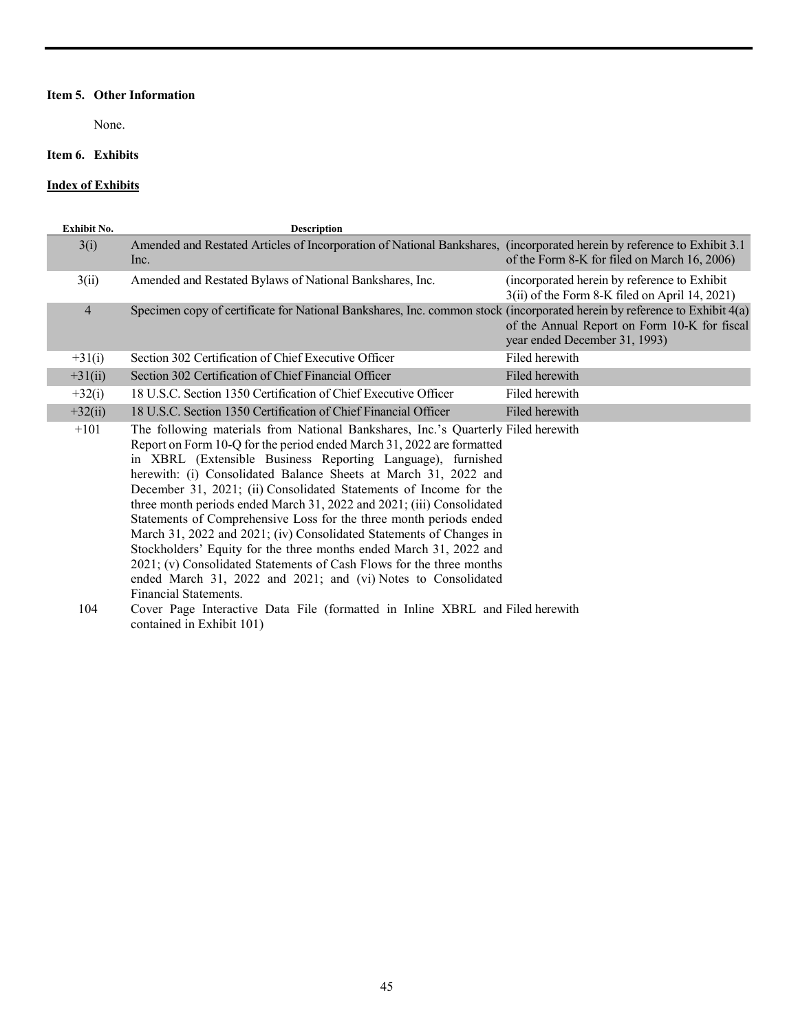**Item 5. Other Information**

None.

**Item 6. Exhibits**

**Index of Exhibits**

| Exhibit No. | Description | |
|---|---|---|
| 3(i) | Amended and Restated Articles of Incorporation of National Bankshares, Inc. | (incorporated herein by reference to Exhibit 3.1 of the Form 8-K for filed on March 16, 2006) |
| 3(ii) | Amended and Restated Bylaws of National Bankshares, Inc. | (incorporated herein by reference to Exhibit 3(ii) of the Form 8-K filed on April 14, 2021) |
| 4 | Specimen copy of certificate for National Bankshares, Inc. common stock | (incorporated herein by reference to Exhibit 4(a) of the Annual Report on Form 10-K for fiscal year ended December 31, 1993) |
| +31(i) | Section 302 Certification of Chief Executive Officer | Filed herewith |
| +31(ii) | Section 302 Certification of Chief Financial Officer | Filed herewith |
| +32(i) | 18 U.S.C. Section 1350 Certification of Chief Executive Officer | Filed herewith |
| +32(ii) | 18 U.S.C. Section 1350 Certification of Chief Financial Officer | Filed herewith |
| +101 | The following materials from National Bankshares, Inc.'s Quarterly Report on Form 10-Q for the period ended March 31, 2022 are formatted in XBRL (Extensible Business Reporting Language), furnished herewith: (i) Consolidated Balance Sheets at March 31, 2022 and December 31, 2021; (ii) Consolidated Statements of Income for the three month periods ended March 31, 2022 and 2021; (iii) Consolidated Statements of Comprehensive Loss for the three month periods ended March 31, 2022 and 2021; (iv) Consolidated Statements of Changes in Stockholders' Equity for the three months ended March 31, 2022 and 2021; (v) Consolidated Statements of Cash Flows for the three months ended March 31, 2022 and 2021; and (vi) Notes to Consolidated Financial Statements. | Filed herewith |
| 104 | Cover Page Interactive Data File (formatted in Inline XBRL and contained in Exhibit 101) | Filed herewith |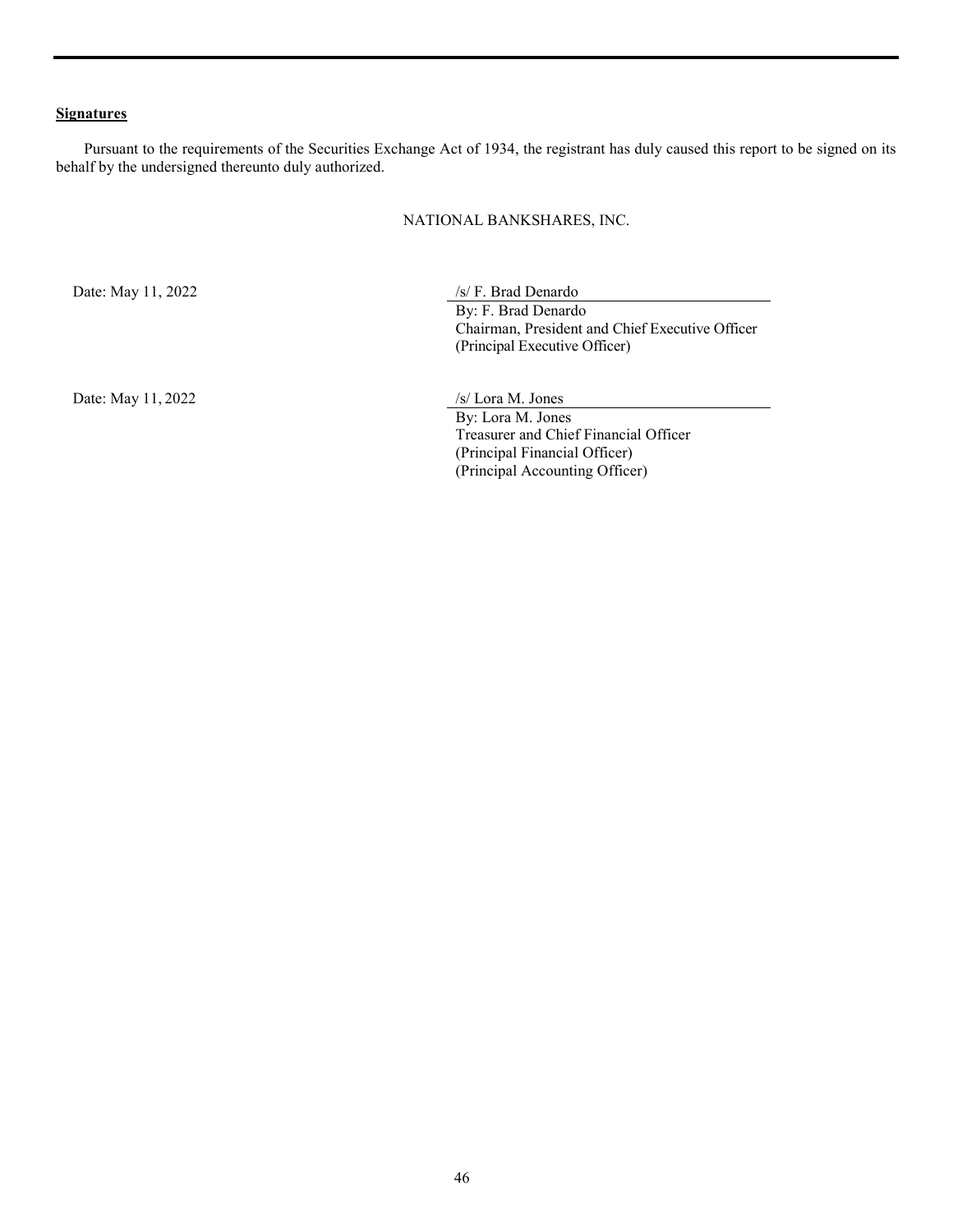**Signatures**

Pursuant to the requirements of the Securities Exchange Act of 1934, the registrant has duly caused this report to be signed on its behalf by the undersigned thereunto duly authorized.

NATIONAL BANKSHARES, INC.

Date: May 11, 2022

/s/ F. Brad Denardo
By: F. Brad Denardo
Chairman, President and Chief Executive Officer
(Principal Executive Officer)

Date: May 11, 2022

/s/ Lora M. Jones
By: Lora M. Jones
Treasurer and Chief Financial Officer
(Principal Financial Officer)
(Principal Accounting Officer)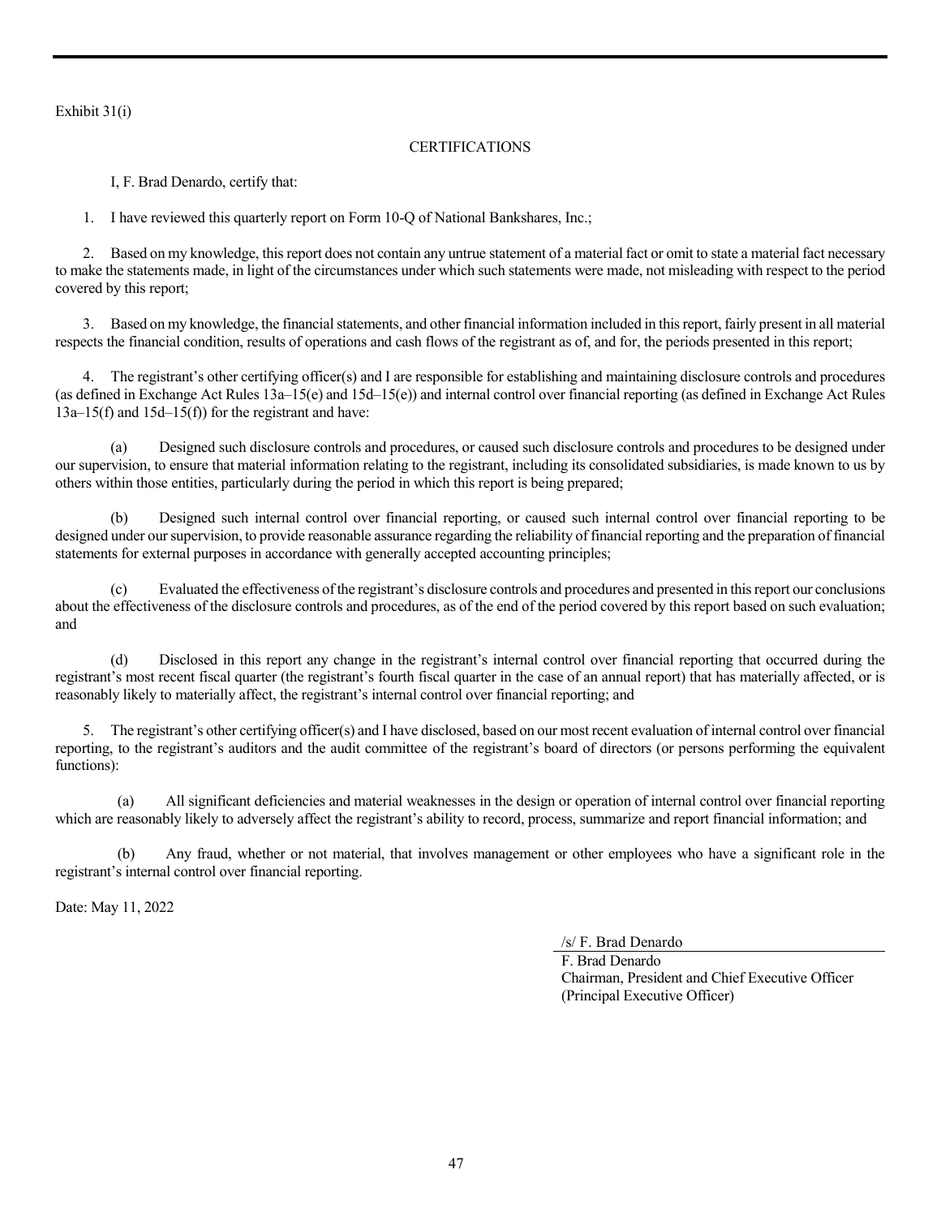Exhibit 31(i)

CERTIFICATIONS

I, F. Brad Denardo, certify that:

1. I have reviewed this quarterly report on Form 10-Q of National Bankshares, Inc.;

2. Based on my knowledge, this report does not contain any untrue statement of a material fact or omit to state a material fact necessary to make the statements made, in light of the circumstances under which such statements were made, not misleading with respect to the period covered by this report;

3. Based on my knowledge, the financial statements, and other financial information included in this report, fairly present in all material respects the financial condition, results of operations and cash flows of the registrant as of, and for, the periods presented in this report;

4. The registrant's other certifying officer(s) and I are responsible for establishing and maintaining disclosure controls and procedures (as defined in Exchange Act Rules 13a–15(e) and 15d–15(e)) and internal control over financial reporting (as defined in Exchange Act Rules 13a–15(f) and 15d–15(f)) for the registrant and have:

(a) Designed such disclosure controls and procedures, or caused such disclosure controls and procedures to be designed under our supervision, to ensure that material information relating to the registrant, including its consolidated subsidiaries, is made known to us by others within those entities, particularly during the period in which this report is being prepared;

(b) Designed such internal control over financial reporting, or caused such internal control over financial reporting to be designed under our supervision, to provide reasonable assurance regarding the reliability of financial reporting and the preparation of financial statements for external purposes in accordance with generally accepted accounting principles;

(c) Evaluated the effectiveness of the registrant's disclosure controls and procedures and presented in this report our conclusions about the effectiveness of the disclosure controls and procedures, as of the end of the period covered by this report based on such evaluation; and

(d) Disclosed in this report any change in the registrant's internal control over financial reporting that occurred during the registrant's most recent fiscal quarter (the registrant's fourth fiscal quarter in the case of an annual report) that has materially affected, or is reasonably likely to materially affect, the registrant's internal control over financial reporting; and

5. The registrant's other certifying officer(s) and I have disclosed, based on our most recent evaluation of internal control over financial reporting, to the registrant's auditors and the audit committee of the registrant's board of directors (or persons performing the equivalent functions):

(a) All significant deficiencies and material weaknesses in the design or operation of internal control over financial reporting which are reasonably likely to adversely affect the registrant's ability to record, process, summarize and report financial information; and

(b) Any fraud, whether or not material, that involves management or other employees who have a significant role in the registrant's internal control over financial reporting.

Date: May 11, 2022

/s/ F. Brad Denardo
F. Brad Denardo
Chairman, President and Chief Executive Officer
(Principal Executive Officer)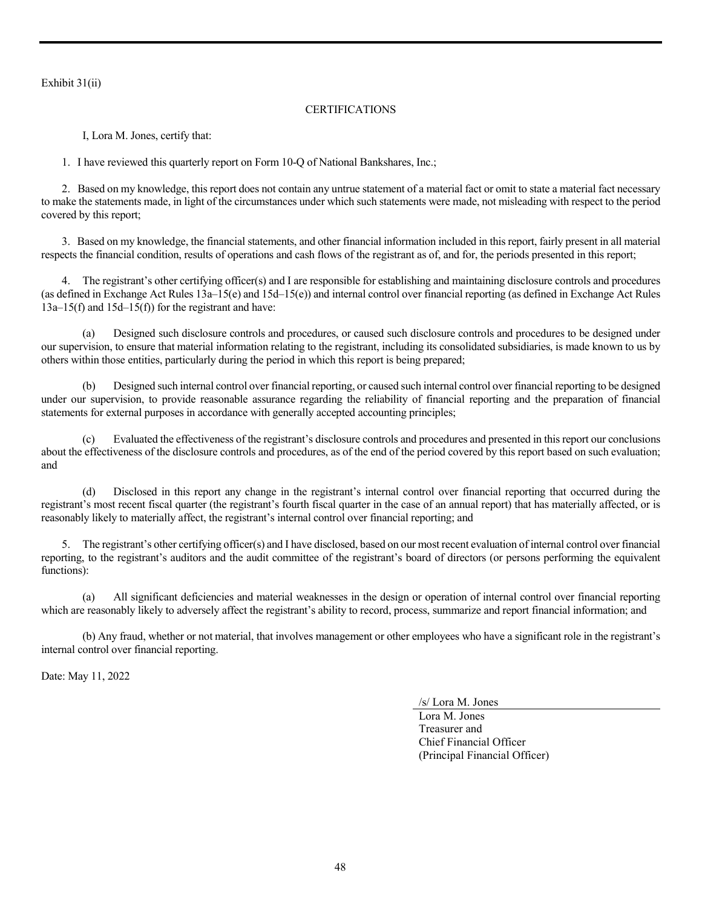Exhibit 31(ii)

CERTIFICATIONS

I, Lora M. Jones, certify that:

1. I have reviewed this quarterly report on Form 10-Q of National Bankshares, Inc.;

2. Based on my knowledge, this report does not contain any untrue statement of a material fact or omit to state a material fact necessary to make the statements made, in light of the circumstances under which such statements were made, not misleading with respect to the period covered by this report;

3. Based on my knowledge, the financial statements, and other financial information included in this report, fairly present in all material respects the financial condition, results of operations and cash flows of the registrant as of, and for, the periods presented in this report;

4. The registrant's other certifying officer(s) and I are responsible for establishing and maintaining disclosure controls and procedures (as defined in Exchange Act Rules 13a–15(e) and 15d–15(e)) and internal control over financial reporting (as defined in Exchange Act Rules 13a–15(f) and 15d–15(f)) for the registrant and have:

(a) Designed such disclosure controls and procedures, or caused such disclosure controls and procedures to be designed under our supervision, to ensure that material information relating to the registrant, including its consolidated subsidiaries, is made known to us by others within those entities, particularly during the period in which this report is being prepared;

(b) Designed such internal control over financial reporting, or caused such internal control over financial reporting to be designed under our supervision, to provide reasonable assurance regarding the reliability of financial reporting and the preparation of financial statements for external purposes in accordance with generally accepted accounting principles;

(c) Evaluated the effectiveness of the registrant's disclosure controls and procedures and presented in this report our conclusions about the effectiveness of the disclosure controls and procedures, as of the end of the period covered by this report based on such evaluation; and

(d) Disclosed in this report any change in the registrant's internal control over financial reporting that occurred during the registrant's most recent fiscal quarter (the registrant's fourth fiscal quarter in the case of an annual report) that has materially affected, or is reasonably likely to materially affect, the registrant's internal control over financial reporting; and

5. The registrant's other certifying officer(s) and I have disclosed, based on our most recent evaluation of internal control over financial reporting, to the registrant's auditors and the audit committee of the registrant's board of directors (or persons performing the equivalent functions):

(a) All significant deficiencies and material weaknesses in the design or operation of internal control over financial reporting which are reasonably likely to adversely affect the registrant's ability to record, process, summarize and report financial information; and

(b) Any fraud, whether or not material, that involves management or other employees who have a significant role in the registrant's internal control over financial reporting.

Date: May 11, 2022

/s/ Lora M. Jones

Lora M. Jones
Treasurer and
Chief Financial Officer
(Principal Financial Officer)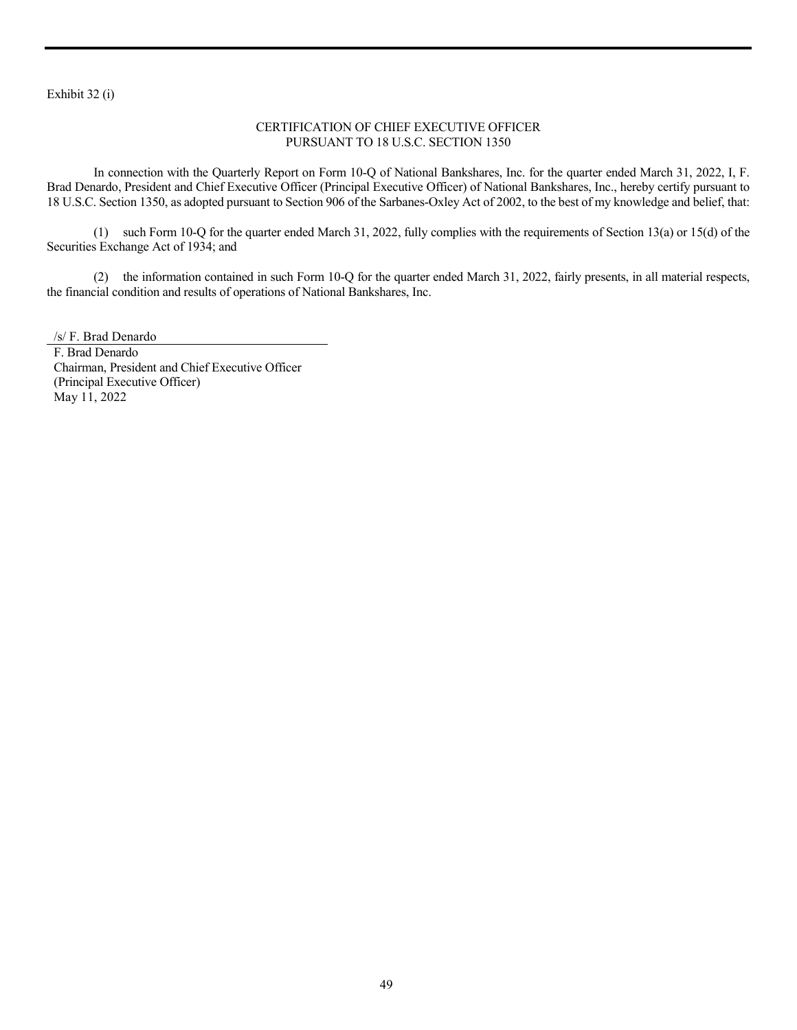Exhibit 32 (i)

## CERTIFICATION OF CHIEF EXECUTIVE OFFICER
## PURSUANT TO 18 U.S.C. SECTION 1350

In connection with the Quarterly Report on Form 10-Q of National Bankshares, Inc. for the quarter ended March 31, 2022, I, F. Brad Denardo, President and Chief Executive Officer (Principal Executive Officer) of National Bankshares, Inc., hereby certify pursuant to 18 U.S.C. Section 1350, as adopted pursuant to Section 906 of the Sarbanes-Oxley Act of 2002, to the best of my knowledge and belief, that:

(1) such Form 10-Q for the quarter ended March 31, 2022, fully complies with the requirements of Section 13(a) or 15(d) of the Securities Exchange Act of 1934; and

(2) the information contained in such Form 10-Q for the quarter ended March 31, 2022, fairly presents, in all material respects, the financial condition and results of operations of National Bankshares, Inc.

/s/ F. Brad Denardo

F. Brad Denardo
Chairman, President and Chief Executive Officer
(Principal Executive Officer)
May 11, 2022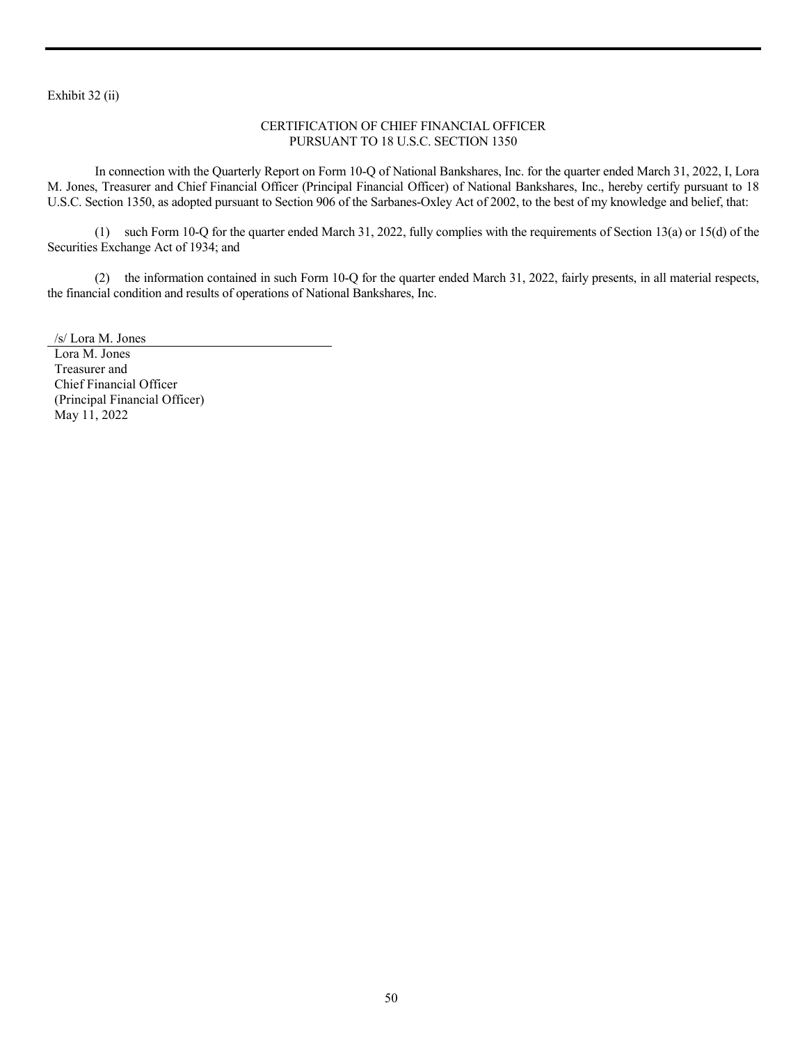Exhibit 32 (ii)

## CERTIFICATION OF CHIEF FINANCIAL OFFICER
## PURSUANT TO 18 U.S.C. SECTION 1350

In connection with the Quarterly Report on Form 10-Q of National Bankshares, Inc. for the quarter ended March 31, 2022, I, Lora M. Jones, Treasurer and Chief Financial Officer (Principal Financial Officer) of National Bankshares, Inc., hereby certify pursuant to 18 U.S.C. Section 1350, as adopted pursuant to Section 906 of the Sarbanes-Oxley Act of 2002, to the best of my knowledge and belief, that:

(1) such Form 10-Q for the quarter ended March 31, 2022, fully complies with the requirements of Section 13(a) or 15(d) of the Securities Exchange Act of 1934; and

(2) the information contained in such Form 10-Q for the quarter ended March 31, 2022, fairly presents, in all material respects, the financial condition and results of operations of National Bankshares, Inc.

/s/ Lora M. Jones

Lora M. Jones
Treasurer and
Chief Financial Officer
(Principal Financial Officer)
May 11, 2022